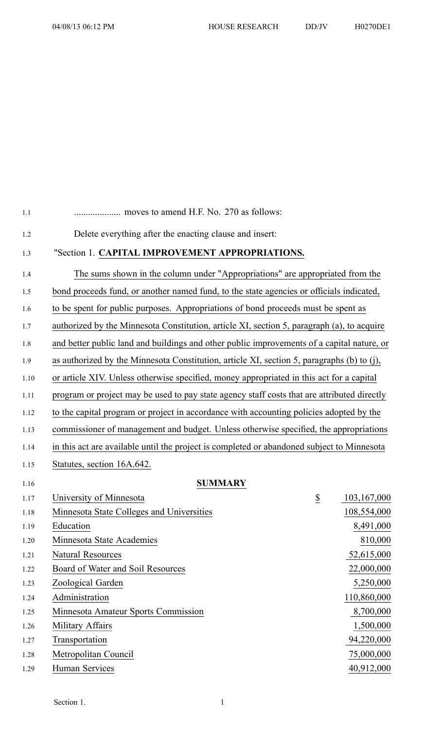.................... moves to amend H.F. No. 270 as follows:

Delete everything after the enacting clause and insert:

"Section 1. **CAPITAL IMPROVEMENT APPROPRIATIONS.**

The sums shown in the column under "Appropriations" are appropriated from the bond proceeds fund, or another named fund, to the state agencies or officials indicated, to be spent for public purposes. Appropriations of bond proceeds must be spent as authorized by the Minnesota Constitution, article XI, section 5, paragraph (a), to acquire and better public land and buildings and other public improvements of a capital nature, or as authorized by the Minnesota Constitution, article XI, section 5, paragraphs (b) to (j), or article XIV. Unless otherwise specified, money appropriated in this act for a capital program or project may be used to pay state agency staff costs that are attributed directly to the capital program or project in accordance with accounting policies adopted by the commissioner of management and budget. Unless otherwise specified, the appropriations in this act are available until the project is completed or abandoned subject to Minnesota Statutes, section 16A.642.

**SUMMARY**

| | | |
|---|---|---|
| University of Minnesota | $ | 103,167,000 |
| Minnesota State Colleges and Universities | | 108,554,000 |
| Education | | 8,491,000 |
| Minnesota State Academies | | 810,000 |
| Natural Resources | | 52,615,000 |
| Board of Water and Soil Resources | | 22,000,000 |
| Zoological Garden | | 5,250,000 |
| Administration | | 110,860,000 |
| Minnesota Amateur Sports Commission | | 8,700,000 |
| Military Affairs | | 1,500,000 |
| Transportation | | 94,220,000 |
| Metropolitan Council | | 75,000,000 |
| Human Services | | 40,912,000 |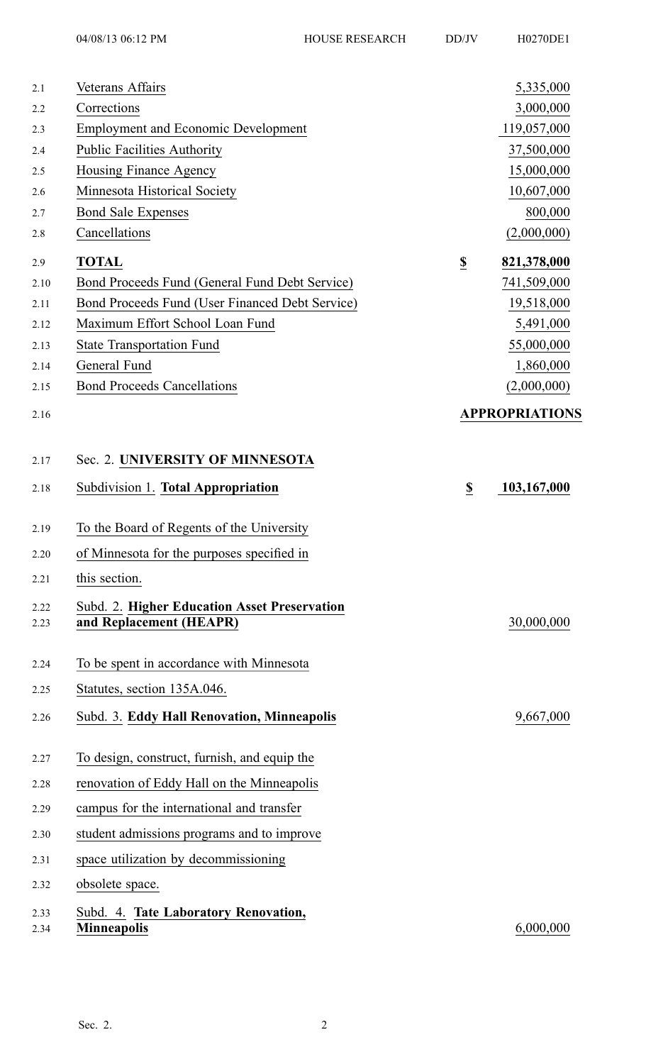| | |
|---|---|
| Veterans Affairs | 5,335,000 |
| Corrections | 3,000,000 |
| Employment and Economic Development | 119,057,000 |
| Public Facilities Authority | 37,500,000 |
| Housing Finance Agency | 15,000,000 |
| Minnesota Historical Society | 10,607,000 |
| Bond Sale Expenses | 800,000 |
| Cancellations | (2,000,000) |
| **TOTAL** | **$ 821,378,000** |
| Bond Proceeds Fund (General Fund Debt Service) | 741,509,000 |
| Bond Proceeds Fund (User Financed Debt Service) | 19,518,000 |
| Maximum Effort School Loan Fund | 5,491,000 |
| State Transportation Fund | 55,000,000 |
| General Fund | 1,860,000 |
| Bond Proceeds Cancellations | (2,000,000) |

**APPROPRIATIONS**

Sec. 2. **UNIVERSITY OF MINNESOTA**

Subdivision 1. **Total Appropriation** **$ 103,167,000**

To the Board of Regents of the University of Minnesota for the purposes specified in this section.

Subd. 2. **Higher Education Asset Preservation and Replacement (HEAPR)** 30,000,000

To be spent in accordance with Minnesota Statutes, section 135A.046.

Subd. 3. **Eddy Hall Renovation, Minneapolis** 9,667,000

To design, construct, furnish, and equip the renovation of Eddy Hall on the Minneapolis campus for the international and transfer student admissions programs and to improve space utilization by decommissioning obsolete space.

Subd. 4. **Tate Laboratory Renovation, Minneapolis** 6,000,000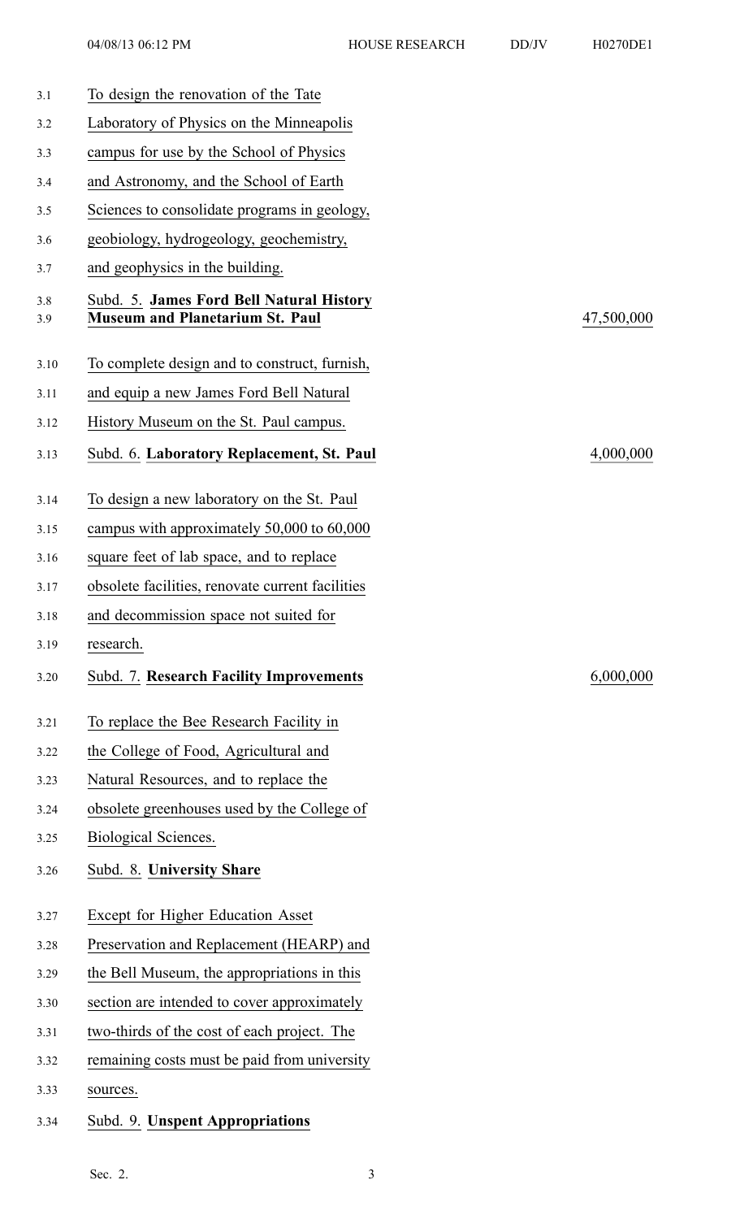To design the renovation of the Tate Laboratory of Physics on the Minneapolis campus for use by the School of Physics and Astronomy, and the School of Earth Sciences to consolidate programs in geology, geobiology, hydrogeology, geochemistry, and geophysics in the building.

| | |
|---|---|
| Subd. 5. **James Ford Bell Natural History Museum and Planetarium St. Paul** | 47,500,000 |

To complete design and to construct, furnish, and equip a new James Ford Bell Natural History Museum on the St. Paul campus.

| | |
|---|---|
| Subd. 6. **Laboratory Replacement, St. Paul** | 4,000,000 |

To design a new laboratory on the St. Paul campus with approximately 50,000 to 60,000 square feet of lab space, and to replace obsolete facilities, renovate current facilities and decommission space not suited for research.

| | |
|---|---|
| Subd. 7. **Research Facility Improvements** | 6,000,000 |

To replace the Bee Research Facility in the College of Food, Agricultural and Natural Resources, and to replace the obsolete greenhouses used by the College of Biological Sciences.

Subd. 8. **University Share**

Except for Higher Education Asset Preservation and Replacement (HEARP) and the Bell Museum, the appropriations in this section are intended to cover approximately two-thirds of the cost of each project. The remaining costs must be paid from university sources.

Subd. 9. **Unspent Appropriations**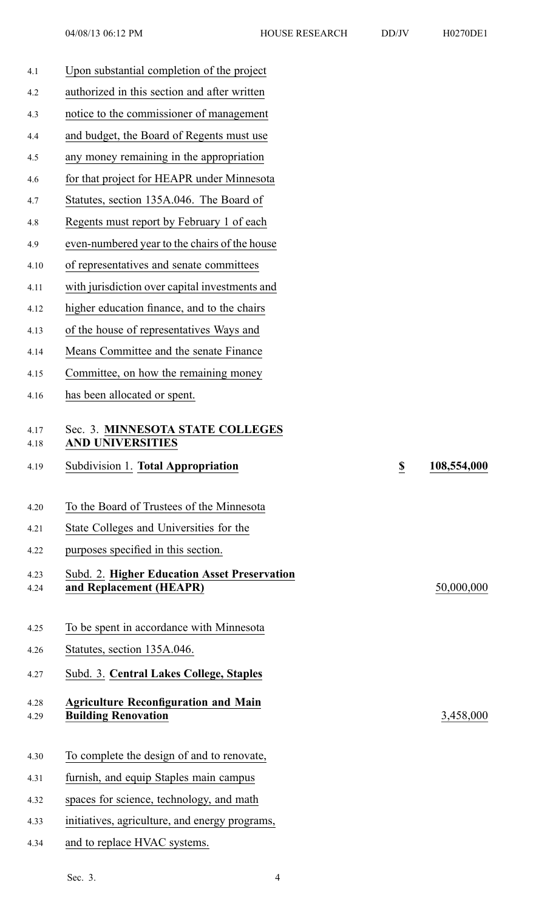Upon substantial completion of the project authorized in this section and after written notice to the commissioner of management and budget, the Board of Regents must use any money remaining in the appropriation for that project for HEAPR under Minnesota Statutes, section 135A.046. The Board of Regents must report by February 1 of each even-numbered year to the chairs of the house of representatives and senate committees with jurisdiction over capital investments and higher education finance, and to the chairs of the house of representatives Ways and Means Committee and the senate Finance Committee, on how the remaining money has been allocated or spent.

Sec. 3. **MINNESOTA STATE COLLEGES AND UNIVERSITIES**

| | | |
|---|---|---|
| Subdivision 1. **Total Appropriation** | **$** | **108,554,000** |

To the Board of Trustees of the Minnesota State Colleges and Universities for the purposes specified in this section.

| | |
|---|---|
| Subd. 2. **Higher Education Asset Preservation and Replacement (HEAPR)** | 50,000,000 |

To be spent in accordance with Minnesota Statutes, section 135A.046.

Subd. 3. **Central Lakes College, Staples**

| | |
|---|---|
| **Agriculture Reconfiguration and Main Building Renovation** | 3,458,000 |

To complete the design of and to renovate, furnish, and equip Staples main campus spaces for science, technology, and math initiatives, agriculture, and energy programs, and to replace HVAC systems.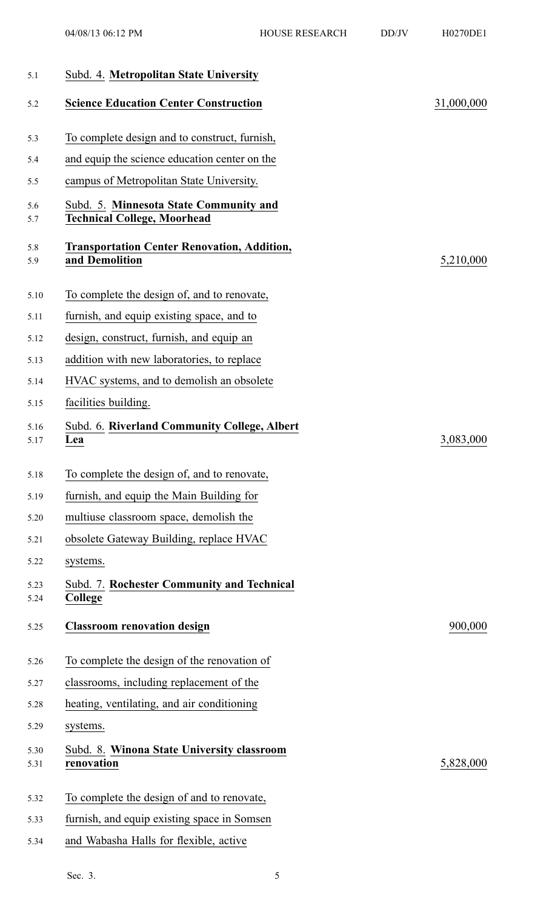Subd. 4. **Metropolitan State University**

**Science Education Center Construction** 31,000,000

To complete design and to construct, furnish, and equip the science education center on the campus of Metropolitan State University.

Subd. 5. **Minnesota State Community and Technical College, Moorhead**

**Transportation Center Renovation, Addition, and Demolition** 5,210,000

To complete the design of, and to renovate, furnish, and equip existing space, and to design, construct, furnish, and equip an addition with new laboratories, to replace HVAC systems, and to demolish an obsolete facilities building.

Subd. 6. **Riverland Community College, Albert Lea** 3,083,000

To complete the design of, and to renovate, furnish, and equip the Main Building for multiuse classroom space, demolish the obsolete Gateway Building, replace HVAC systems.

Subd. 7. **Rochester Community and Technical College**

**Classroom renovation design** 900,000

To complete the design of the renovation of classrooms, including replacement of the heating, ventilating, and air conditioning systems.

Subd. 8. **Winona State University classroom renovation** 5,828,000

To complete the design of and to renovate, furnish, and equip existing space in Somsen and Wabasha Halls for flexible, active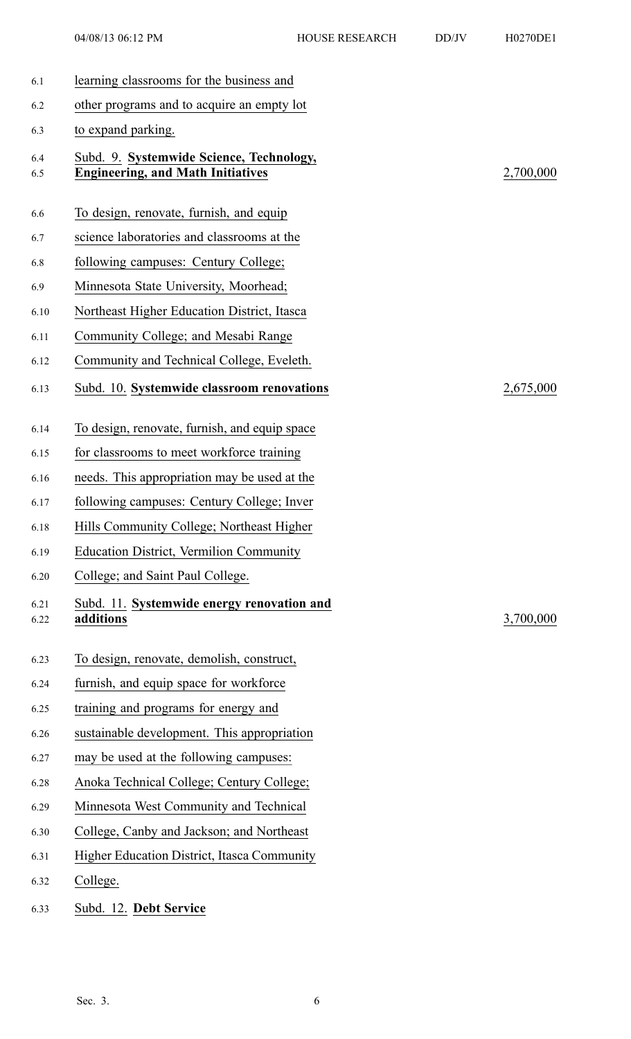learning classrooms for the business and other programs and to acquire an empty lot to expand parking.

**Subd. 9. Systemwide Science, Technology, Engineering, and Math Initiatives** 2,700,000

To design, renovate, furnish, and equip science laboratories and classrooms at the following campuses: Century College; Minnesota State University, Moorhead; Northeast Higher Education District, Itasca Community College; and Mesabi Range Community and Technical College, Eveleth.

**Subd. 10. Systemwide classroom renovations** 2,675,000

To design, renovate, furnish, and equip space for classrooms to meet workforce training needs. This appropriation may be used at the following campuses: Century College; Inver Hills Community College; Northeast Higher Education District, Vermilion Community College; and Saint Paul College.

**Subd. 11. Systemwide energy renovation and additions** 3,700,000

To design, renovate, demolish, construct, furnish, and equip space for workforce training and programs for energy and sustainable development. This appropriation may be used at the following campuses: Anoka Technical College; Century College; Minnesota West Community and Technical College, Canby and Jackson; and Northeast Higher Education District, Itasca Community College.

**Subd. 12. Debt Service**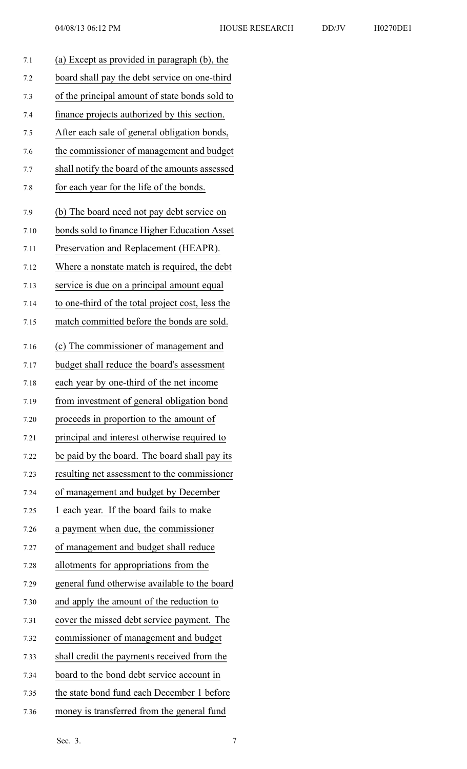(a) Except as provided in paragraph (b), the board shall pay the debt service on one-third of the principal amount of state bonds sold to finance projects authorized by this section. After each sale of general obligation bonds, the commissioner of management and budget shall notify the board of the amounts assessed for each year for the life of the bonds.

(b) The board need not pay debt service on bonds sold to finance Higher Education Asset Preservation and Replacement (HEAPR). Where a nonstate match is required, the debt service is due on a principal amount equal to one-third of the total project cost, less the match committed before the bonds are sold.

(c) The commissioner of management and budget shall reduce the board's assessment each year by one-third of the net income from investment of general obligation bond proceeds in proportion to the amount of principal and interest otherwise required to be paid by the board. The board shall pay its resulting net assessment to the commissioner of management and budget by December 1 each year. If the board fails to make a payment when due, the commissioner of management and budget shall reduce allotments for appropriations from the general fund otherwise available to the board and apply the amount of the reduction to cover the missed debt service payment. The commissioner of management and budget shall credit the payments received from the board to the bond debt service account in the state bond fund each December 1 before money is transferred from the general fund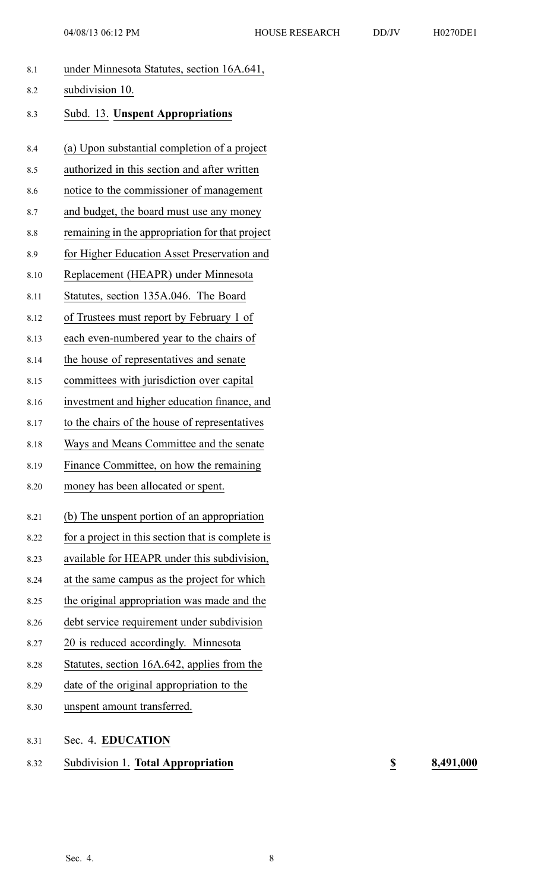under Minnesota Statutes, section 16A.641, subdivision 10.

Subd. 13. **Unspent Appropriations**

(a) Upon substantial completion of a project authorized in this section and after written notice to the commissioner of management and budget, the board must use any money remaining in the appropriation for that project for Higher Education Asset Preservation and Replacement (HEAPR) under Minnesota Statutes, section 135A.046. The Board of Trustees must report by February 1 of each even-numbered year to the chairs of the house of representatives and senate committees with jurisdiction over capital investment and higher education finance, and to the chairs of the house of representatives Ways and Means Committee and the senate Finance Committee, on how the remaining money has been allocated or spent.

(b) The unspent portion of an appropriation for a project in this section that is complete is available for HEAPR under this subdivision, at the same campus as the project for which the original appropriation was made and the debt service requirement under subdivision 20 is reduced accordingly. Minnesota Statutes, section 16A.642, applies from the date of the original appropriation to the unspent amount transferred.

Sec. 4. **EDUCATION**

Subdivision 1. **Total Appropriation** **$ 8,491,000**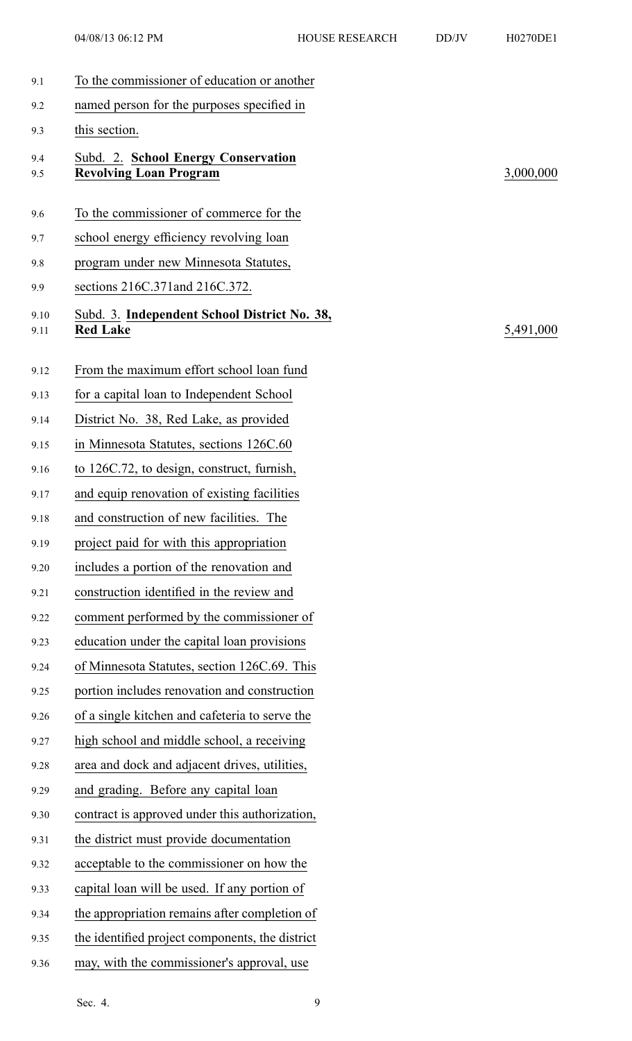To the commissioner of education or another named person for the purposes specified in this section.

Subd. 2. **School Energy Conservation Revolving Loan Program** 3,000,000

To the commissioner of commerce for the school energy efficiency revolving loan program under new Minnesota Statutes, sections 216C.371and 216C.372.

Subd. 3. **Independent School District No. 38, Red Lake** 5,491,000

From the maximum effort school loan fund for a capital loan to Independent School District No. 38, Red Lake, as provided in Minnesota Statutes, sections 126C.60 to 126C.72, to design, construct, furnish, and equip renovation of existing facilities and construction of new facilities. The project paid for with this appropriation includes a portion of the renovation and construction identified in the review and comment performed by the commissioner of education under the capital loan provisions of Minnesota Statutes, section 126C.69. This portion includes renovation and construction of a single kitchen and cafeteria to serve the high school and middle school, a receiving area and dock and adjacent drives, utilities, and grading. Before any capital loan contract is approved under this authorization, the district must provide documentation acceptable to the commissioner on how the capital loan will be used. If any portion of the appropriation remains after completion of the identified project components, the district may, with the commissioner's approval, use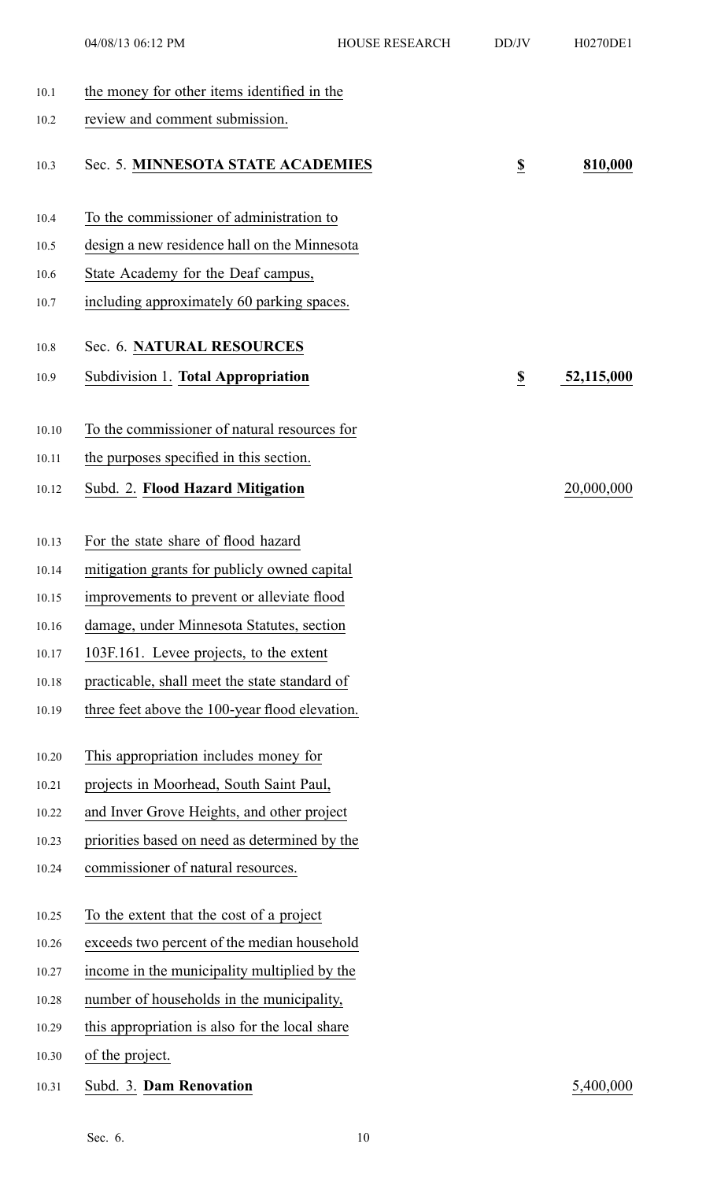the money for other items identified in the review and comment submission.

| | | |
|---|---|---|
| Sec. 5. **MINNESOTA STATE ACADEMIES** | **$** | **810,000** |

To the commissioner of administration to design a new residence hall on the Minnesota State Academy for the Deaf campus, including approximately 60 parking spaces.

Sec. 6. **NATURAL RESOURCES**

| | | |
|---|---|---|
| Subdivision 1. **Total Appropriation** | **$** | **52,115,000** |

To the commissioner of natural resources for the purposes specified in this section.

| | |
|---|---|
| Subd. 2. **Flood Hazard Mitigation** | 20,000,000 |

For the state share of flood hazard mitigation grants for publicly owned capital improvements to prevent or alleviate flood damage, under Minnesota Statutes, section 103F.161. Levee projects, to the extent practicable, shall meet the state standard of three feet above the 100-year flood elevation.

This appropriation includes money for projects in Moorhead, South Saint Paul, and Inver Grove Heights, and other project priorities based on need as determined by the commissioner of natural resources.

To the extent that the cost of a project exceeds two percent of the median household income in the municipality multiplied by the number of households in the municipality, this appropriation is also for the local share of the project.

| | |
|---|---|
| Subd. 3. **Dam Renovation** | 5,400,000 |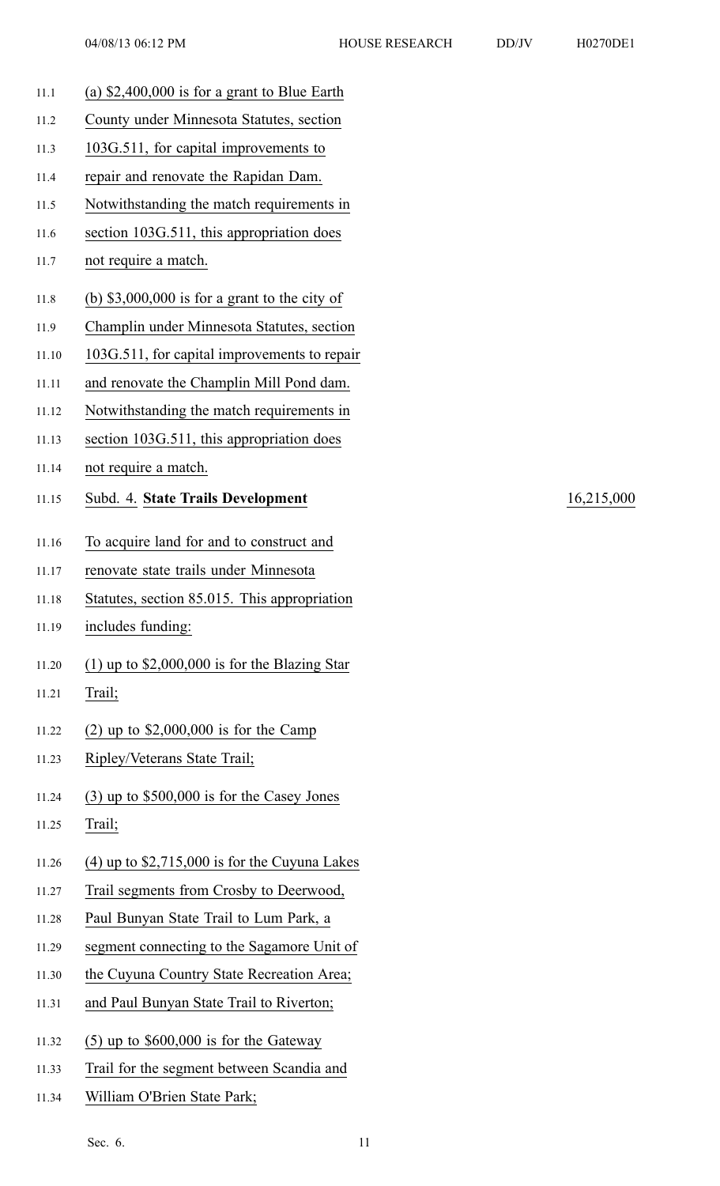(a) $2,400,000 is for a grant to Blue Earth County under Minnesota Statutes, section 103G.511, for capital improvements to repair and renovate the Rapidan Dam. Notwithstanding the match requirements in section 103G.511, this appropriation does not require a match.

(b) $3,000,000 is for a grant to the city of Champlin under Minnesota Statutes, section 103G.511, for capital improvements to repair and renovate the Champlin Mill Pond dam. Notwithstanding the match requirements in section 103G.511, this appropriation does not require a match.

Subd. 4. **State Trails Development** 16,215,000

To acquire land for and to construct and renovate state trails under Minnesota Statutes, section 85.015. This appropriation includes funding:

(1) up to $2,000,000 is for the Blazing Star Trail;

(2) up to $2,000,000 is for the Camp Ripley/Veterans State Trail;

(3) up to $500,000 is for the Casey Jones Trail;

(4) up to $2,715,000 is for the Cuyuna Lakes Trail segments from Crosby to Deerwood, Paul Bunyan State Trail to Lum Park, a segment connecting to the Sagamore Unit of the Cuyuna Country State Recreation Area; and Paul Bunyan State Trail to Riverton;

(5) up to $600,000 is for the Gateway Trail for the segment between Scandia and William O'Brien State Park;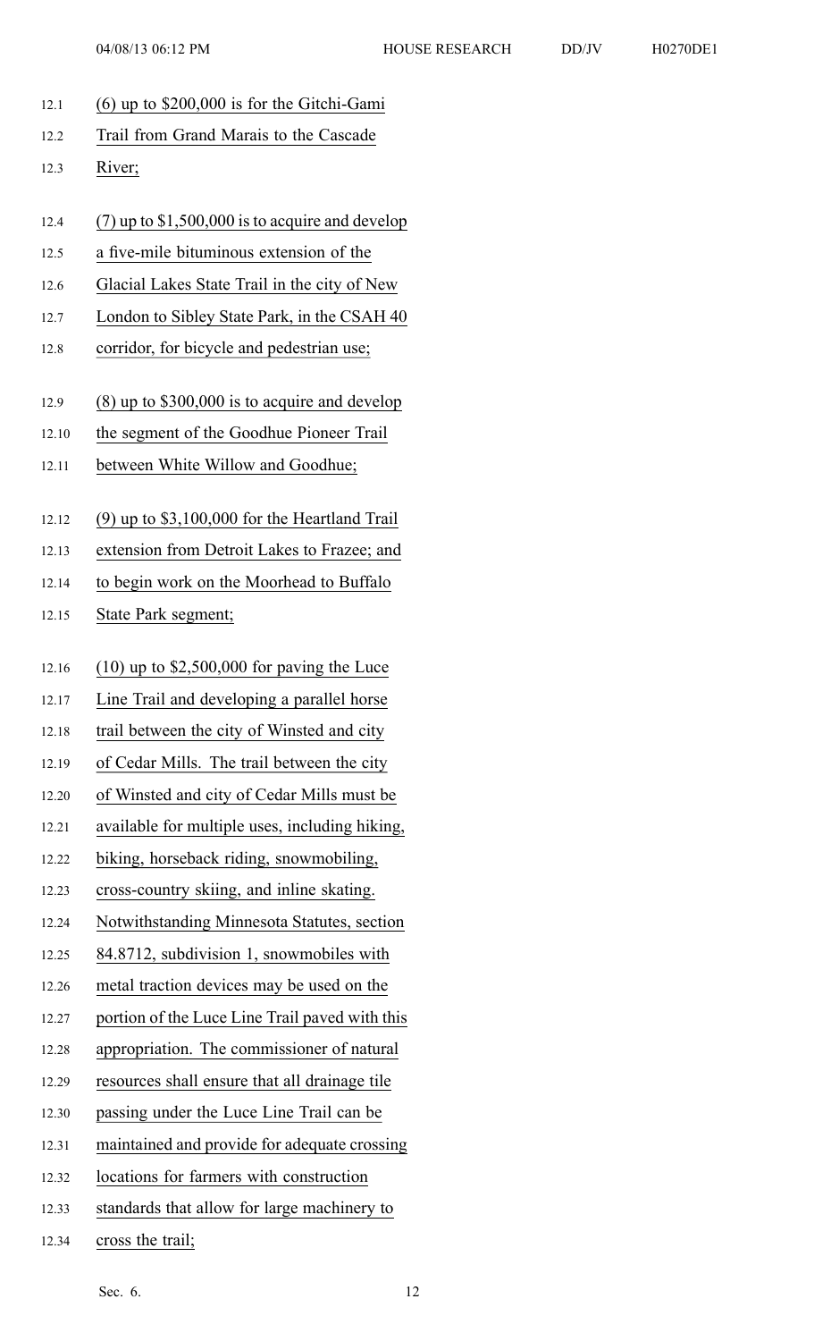(6) up to $200,000 is for the Gitchi-Gami Trail from Grand Marais to the Cascade River;

(7) up to $1,500,000 is to acquire and develop a five-mile bituminous extension of the Glacial Lakes State Trail in the city of New London to Sibley State Park, in the CSAH 40 corridor, for bicycle and pedestrian use;

(8) up to $300,000 is to acquire and develop the segment of the Goodhue Pioneer Trail between White Willow and Goodhue;

(9) up to $3,100,000 for the Heartland Trail extension from Detroit Lakes to Frazee; and to begin work on the Moorhead to Buffalo State Park segment;

(10) up to $2,500,000 for paving the Luce Line Trail and developing a parallel horse trail between the city of Winsted and city of Cedar Mills. The trail between the city of Winsted and city of Cedar Mills must be available for multiple uses, including hiking, biking, horseback riding, snowmobiling, cross-country skiing, and inline skating. Notwithstanding Minnesota Statutes, section 84.8712, subdivision 1, snowmobiles with metal traction devices may be used on the portion of the Luce Line Trail paved with this appropriation. The commissioner of natural resources shall ensure that all drainage tile passing under the Luce Line Trail can be maintained and provide for adequate crossing locations for farmers with construction standards that allow for large machinery to cross the trail;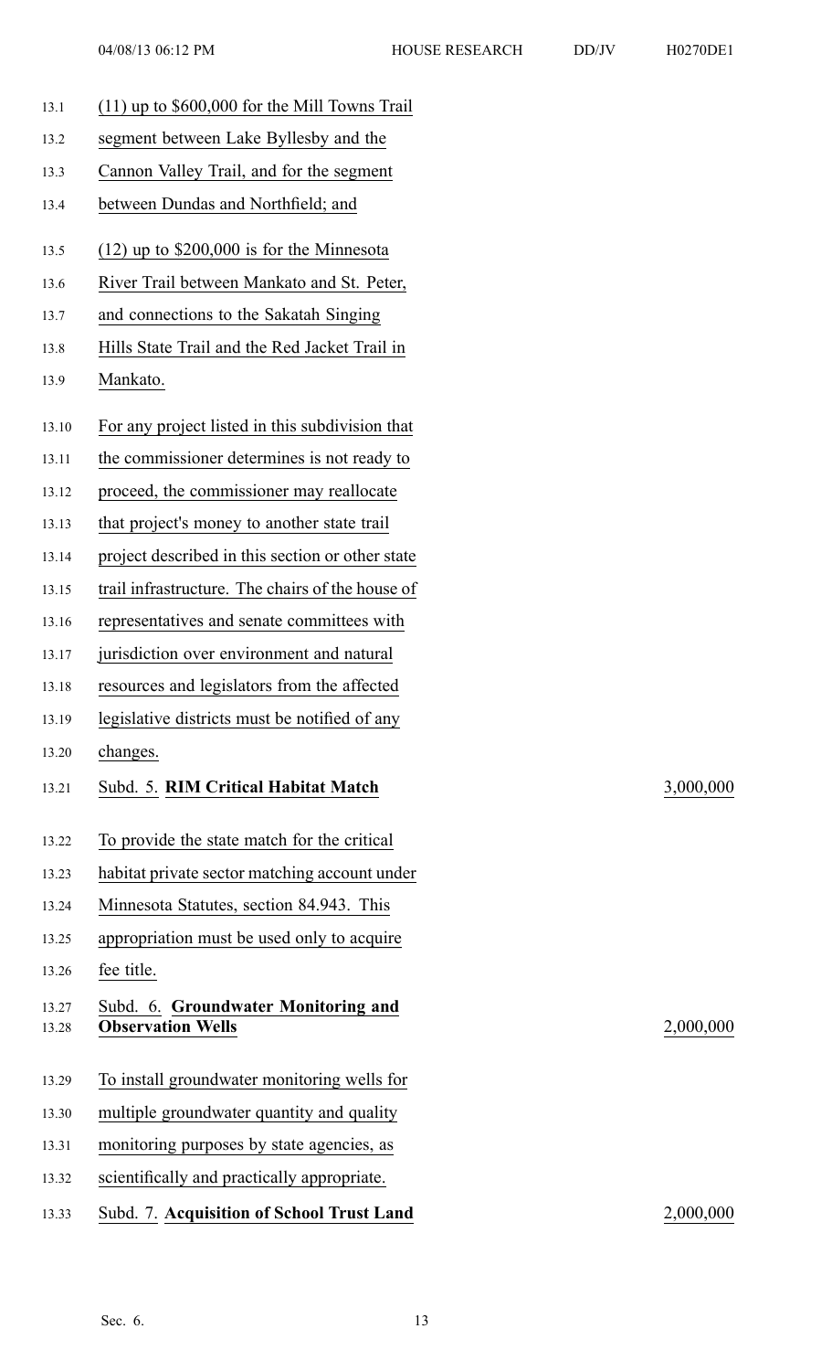(11) up to $600,000 for the Mill Towns Trail segment between Lake Byllesby and the Cannon Valley Trail, and for the segment between Dundas and Northfield; and

(12) up to $200,000 is for the Minnesota River Trail between Mankato and St. Peter, and connections to the Sakatah Singing Hills State Trail and the Red Jacket Trail in Mankato.

For any project listed in this subdivision that the commissioner determines is not ready to proceed, the commissioner may reallocate that project's money to another state trail project described in this section or other state trail infrastructure. The chairs of the house of representatives and senate committees with jurisdiction over environment and natural resources and legislators from the affected legislative districts must be notified of any changes.

Subd. 5. **RIM Critical Habitat Match** 3,000,000

To provide the state match for the critical habitat private sector matching account under Minnesota Statutes, section 84.943. This appropriation must be used only to acquire fee title.

Subd. 6. **Groundwater Monitoring and Observation Wells** 2,000,000

To install groundwater monitoring wells for multiple groundwater quantity and quality monitoring purposes by state agencies, as scientifically and practically appropriate.

Subd. 7. **Acquisition of School Trust Land** 2,000,000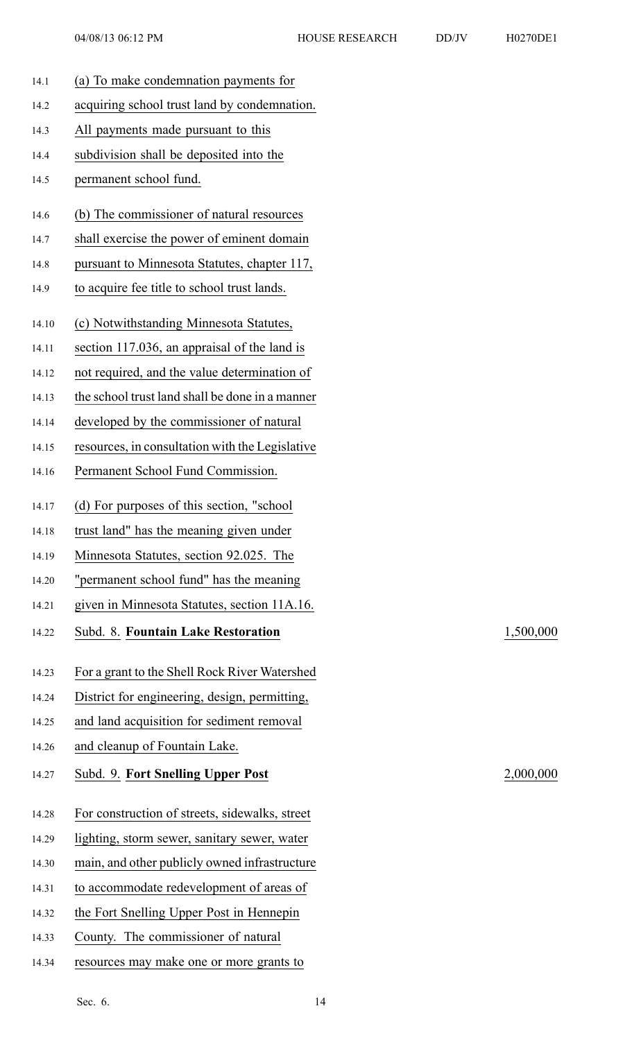(a) To make condemnation payments for acquiring school trust land by condemnation. All payments made pursuant to this subdivision shall be deposited into the permanent school fund.

(b) The commissioner of natural resources shall exercise the power of eminent domain pursuant to Minnesota Statutes, chapter 117, to acquire fee title to school trust lands.

(c) Notwithstanding Minnesota Statutes, section 117.036, an appraisal of the land is not required, and the value determination of the school trust land shall be done in a manner developed by the commissioner of natural resources, in consultation with the Legislative Permanent School Fund Commission.

(d) For purposes of this section, "school trust land" has the meaning given under Minnesota Statutes, section 92.025. The "permanent school fund" has the meaning given in Minnesota Statutes, section 11A.16.

Subd. 8. **Fountain Lake Restoration** 1,500,000

For a grant to the Shell Rock River Watershed District for engineering, design, permitting, and land acquisition for sediment removal and cleanup of Fountain Lake.

Subd. 9. **Fort Snelling Upper Post** 2,000,000

For construction of streets, sidewalks, street lighting, storm sewer, sanitary sewer, water main, and other publicly owned infrastructure to accommodate redevelopment of areas of the Fort Snelling Upper Post in Hennepin County. The commissioner of natural resources may make one or more grants to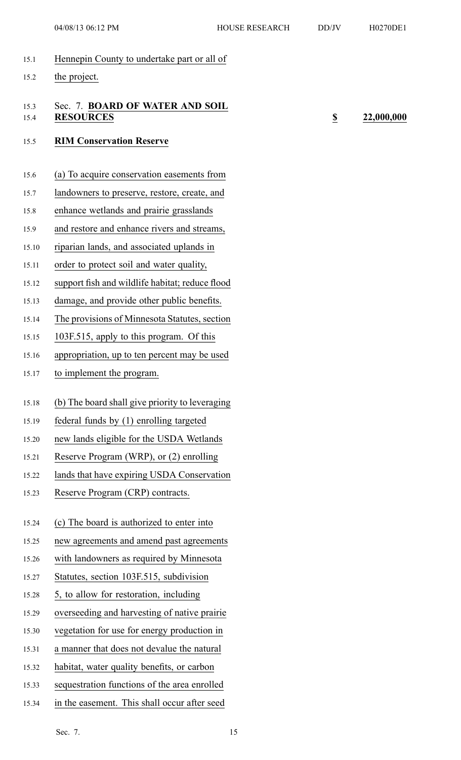Hennepin County to undertake part or all of the project.

### Sec. 7. **BOARD OF WATER AND SOIL RESOURCES** — $ 22,000,000

**RIM Conservation Reserve**

(a) To acquire conservation easements from landowners to preserve, restore, create, and enhance wetlands and prairie grasslands and restore and enhance rivers and streams, riparian lands, and associated uplands in order to protect soil and water quality, support fish and wildlife habitat; reduce flood damage, and provide other public benefits. The provisions of Minnesota Statutes, section 103F.515, apply to this program. Of this appropriation, up to ten percent may be used to implement the program.

(b) The board shall give priority to leveraging federal funds by (1) enrolling targeted new lands eligible for the USDA Wetlands Reserve Program (WRP), or (2) enrolling lands that have expiring USDA Conservation Reserve Program (CRP) contracts.

(c) The board is authorized to enter into new agreements and amend past agreements with landowners as required by Minnesota Statutes, section 103F.515, subdivision 5, to allow for restoration, including overseeding and harvesting of native prairie vegetation for use for energy production in a manner that does not devalue the natural habitat, water quality benefits, or carbon sequestration functions of the area enrolled in the easement. This shall occur after seed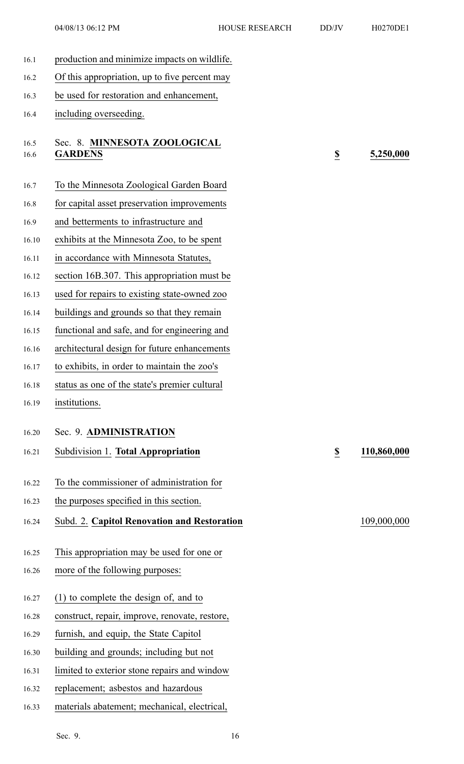production and minimize impacts on wildlife. Of this appropriation, up to five percent may be used for restoration and enhancement, including overseeding.

Sec. 8. **MINNESOTA ZOOLOGICAL GARDENS** **$ 5,250,000**

To the Minnesota Zoological Garden Board for capital asset preservation improvements and betterments to infrastructure and exhibits at the Minnesota Zoo, to be spent in accordance with Minnesota Statutes, section 16B.307. This appropriation must be used for repairs to existing state-owned zoo buildings and grounds so that they remain functional and safe, and for engineering and architectural design for future enhancements to exhibits, in order to maintain the zoo's status as one of the state's premier cultural institutions.

Sec. 9. **ADMINISTRATION**

Subdivision 1. **Total Appropriation** **$ 110,860,000**

To the commissioner of administration for the purposes specified in this section.

Subd. 2. **Capitol Renovation and Restoration** 109,000,000

This appropriation may be used for one or more of the following purposes:

(1) to complete the design of, and to construct, repair, improve, renovate, restore, furnish, and equip, the State Capitol building and grounds; including but not limited to exterior stone repairs and window replacement; asbestos and hazardous materials abatement; mechanical, electrical,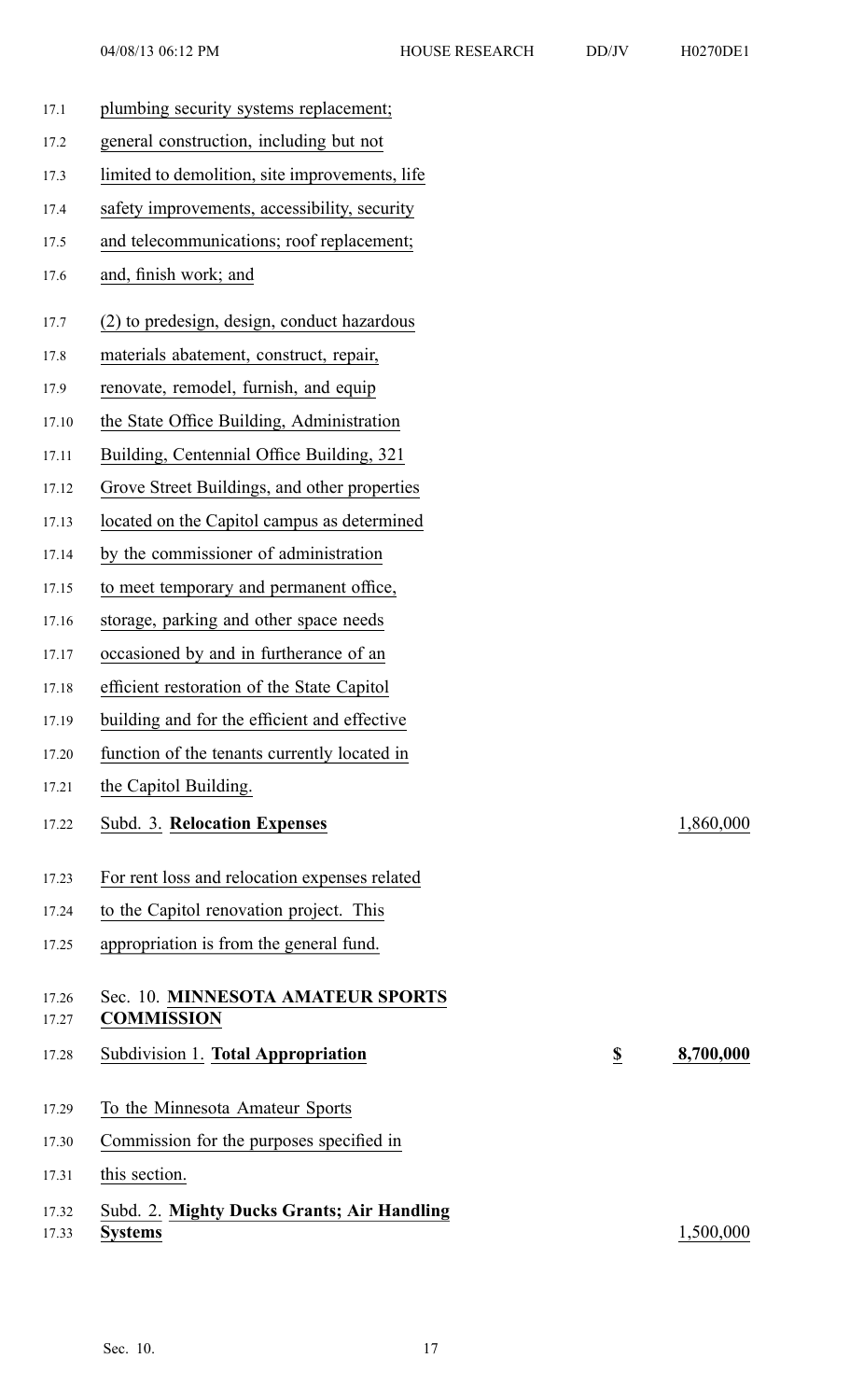plumbing security systems replacement; general construction, including but not limited to demolition, site improvements, life safety improvements, accessibility, security and telecommunications; roof replacement; and, finish work; and

(2) to predesign, design, conduct hazardous materials abatement, construct, repair, renovate, remodel, furnish, and equip the State Office Building, Administration Building, Centennial Office Building, 321 Grove Street Buildings, and other properties located on the Capitol campus as determined by the commissioner of administration to meet temporary and permanent office, storage, parking and other space needs occasioned by and in furtherance of an efficient restoration of the State Capitol building and for the efficient and effective function of the tenants currently located in the Capitol Building.

Subd. 3. **Relocation Expenses** 1,860,000

For rent loss and relocation expenses related to the Capitol renovation project. This appropriation is from the general fund.

Sec. 10. **MINNESOTA AMATEUR SPORTS COMMISSION**

Subdivision 1. **Total Appropriation** **$ 8,700,000**

To the Minnesota Amateur Sports Commission for the purposes specified in this section.

Subd. 2. **Mighty Ducks Grants; Air Handling Systems** 1,500,000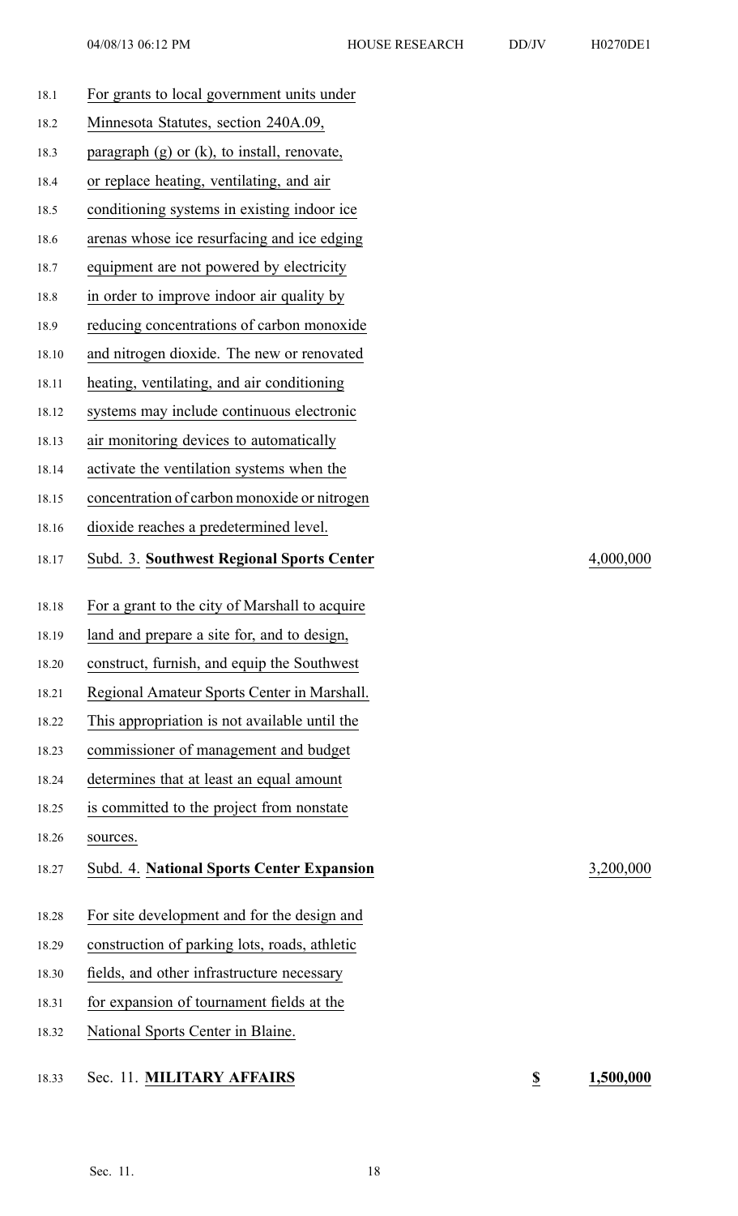For grants to local government units under Minnesota Statutes, section 240A.09, paragraph (g) or (k), to install, renovate, or replace heating, ventilating, and air conditioning systems in existing indoor ice arenas whose ice resurfacing and ice edging equipment are not powered by electricity in order to improve indoor air quality by reducing concentrations of carbon monoxide and nitrogen dioxide. The new or renovated heating, ventilating, and air conditioning systems may include continuous electronic air monitoring devices to automatically activate the ventilation systems when the concentration of carbon monoxide or nitrogen dioxide reaches a predetermined level.

Subd. 3. **Southwest Regional Sports Center** 4,000,000

For a grant to the city of Marshall to acquire land and prepare a site for, and to design, construct, furnish, and equip the Southwest Regional Amateur Sports Center in Marshall. This appropriation is not available until the commissioner of management and budget determines that at least an equal amount is committed to the project from nonstate sources.

Subd. 4. **National Sports Center Expansion** 3,200,000

For site development and for the design and construction of parking lots, roads, athletic fields, and other infrastructure necessary for expansion of tournament fields at the National Sports Center in Blaine.

Sec. 11. **MILITARY AFFAIRS** **$** **1,500,000**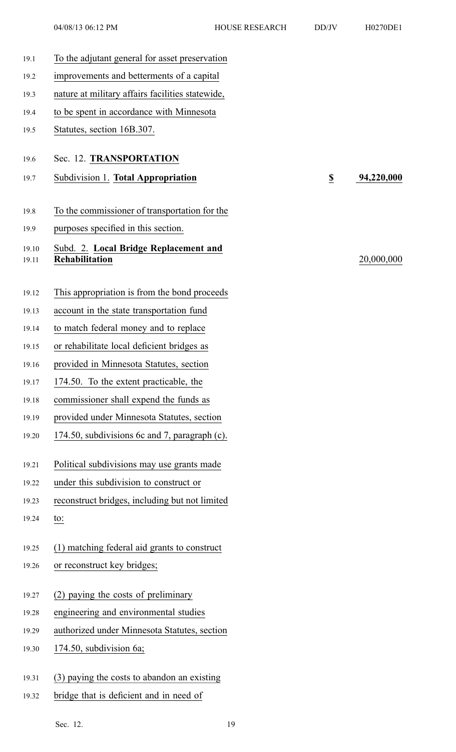To the adjutant general for asset preservation improvements and betterments of a capital nature at military affairs facilities statewide, to be spent in accordance with Minnesota Statutes, section 16B.307.

Sec. 12. **TRANSPORTATION**

Subdivision 1. **Total Appropriation** **$ 94,220,000**

To the commissioner of transportation for the purposes specified in this section.

Subd. 2. **Local Bridge Replacement and Rehabilitation** 20,000,000

This appropriation is from the bond proceeds account in the state transportation fund to match federal money and to replace or rehabilitate local deficient bridges as provided in Minnesota Statutes, section 174.50. To the extent practicable, the commissioner shall expend the funds as provided under Minnesota Statutes, section 174.50, subdivisions 6c and 7, paragraph (c).

Political subdivisions may use grants made under this subdivision to construct or reconstruct bridges, including but not limited to:

(1) matching federal aid grants to construct or reconstruct key bridges;

(2) paying the costs of preliminary engineering and environmental studies authorized under Minnesota Statutes, section 174.50, subdivision 6a;

(3) paying the costs to abandon an existing bridge that is deficient and in need of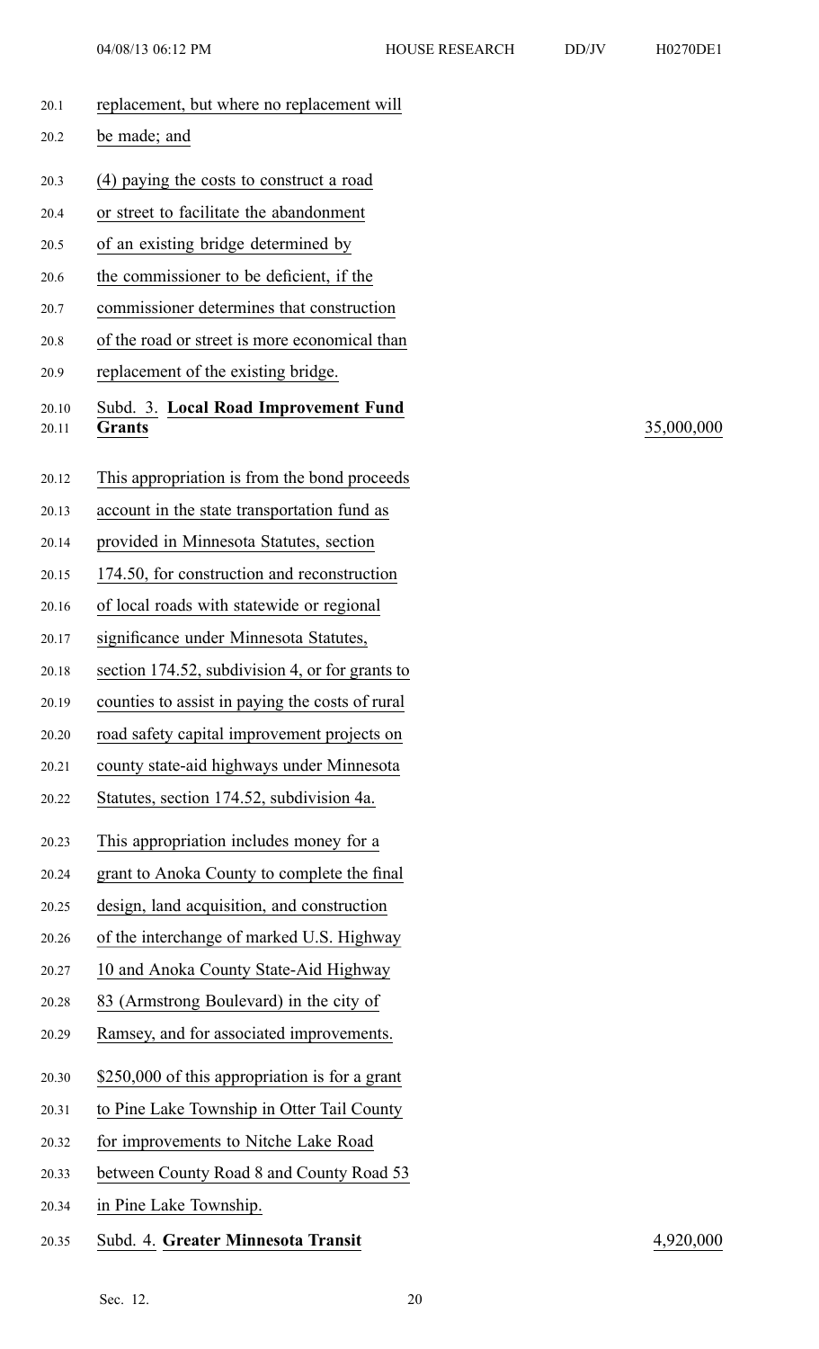replacement, but where no replacement will be made; and

(4) paying the costs to construct a road or street to facilitate the abandonment of an existing bridge determined by the commissioner to be deficient, if the commissioner determines that construction of the road or street is more economical than replacement of the existing bridge.

Subd. 3. **Local Road Improvement Fund Grants** — 35,000,000

This appropriation is from the bond proceeds account in the state transportation fund as provided in Minnesota Statutes, section 174.50, for construction and reconstruction of local roads with statewide or regional significance under Minnesota Statutes, section 174.52, subdivision 4, or for grants to counties to assist in paying the costs of rural road safety capital improvement projects on county state-aid highways under Minnesota Statutes, section 174.52, subdivision 4a.

This appropriation includes money for a grant to Anoka County to complete the final design, land acquisition, and construction of the interchange of marked U.S. Highway 10 and Anoka County State-Aid Highway 83 (Armstrong Boulevard) in the city of Ramsey, and for associated improvements.

$250,000 of this appropriation is for a grant to Pine Lake Township in Otter Tail County for improvements to Nitche Lake Road between County Road 8 and County Road 53 in Pine Lake Township.

Subd. 4. **Greater Minnesota Transit** — 4,920,000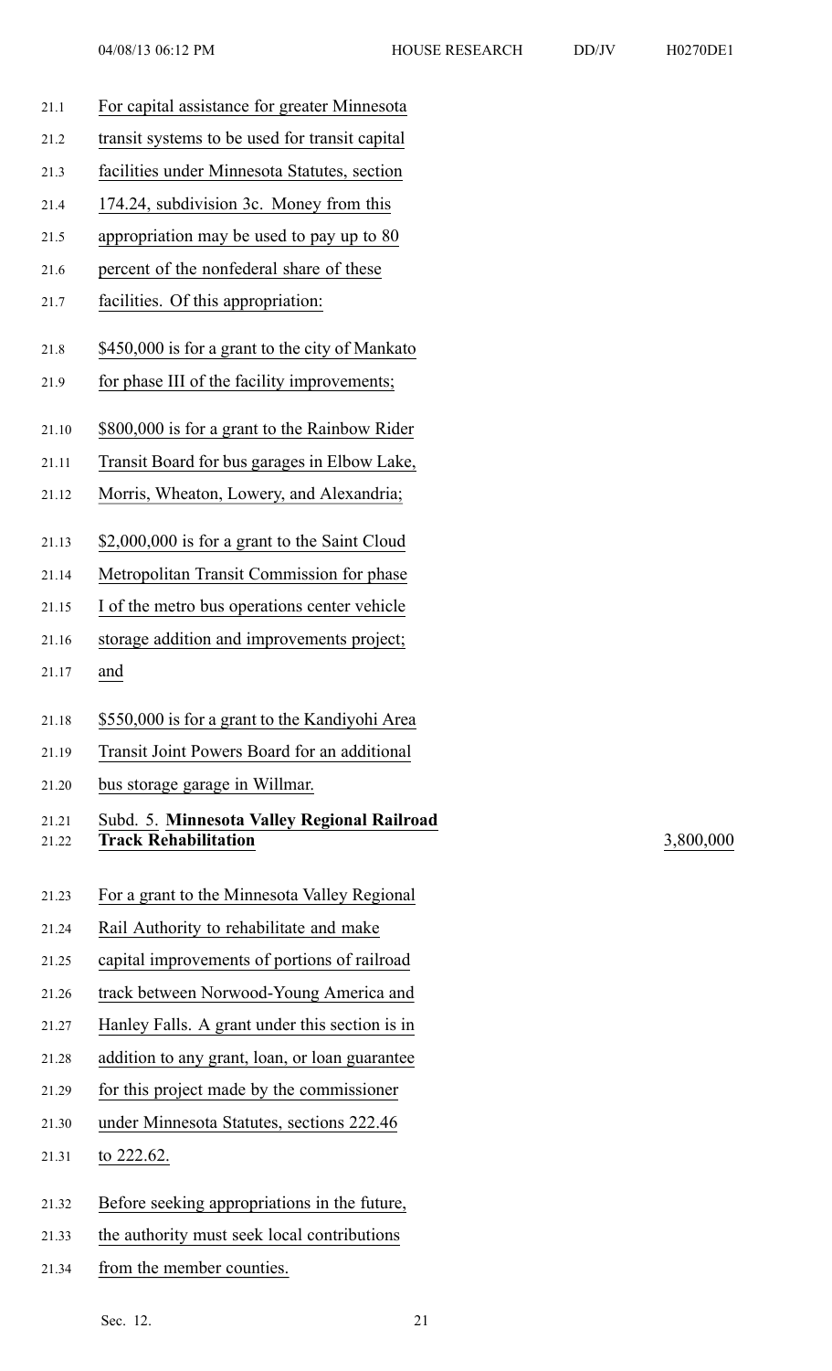For capital assistance for greater Minnesota transit systems to be used for transit capital facilities under Minnesota Statutes, section 174.24, subdivision 3c. Money from this appropriation may be used to pay up to 80 percent of the nonfederal share of these facilities. Of this appropriation:

$450,000 is for a grant to the city of Mankato for phase III of the facility improvements;

$800,000 is for a grant to the Rainbow Rider Transit Board for bus garages in Elbow Lake, Morris, Wheaton, Lowery, and Alexandria;

$2,000,000 is for a grant to the Saint Cloud Metropolitan Transit Commission for phase I of the metro bus operations center vehicle storage addition and improvements project; and

$550,000 is for a grant to the Kandiyohi Area Transit Joint Powers Board for an additional bus storage garage in Willmar.

Subd. 5. **Minnesota Valley Regional Railroad Track Rehabilitation** 3,800,000

For a grant to the Minnesota Valley Regional Rail Authority to rehabilitate and make capital improvements of portions of railroad track between Norwood-Young America and Hanley Falls. A grant under this section is in addition to any grant, loan, or loan guarantee for this project made by the commissioner under Minnesota Statutes, sections 222.46 to 222.62.

Before seeking appropriations in the future, the authority must seek local contributions from the member counties.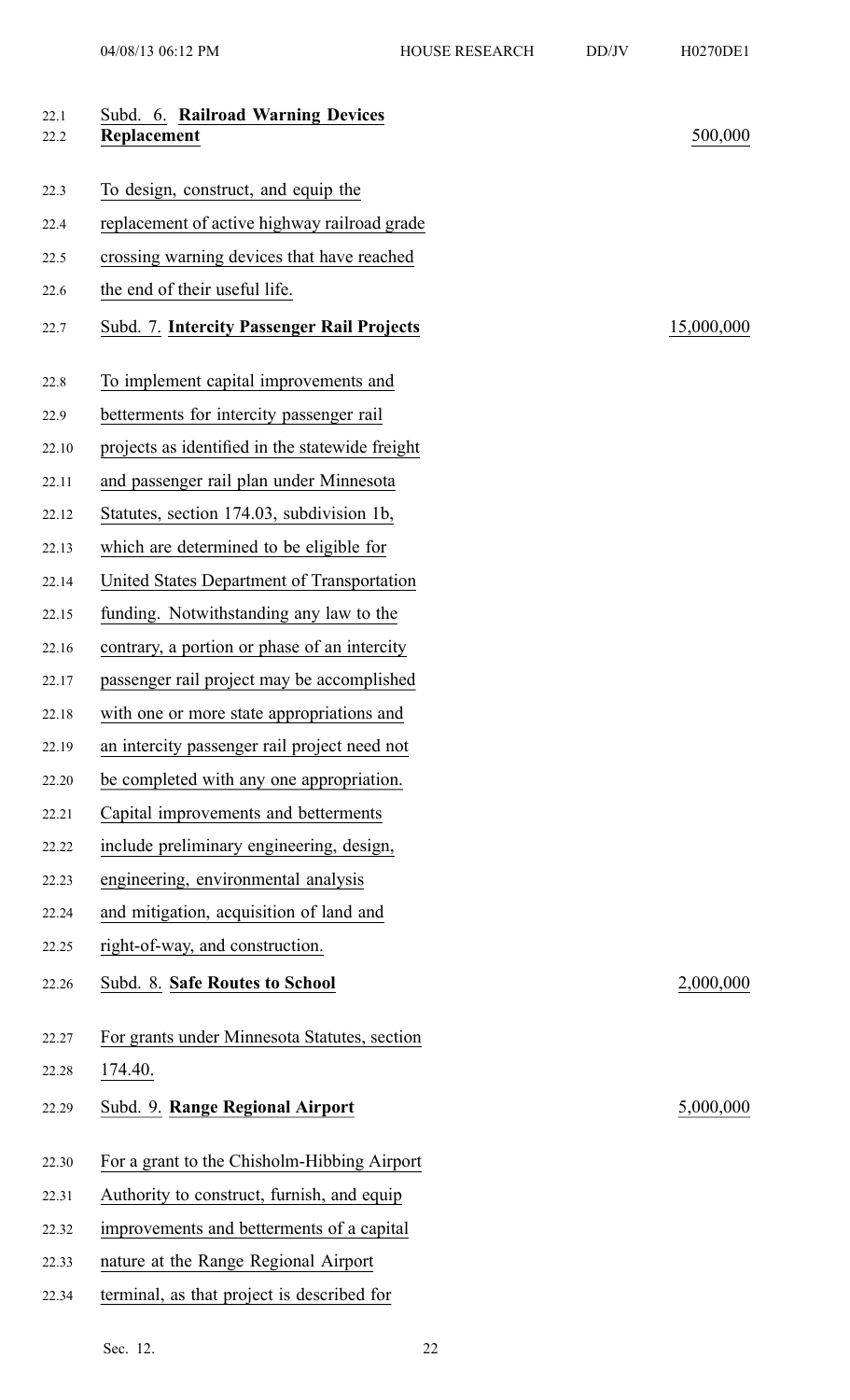Subd. 6. **Railroad Warning Devices Replacement** 500,000

To design, construct, and equip the replacement of active highway railroad grade crossing warning devices that have reached the end of their useful life.

Subd. 7. **Intercity Passenger Rail Projects** 15,000,000

To implement capital improvements and betterments for intercity passenger rail projects as identified in the statewide freight and passenger rail plan under Minnesota Statutes, section 174.03, subdivision 1b, which are determined to be eligible for United States Department of Transportation funding. Notwithstanding any law to the contrary, a portion or phase of an intercity passenger rail project may be accomplished with one or more state appropriations and an intercity passenger rail project need not be completed with any one appropriation. Capital improvements and betterments include preliminary engineering, design, engineering, environmental analysis and mitigation, acquisition of land and right-of-way, and construction.

Subd. 8. **Safe Routes to School** 2,000,000

For grants under Minnesota Statutes, section 174.40.

Subd. 9. **Range Regional Airport** 5,000,000

For a grant to the Chisholm-Hibbing Airport Authority to construct, furnish, and equip improvements and betterments of a capital nature at the Range Regional Airport terminal, as that project is described for

Sec. 12.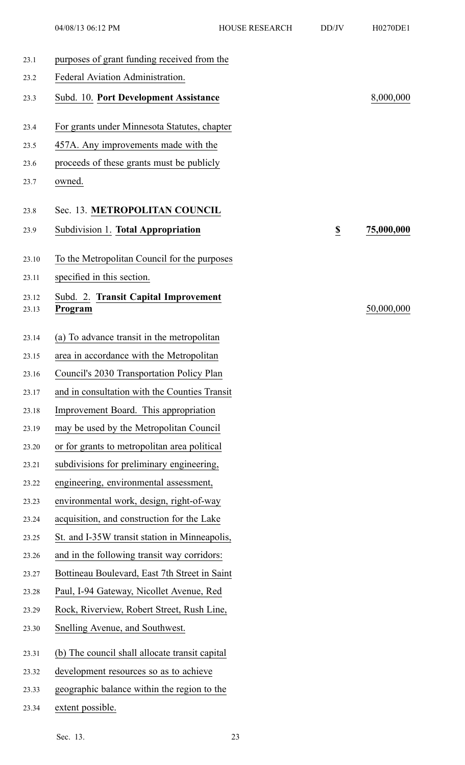purposes of grant funding received from the Federal Aviation Administration.

Subd. 10. **Port Development Assistance** 8,000,000

For grants under Minnesota Statutes, chapter 457A. Any improvements made with the proceeds of these grants must be publicly owned.

Sec. 13. **METROPOLITAN COUNCIL**

Subdivision 1. **Total Appropriation** **$** **75,000,000**

To the Metropolitan Council for the purposes specified in this section.

Subd. 2. **Transit Capital Improvement Program** 50,000,000

(a) To advance transit in the metropolitan area in accordance with the Metropolitan Council's 2030 Transportation Policy Plan and in consultation with the Counties Transit Improvement Board. This appropriation may be used by the Metropolitan Council or for grants to metropolitan area political subdivisions for preliminary engineering, engineering, environmental assessment, environmental work, design, right-of-way acquisition, and construction for the Lake St. and I-35W transit station in Minneapolis, and in the following transit way corridors: Bottineau Boulevard, East 7th Street in Saint Paul, I-94 Gateway, Nicollet Avenue, Red Rock, Riverview, Robert Street, Rush Line, Snelling Avenue, and Southwest.

(b) The council shall allocate transit capital development resources so as to achieve geographic balance within the region to the extent possible.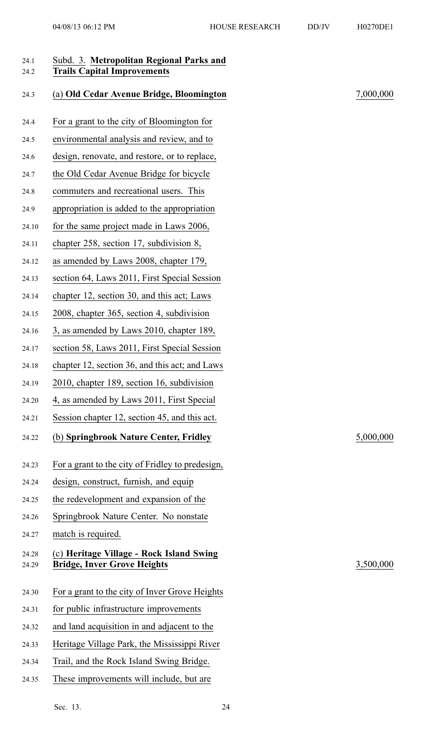Subd. 3. **Metropolitan Regional Parks and Trails Capital Improvements**

(a) **Old Cedar Avenue Bridge, Bloomington** — 7,000,000

For a grant to the city of Bloomington for environmental analysis and review, and to design, renovate, and restore, or to replace, the Old Cedar Avenue Bridge for bicycle commuters and recreational users. This appropriation is added to the appropriation for the same project made in Laws 2006, chapter 258, section 17, subdivision 8, as amended by Laws 2008, chapter 179, section 64, Laws 2011, First Special Session chapter 12, section 30, and this act; Laws 2008, chapter 365, section 4, subdivision 3, as amended by Laws 2010, chapter 189, section 58, Laws 2011, First Special Session chapter 12, section 36, and this act; and Laws 2010, chapter 189, section 16, subdivision 4, as amended by Laws 2011, First Special Session chapter 12, section 45, and this act.

(b) **Springbrook Nature Center, Fridley** — 5,000,000

For a grant to the city of Fridley to predesign, design, construct, furnish, and equip the redevelopment and expansion of the Springbrook Nature Center. No nonstate match is required.

(c) **Heritage Village - Rock Island Swing Bridge, Inver Grove Heights** — 3,500,000

For a grant to the city of Inver Grove Heights for public infrastructure improvements and land acquisition in and adjacent to the Heritage Village Park, the Mississippi River Trail, and the Rock Island Swing Bridge. These improvements will include, but are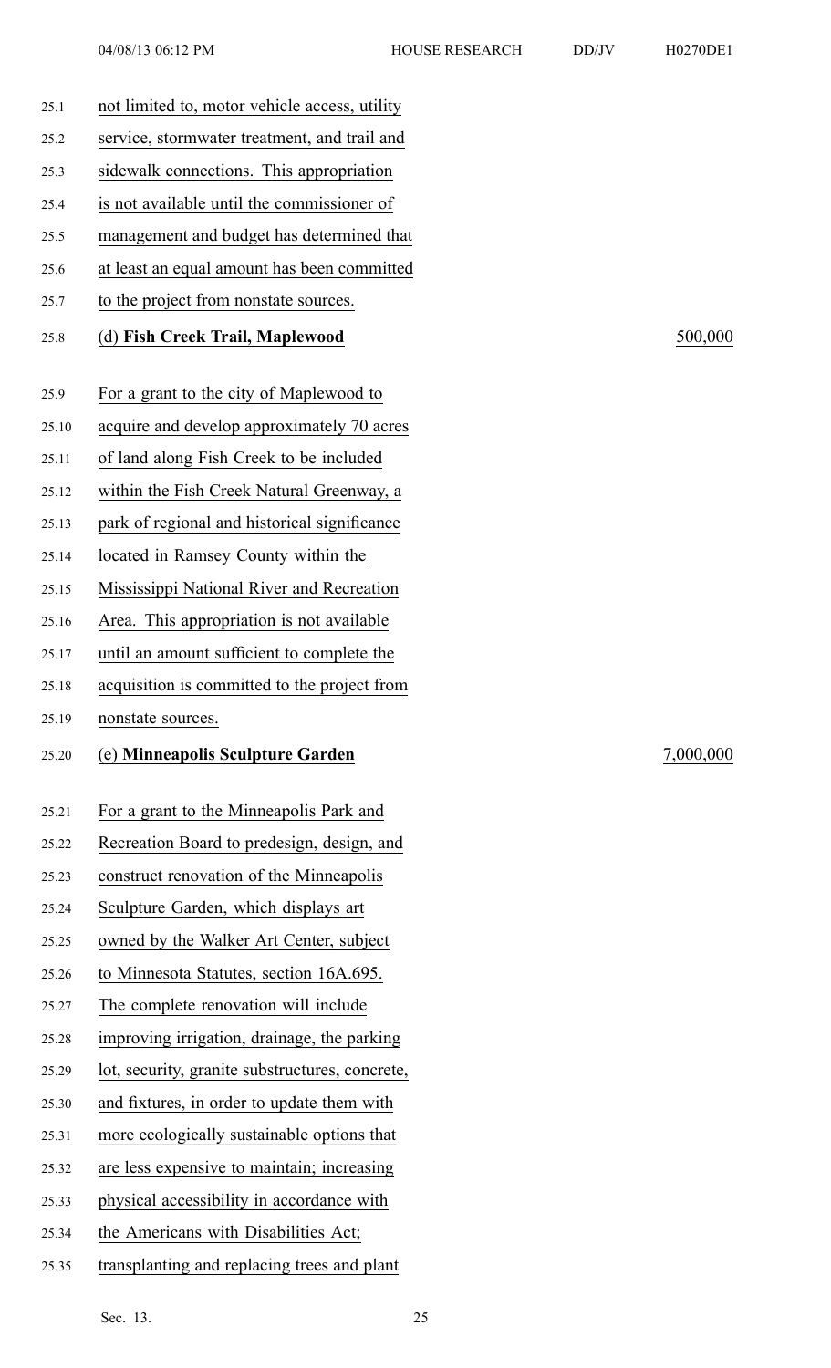not limited to, motor vehicle access, utility service, stormwater treatment, and trail and sidewalk connections. This appropriation is not available until the commissioner of management and budget has determined that at least an equal amount has been committed to the project from nonstate sources.

(d) **Fish Creek Trail, Maplewood** 500,000

For a grant to the city of Maplewood to acquire and develop approximately 70 acres of land along Fish Creek to be included within the Fish Creek Natural Greenway, a park of regional and historical significance located in Ramsey County within the Mississippi National River and Recreation Area. This appropriation is not available until an amount sufficient to complete the acquisition is committed to the project from nonstate sources.

(e) **Minneapolis Sculpture Garden** 7,000,000

For a grant to the Minneapolis Park and Recreation Board to predesign, design, and construct renovation of the Minneapolis Sculpture Garden, which displays art owned by the Walker Art Center, subject to Minnesota Statutes, section 16A.695. The complete renovation will include improving irrigation, drainage, the parking lot, security, granite substructures, concrete, and fixtures, in order to update them with more ecologically sustainable options that are less expensive to maintain; increasing physical accessibility in accordance with the Americans with Disabilities Act; transplanting and replacing trees and plant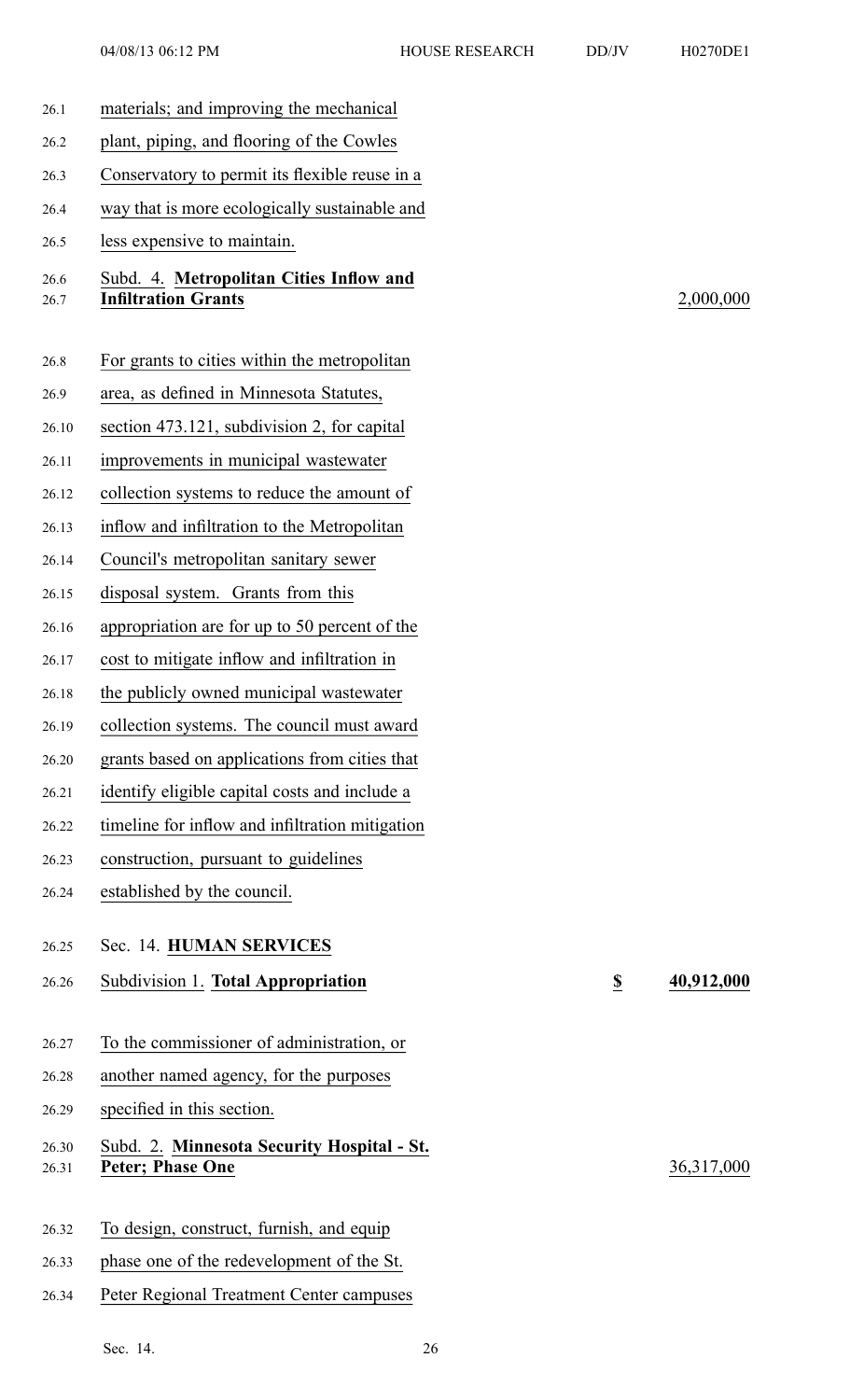materials; and improving the mechanical plant, piping, and flooring of the Cowles Conservatory to permit its flexible reuse in a way that is more ecologically sustainable and less expensive to maintain.

**Subd. 4. Metropolitan Cities Inflow and Infiltration Grants** — 2,000,000

For grants to cities within the metropolitan area, as defined in Minnesota Statutes, section 473.121, subdivision 2, for capital improvements in municipal wastewater collection systems to reduce the amount of inflow and infiltration to the Metropolitan Council's metropolitan sanitary sewer disposal system. Grants from this appropriation are for up to 50 percent of the cost to mitigate inflow and infiltration in the publicly owned municipal wastewater collection systems. The council must award grants based on applications from cities that identify eligible capital costs and include a timeline for inflow and infiltration mitigation construction, pursuant to guidelines established by the council.

## Sec. 14. HUMAN SERVICES

**Subdivision 1. Total Appropriation** — **$ 40,912,000**

To the commissioner of administration, or another named agency, for the purposes specified in this section.

**Subd. 2. Minnesota Security Hospital - St. Peter; Phase One** — 36,317,000

To design, construct, furnish, and equip phase one of the redevelopment of the St. Peter Regional Treatment Center campuses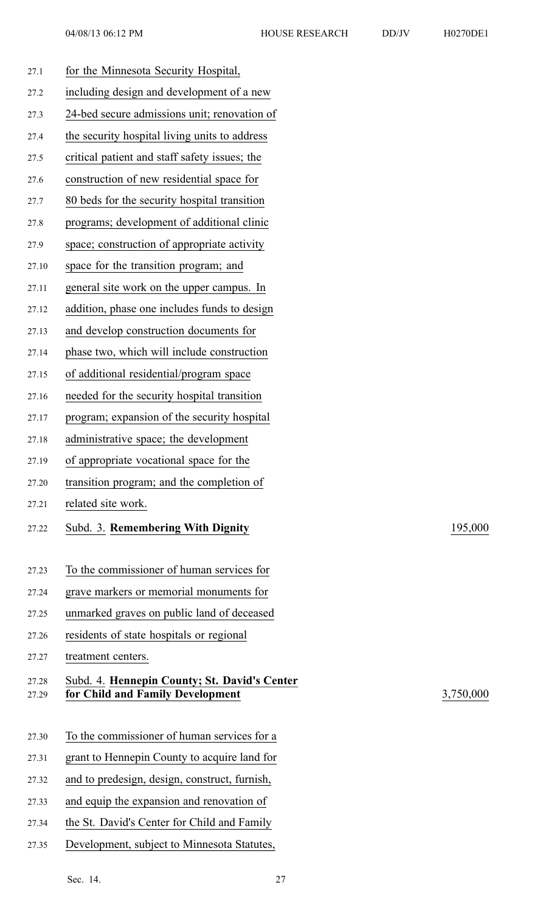for the Minnesota Security Hospital, including design and development of a new 24-bed secure admissions unit; renovation of the security hospital living units to address critical patient and staff safety issues; the construction of new residential space for 80 beds for the security hospital transition programs; development of additional clinic space; construction of appropriate activity space for the transition program; and general site work on the upper campus. In addition, phase one includes funds to design and develop construction documents for phase two, which will include construction of additional residential/program space needed for the security hospital transition program; expansion of the security hospital administrative space; the development of appropriate vocational space for the transition program; and the completion of related site work.

Subd. 3. **Remembering With Dignity** 195,000

To the commissioner of human services for grave markers or memorial monuments for unmarked graves on public land of deceased residents of state hospitals or regional treatment centers.

Subd. 4. **Hennepin County; St. David's Center for Child and Family Development** 3,750,000

To the commissioner of human services for a grant to Hennepin County to acquire land for and to predesign, design, construct, furnish, and equip the expansion and renovation of the St. David's Center for Child and Family Development, subject to Minnesota Statutes,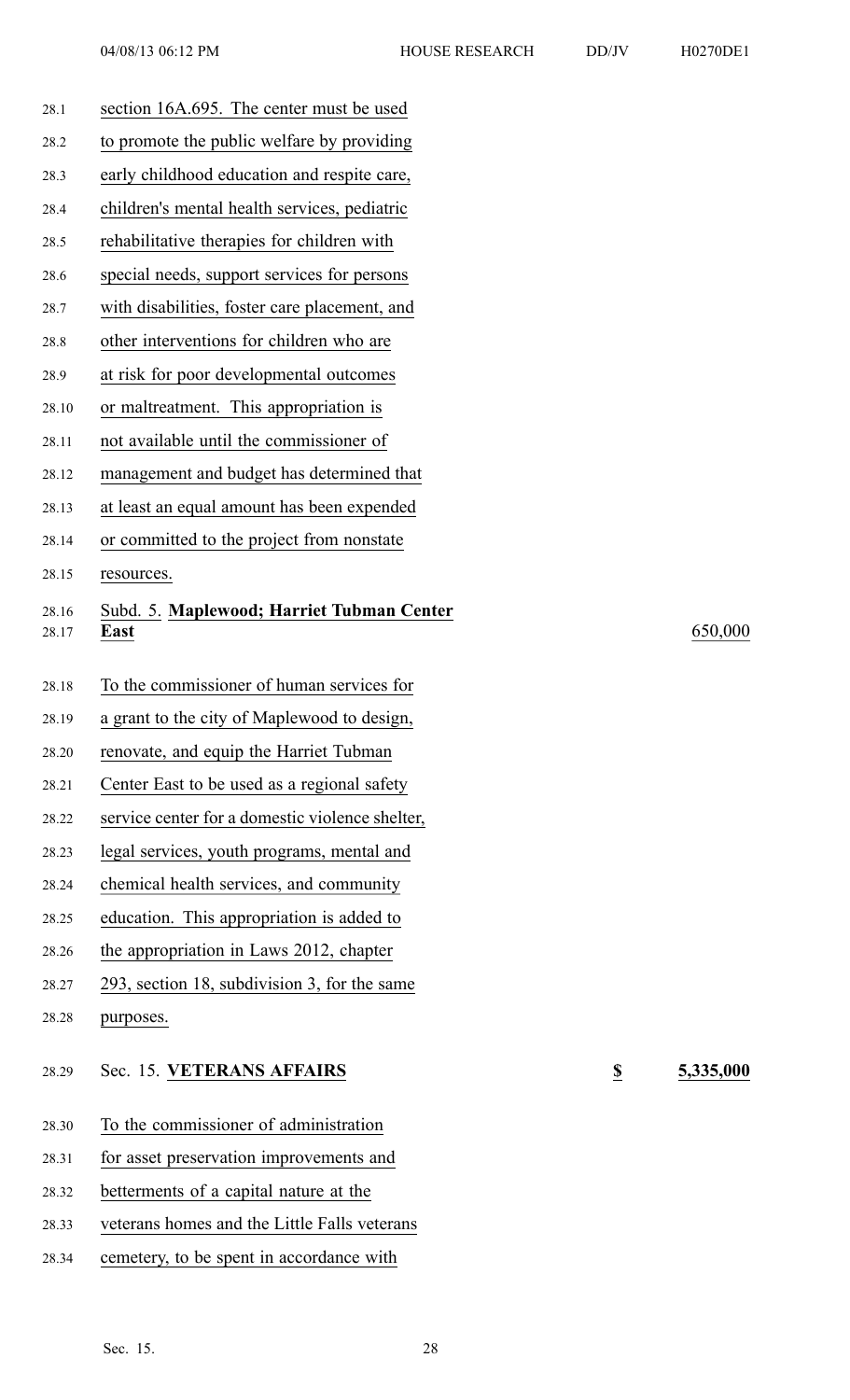section 16A.695. The center must be used to promote the public welfare by providing early childhood education and respite care, children's mental health services, pediatric rehabilitative therapies for children with special needs, support services for persons with disabilities, foster care placement, and other interventions for children who are at risk for poor developmental outcomes or maltreatment. This appropriation is not available until the commissioner of management and budget has determined that at least an equal amount has been expended or committed to the project from nonstate resources.

Subd. 5. **Maplewood; Harriet Tubman Center East** — 650,000

To the commissioner of human services for a grant to the city of Maplewood to design, renovate, and equip the Harriet Tubman Center East to be used as a regional safety service center for a domestic violence shelter, legal services, youth programs, mental and chemical health services, and community education. This appropriation is added to the appropriation in Laws 2012, chapter 293, section 18, subdivision 3, for the same purposes.

Sec. 15. **VETERANS AFFAIRS** — **$ 5,335,000**

To the commissioner of administration for asset preservation improvements and betterments of a capital nature at the veterans homes and the Little Falls veterans cemetery, to be spent in accordance with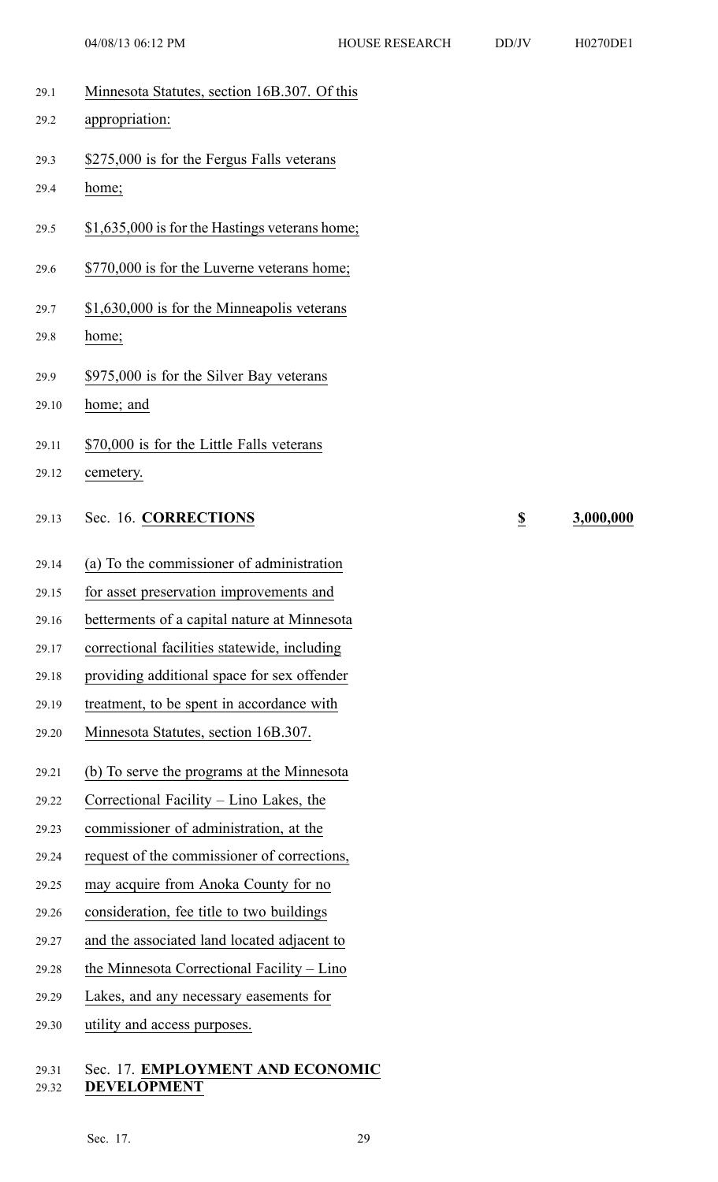Minnesota Statutes, section 16B.307. Of this appropriation:

$275,000 is for the Fergus Falls veterans home;

$1,635,000 is for the Hastings veterans home;

$770,000 is for the Luverne veterans home;

$1,630,000 is for the Minneapolis veterans home;

$975,000 is for the Silver Bay veterans home; and

$70,000 is for the Little Falls veterans cemetery.

Sec. 16. **CORRECTIONS** **$ 3,000,000**

(a) To the commissioner of administration for asset preservation improvements and betterments of a capital nature at Minnesota correctional facilities statewide, including providing additional space for sex offender treatment, to be spent in accordance with Minnesota Statutes, section 16B.307.

(b) To serve the programs at the Minnesota Correctional Facility – Lino Lakes, the commissioner of administration, at the request of the commissioner of corrections, may acquire from Anoka County for no consideration, fee title to two buildings and the associated land located adjacent to the Minnesota Correctional Facility – Lino Lakes, and any necessary easements for utility and access purposes.

Sec. 17. **EMPLOYMENT AND ECONOMIC DEVELOPMENT**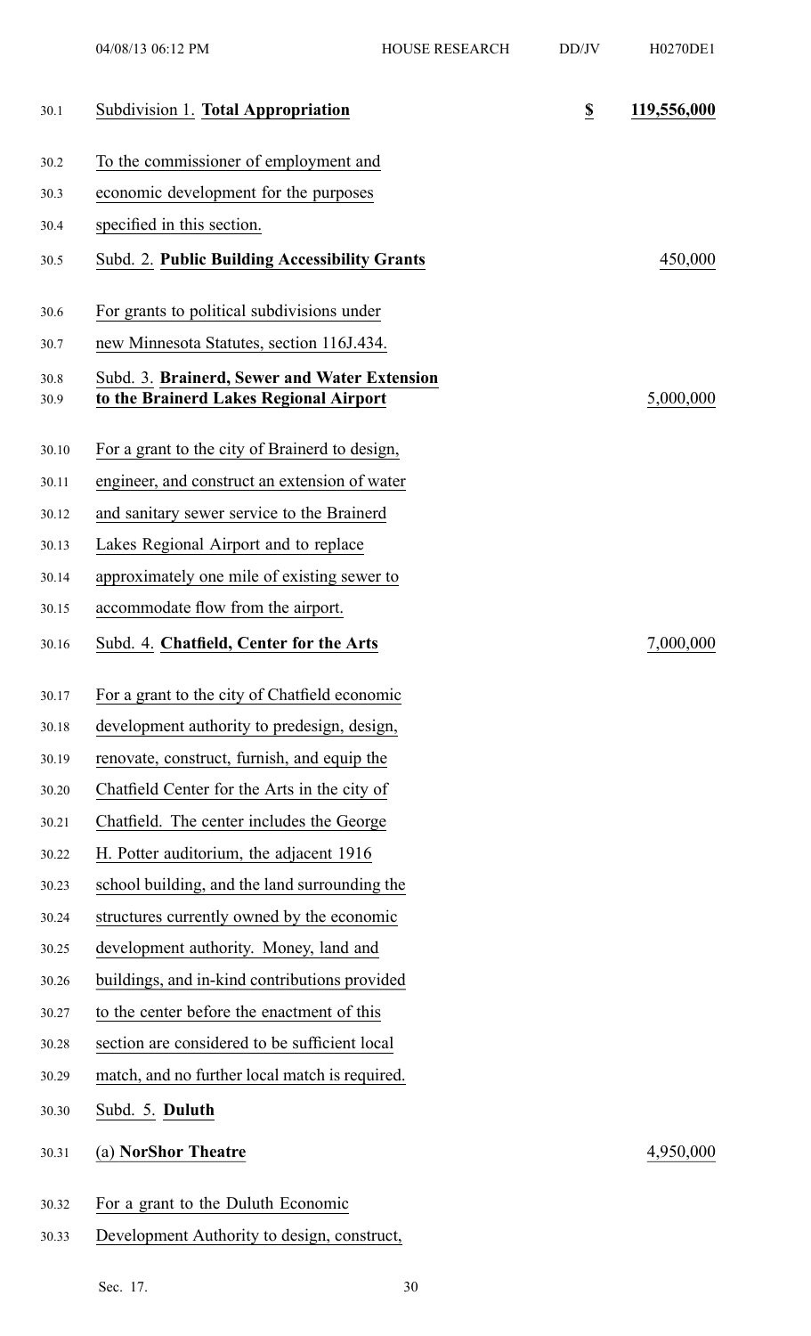| | |
|---|---|
| **Subdivision 1. Total Appropriation** | **$ 119,556,000** |
| To the commissioner of employment and economic development for the purposes specified in this section. | |
| **Subd. 2. Public Building Accessibility Grants** | 450,000 |
| For grants to political subdivisions under new Minnesota Statutes, section 116J.434. | |
| **Subd. 3. Brainerd, Sewer and Water Extension to the Brainerd Lakes Regional Airport** | 5,000,000 |
| For a grant to the city of Brainerd to design, engineer, and construct an extension of water and sanitary sewer service to the Brainerd Lakes Regional Airport and to replace approximately one mile of existing sewer to accommodate flow from the airport. | |
| **Subd. 4. Chatfield, Center for the Arts** | 7,000,000 |
| For a grant to the city of Chatfield economic development authority to predesign, design, renovate, construct, furnish, and equip the Chatfield Center for the Arts in the city of Chatfield. The center includes the George H. Potter auditorium, the adjacent 1916 school building, and the land surrounding the structures currently owned by the economic development authority. Money, land and buildings, and in-kind contributions provided to the center before the enactment of this section are considered to be sufficient local match, and no further local match is required. | |
| **Subd. 5. Duluth** | |
| (a) **NorShor Theatre** | 4,950,000 |
| For a grant to the Duluth Economic Development Authority to design, construct, | |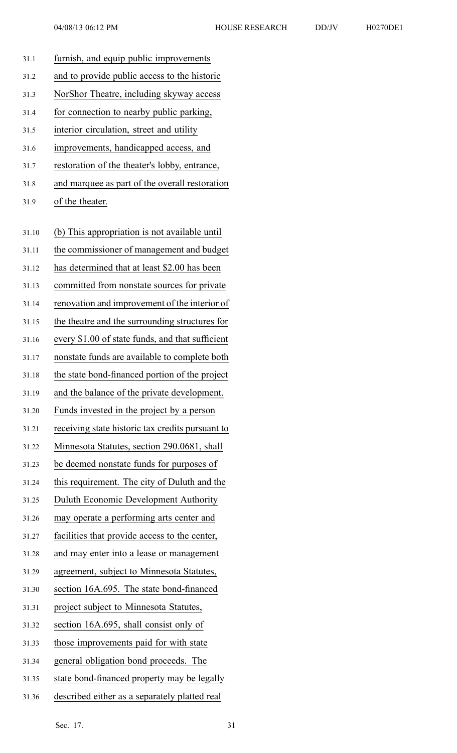furnish, and equip public improvements and to provide public access to the historic NorShor Theatre, including skyway access for connection to nearby public parking, interior circulation, street and utility improvements, handicapped access, and restoration of the theater's lobby, entrance, and marquee as part of the overall restoration of the theater.

(b) This appropriation is not available until the commissioner of management and budget has determined that at least $2.00 has been committed from nonstate sources for private renovation and improvement of the interior of the theatre and the surrounding structures for every $1.00 of state funds, and that sufficient nonstate funds are available to complete both the state bond-financed portion of the project and the balance of the private development. Funds invested in the project by a person receiving state historic tax credits pursuant to Minnesota Statutes, section 290.0681, shall be deemed nonstate funds for purposes of this requirement. The city of Duluth and the Duluth Economic Development Authority may operate a performing arts center and facilities that provide access to the center, and may enter into a lease or management agreement, subject to Minnesota Statutes, section 16A.695. The state bond-financed project subject to Minnesota Statutes, section 16A.695, shall consist only of those improvements paid for with state general obligation bond proceeds. The state bond-financed property may be legally described either as a separately platted real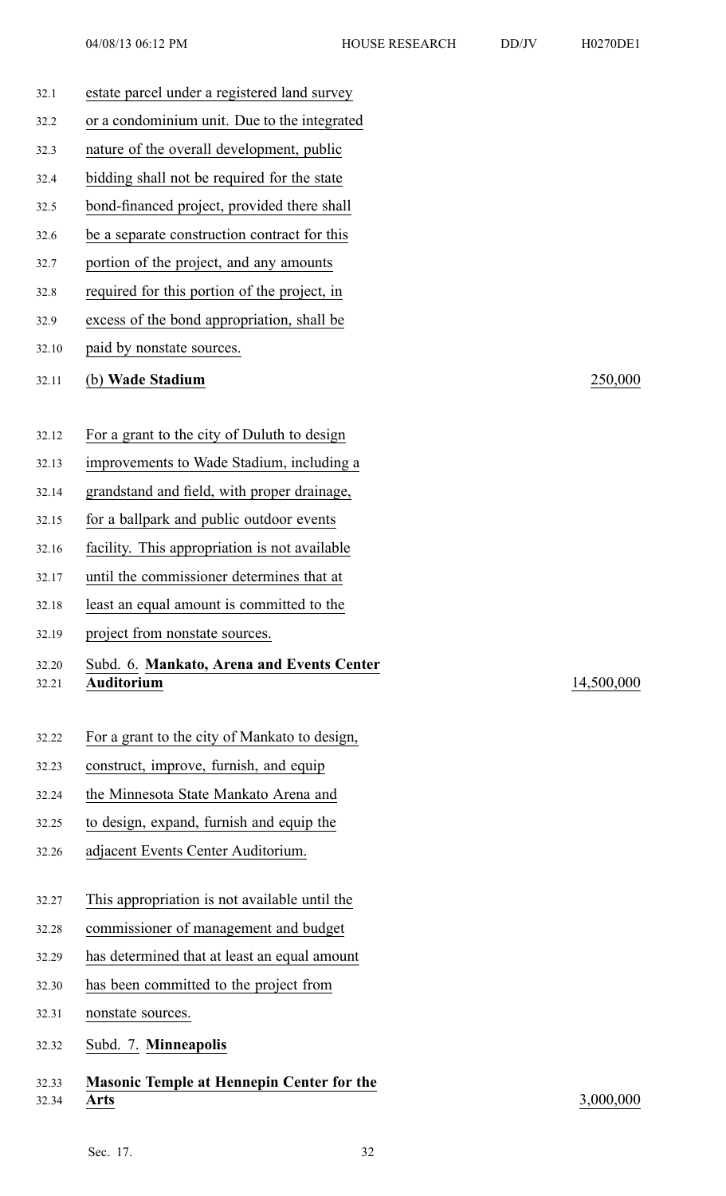estate parcel under a registered land survey or a condominium unit. Due to the integrated nature of the overall development, public bidding shall not be required for the state bond-financed project, provided there shall be a separate construction contract for this portion of the project, and any amounts required for this portion of the project, in excess of the bond appropriation, shall be paid by nonstate sources.

(b) **Wade Stadium** 250,000

For a grant to the city of Duluth to design improvements to Wade Stadium, including a grandstand and field, with proper drainage, for a ballpark and public outdoor events facility. This appropriation is not available until the commissioner determines that at least an equal amount is committed to the project from nonstate sources.

Subd. 6. **Mankato, Arena and Events Center Auditorium** 14,500,000

For a grant to the city of Mankato to design, construct, improve, furnish, and equip the Minnesota State Mankato Arena and to design, expand, furnish and equip the adjacent Events Center Auditorium.

This appropriation is not available until the commissioner of management and budget has determined that at least an equal amount has been committed to the project from nonstate sources.

Subd. 7. **Minneapolis**

**Masonic Temple at Hennepin Center for the Arts** 3,000,000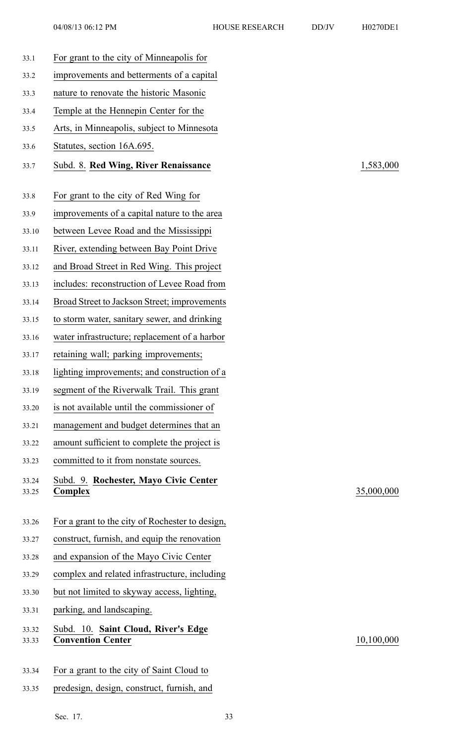For grant to the city of Minneapolis for improvements and betterments of a capital nature to renovate the historic Masonic Temple at the Hennepin Center for the Arts, in Minneapolis, subject to Minnesota Statutes, section 16A.695.

| | |
|---|---|
| Subd. 8. **Red Wing, River Renaissance** | 1,583,000 |

For grant to the city of Red Wing for improvements of a capital nature to the area between Levee Road and the Mississippi River, extending between Bay Point Drive and Broad Street in Red Wing. This project includes: reconstruction of Levee Road from Broad Street to Jackson Street; improvements to storm water, sanitary sewer, and drinking water infrastructure; replacement of a harbor retaining wall; parking improvements; lighting improvements; and construction of a segment of the Riverwalk Trail. This grant is not available until the commissioner of management and budget determines that an amount sufficient to complete the project is committed to it from nonstate sources.

| | |
|---|---|
| Subd. 9. **Rochester, Mayo Civic Center Complex** | 35,000,000 |

For a grant to the city of Rochester to design, construct, furnish, and equip the renovation and expansion of the Mayo Civic Center complex and related infrastructure, including but not limited to skyway access, lighting, parking, and landscaping.

| | |
|---|---|
| Subd. 10. **Saint Cloud, River's Edge Convention Center** | 10,100,000 |

For a grant to the city of Saint Cloud to predesign, design, construct, furnish, and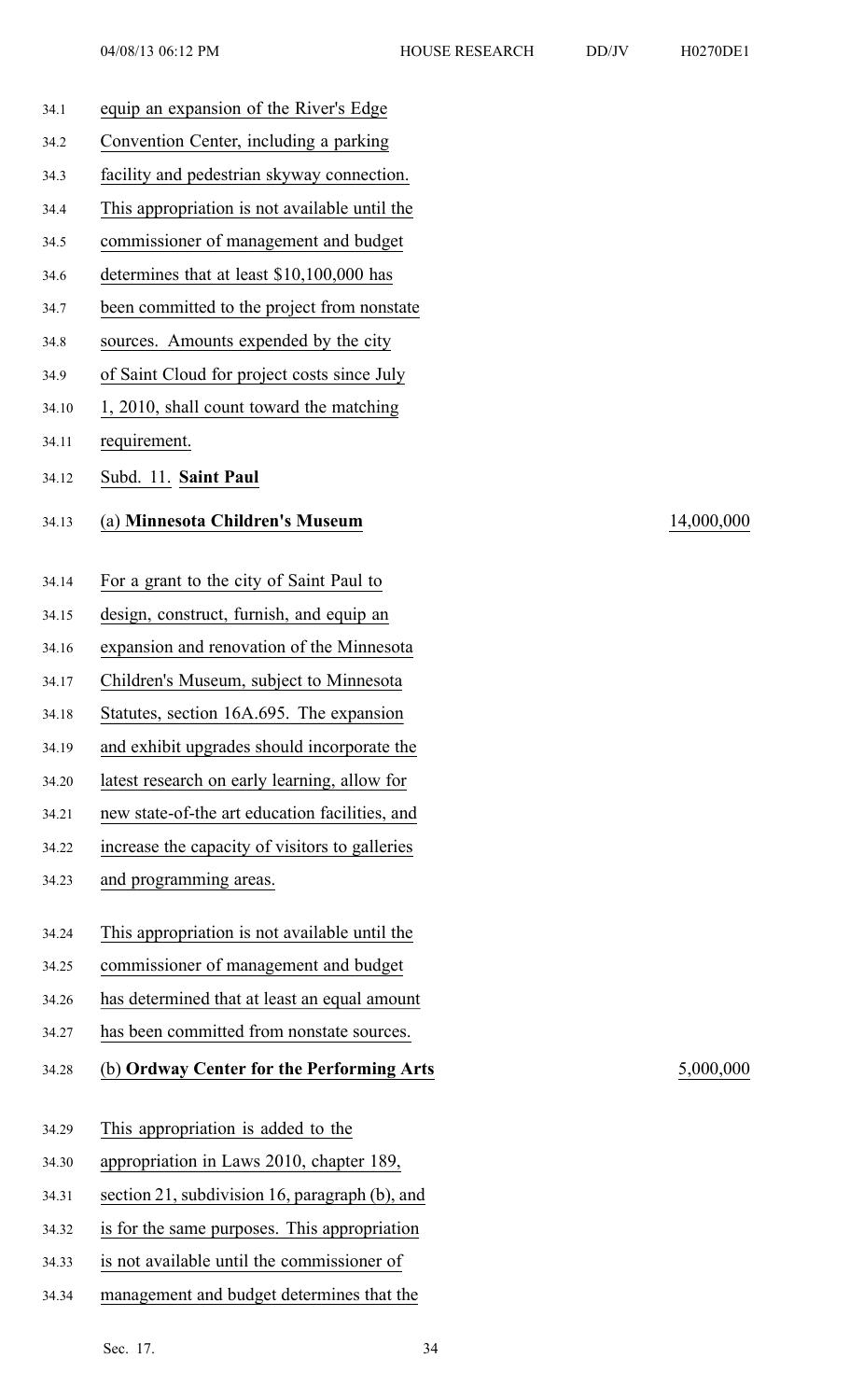equip an expansion of the River's Edge Convention Center, including a parking facility and pedestrian skyway connection. This appropriation is not available until the commissioner of management and budget determines that at least $10,100,000 has been committed to the project from nonstate sources. Amounts expended by the city of Saint Cloud for project costs since July 1, 2010, shall count toward the matching requirement.

Subd. 11. **Saint Paul**

(a) **Minnesota Children's Museum** 14,000,000

For a grant to the city of Saint Paul to design, construct, furnish, and equip an expansion and renovation of the Minnesota Children's Museum, subject to Minnesota Statutes, section 16A.695. The expansion and exhibit upgrades should incorporate the latest research on early learning, allow for new state-of-the art education facilities, and increase the capacity of visitors to galleries and programming areas.

This appropriation is not available until the commissioner of management and budget has determined that at least an equal amount has been committed from nonstate sources.

(b) **Ordway Center for the Performing Arts** 5,000,000

This appropriation is added to the appropriation in Laws 2010, chapter 189, section 21, subdivision 16, paragraph (b), and is for the same purposes. This appropriation is not available until the commissioner of management and budget determines that the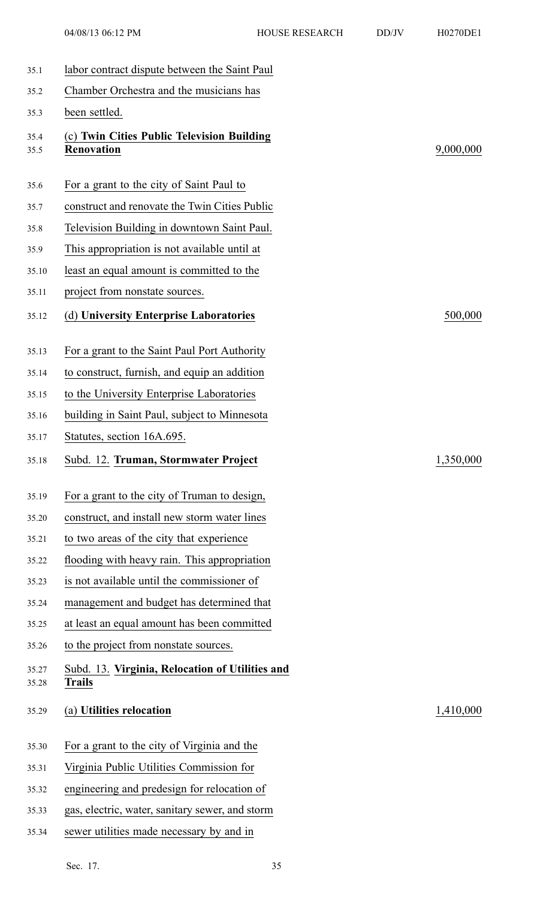labor contract dispute between the Saint Paul Chamber Orchestra and the musicians has been settled.

(c) **Twin Cities Public Television Building Renovation** 9,000,000

For a grant to the city of Saint Paul to construct and renovate the Twin Cities Public Television Building in downtown Saint Paul. This appropriation is not available until at least an equal amount is committed to the project from nonstate sources.

(d) **University Enterprise Laboratories** 500,000

For a grant to the Saint Paul Port Authority to construct, furnish, and equip an addition to the University Enterprise Laboratories building in Saint Paul, subject to Minnesota Statutes, section 16A.695.

Subd. 12. **Truman, Stormwater Project** 1,350,000

For a grant to the city of Truman to design, construct, and install new storm water lines to two areas of the city that experience flooding with heavy rain. This appropriation is not available until the commissioner of management and budget has determined that at least an equal amount has been committed to the project from nonstate sources.

Subd. 13. **Virginia, Relocation of Utilities and Trails**

(a) **Utilities relocation** 1,410,000

For a grant to the city of Virginia and the Virginia Public Utilities Commission for engineering and predesign for relocation of gas, electric, water, sanitary sewer, and storm sewer utilities made necessary by and in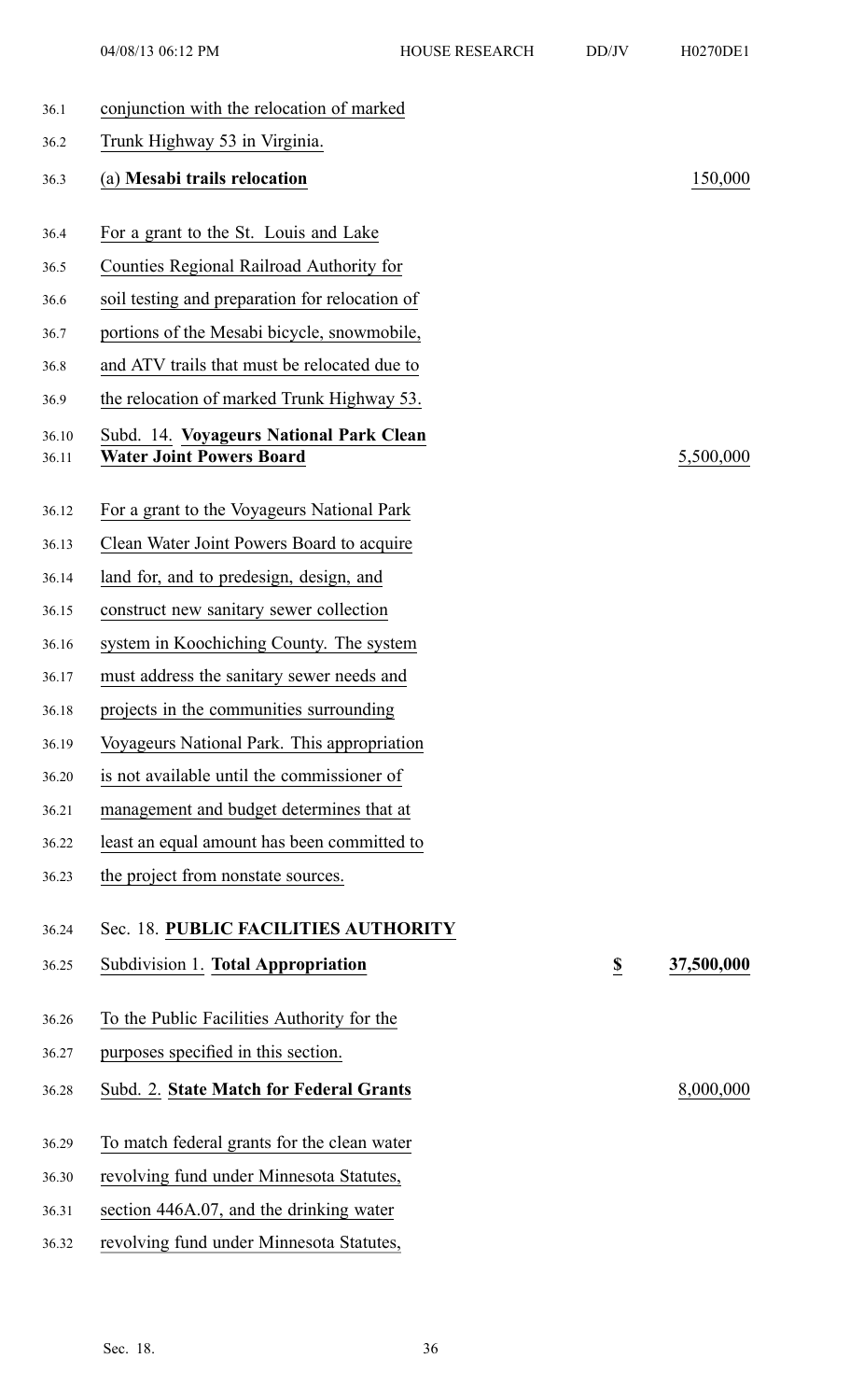conjunction with the relocation of marked Trunk Highway 53 in Virginia.

(a) **Mesabi trails relocation** 150,000

For a grant to the St. Louis and Lake Counties Regional Railroad Authority for soil testing and preparation for relocation of portions of the Mesabi bicycle, snowmobile, and ATV trails that must be relocated due to the relocation of marked Trunk Highway 53.

Subd. 14. **Voyageurs National Park Clean Water Joint Powers Board** 5,500,000

For a grant to the Voyageurs National Park Clean Water Joint Powers Board to acquire land for, and to predesign, design, and construct new sanitary sewer collection system in Koochiching County. The system must address the sanitary sewer needs and projects in the communities surrounding Voyageurs National Park. This appropriation is not available until the commissioner of management and budget determines that at least an equal amount has been committed to the project from nonstate sources.

Sec. 18. **PUBLIC FACILITIES AUTHORITY**

Subdivision 1. **Total Appropriation** **$ 37,500,000**

To the Public Facilities Authority for the purposes specified in this section.

Subd. 2. **State Match for Federal Grants** 8,000,000

To match federal grants for the clean water revolving fund under Minnesota Statutes, section 446A.07, and the drinking water revolving fund under Minnesota Statutes,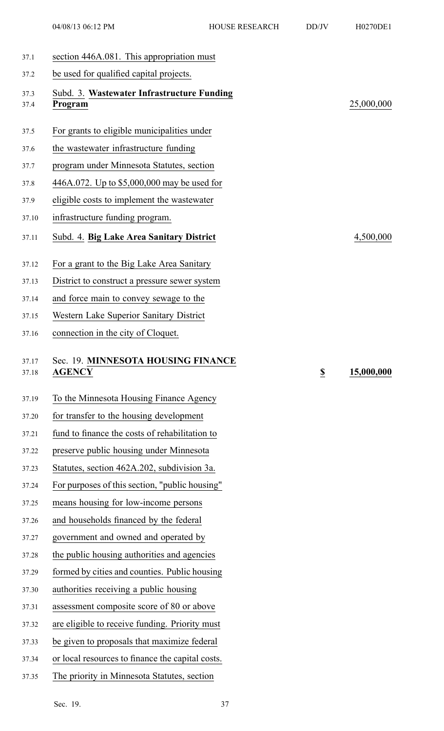section 446A.081. This appropriation must be used for qualified capital projects.

**Subd. 3. Wastewater Infrastructure Funding Program** — 25,000,000

For grants to eligible municipalities under the wastewater infrastructure funding program under Minnesota Statutes, section 446A.072. Up to $5,000,000 may be used for eligible costs to implement the wastewater infrastructure funding program.

**Subd. 4. Big Lake Area Sanitary District** — 4,500,000

For a grant to the Big Lake Area Sanitary District to construct a pressure sewer system and force main to convey sewage to the Western Lake Superior Sanitary District connection in the city of Cloquet.

## Sec. 19. MINNESOTA HOUSING FINANCE AGENCY — $ 15,000,000

To the Minnesota Housing Finance Agency for transfer to the housing development fund to finance the costs of rehabilitation to preserve public housing under Minnesota Statutes, section 462A.202, subdivision 3a. For purposes of this section, "public housing" means housing for low-income persons and households financed by the federal government and owned and operated by the public housing authorities and agencies formed by cities and counties. Public housing authorities receiving a public housing assessment composite score of 80 or above are eligible to receive funding. Priority must be given to proposals that maximize federal or local resources to finance the capital costs. The priority in Minnesota Statutes, section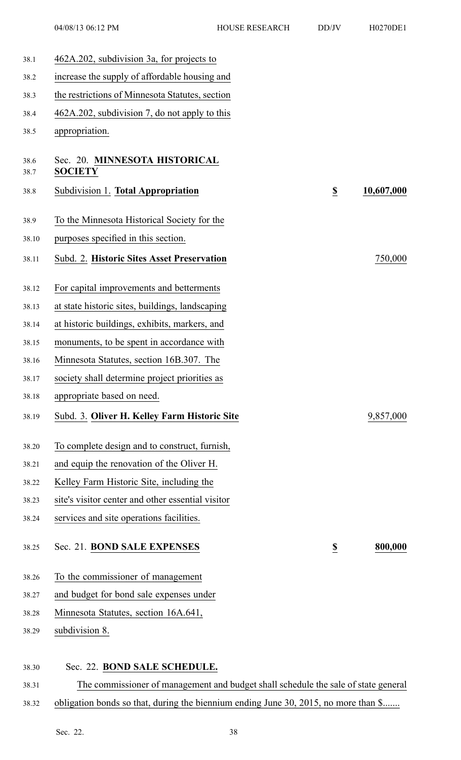462A.202, subdivision 3a, for projects to increase the supply of affordable housing and the restrictions of Minnesota Statutes, section 462A.202, subdivision 7, do not apply to this appropriation.

Sec. 20. **MINNESOTA HISTORICAL SOCIETY**

| | | |
|---|---|---|
| Subdivision 1. **Total Appropriation** | **$** | **10,607,000** |

To the Minnesota Historical Society for the purposes specified in this section.

| | |
|---|---|
| Subd. 2. **Historic Sites Asset Preservation** | 750,000 |

For capital improvements and betterments at state historic sites, buildings, landscaping at historic buildings, exhibits, markers, and monuments, to be spent in accordance with Minnesota Statutes, section 16B.307. The society shall determine project priorities as appropriate based on need.

| | |
|---|---|
| Subd. 3. **Oliver H. Kelley Farm Historic Site** | 9,857,000 |

To complete design and to construct, furnish, and equip the renovation of the Oliver H. Kelley Farm Historic Site, including the site's visitor center and other essential visitor services and site operations facilities.

| | | |
|---|---|---|
| Sec. 21. **BOND SALE EXPENSES** | **$** | **800,000** |

To the commissioner of management and budget for bond sale expenses under Minnesota Statutes, section 16A.641, subdivision 8.

Sec. 22. **BOND SALE SCHEDULE.**

The commissioner of management and budget shall schedule the sale of state general obligation bonds so that, during the biennium ending June 30, 2015, no more than $.......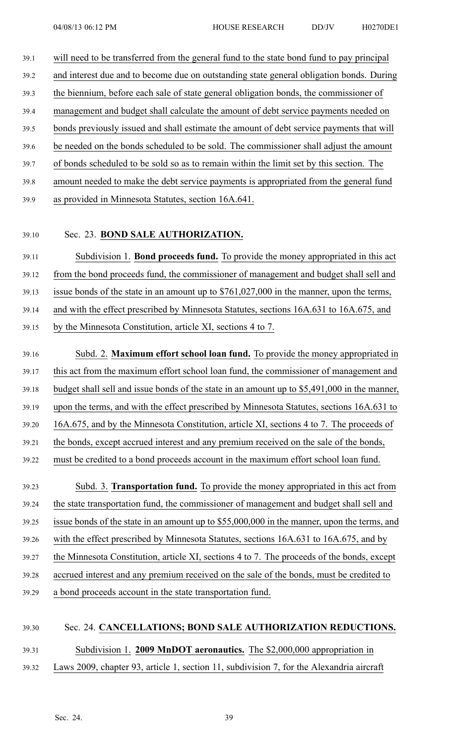will need to be transferred from the general fund to the state bond fund to pay principal and interest due and to become due on outstanding state general obligation bonds. During the biennium, before each sale of state general obligation bonds, the commissioner of management and budget shall calculate the amount of debt service payments needed on bonds previously issued and shall estimate the amount of debt service payments that will be needed on the bonds scheduled to be sold. The commissioner shall adjust the amount of bonds scheduled to be sold so as to remain within the limit set by this section. The amount needed to make the debt service payments is appropriated from the general fund as provided in Minnesota Statutes, section 16A.641.

Sec. 23. **BOND SALE AUTHORIZATION.**

Subdivision 1. **Bond proceeds fund.** To provide the money appropriated in this act from the bond proceeds fund, the commissioner of management and budget shall sell and issue bonds of the state in an amount up to $761,027,000 in the manner, upon the terms, and with the effect prescribed by Minnesota Statutes, sections 16A.631 to 16A.675, and by the Minnesota Constitution, article XI, sections 4 to 7.

Subd. 2. **Maximum effort school loan fund.** To provide the money appropriated in this act from the maximum effort school loan fund, the commissioner of management and budget shall sell and issue bonds of the state in an amount up to $5,491,000 in the manner, upon the terms, and with the effect prescribed by Minnesota Statutes, sections 16A.631 to 16A.675, and by the Minnesota Constitution, article XI, sections 4 to 7. The proceeds of the bonds, except accrued interest and any premium received on the sale of the bonds, must be credited to a bond proceeds account in the maximum effort school loan fund.

Subd. 3. **Transportation fund.** To provide the money appropriated in this act from the state transportation fund, the commissioner of management and budget shall sell and issue bonds of the state in an amount up to $55,000,000 in the manner, upon the terms, and with the effect prescribed by Minnesota Statutes, sections 16A.631 to 16A.675, and by the Minnesota Constitution, article XI, sections 4 to 7. The proceeds of the bonds, except accrued interest and any premium received on the sale of the bonds, must be credited to a bond proceeds account in the state transportation fund.

Sec. 24. **CANCELLATIONS; BOND SALE AUTHORIZATION REDUCTIONS.**

Subdivision 1. **2009 MnDOT aeronautics.** The $2,000,000 appropriation in Laws 2009, chapter 93, article 1, section 11, subdivision 7, for the Alexandria aircraft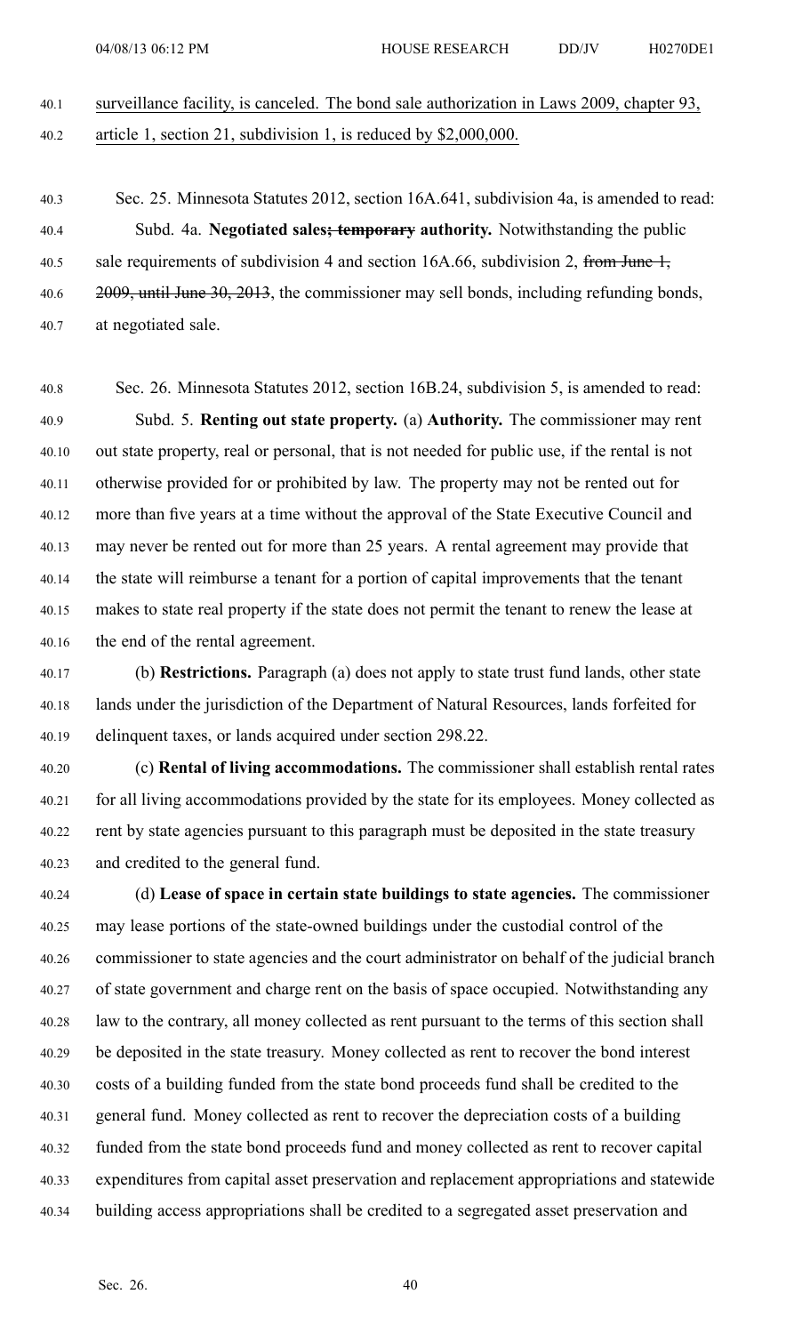surveillance facility, is canceled. The bond sale authorization in Laws 2009, chapter 93, article 1, section 21, subdivision 1, is reduced by $2,000,000.

Sec. 25. Minnesota Statutes 2012, section 16A.641, subdivision 4a, is amended to read:

Subd. 4a. **Negotiated sales~~; temporary~~ authority.** Notwithstanding the public sale requirements of subdivision 4 and section 16A.66, subdivision 2, ~~from June 1, 2009, until June 30, 2013~~, the commissioner may sell bonds, including refunding bonds, at negotiated sale.

Sec. 26. Minnesota Statutes 2012, section 16B.24, subdivision 5, is amended to read:

Subd. 5. **Renting out state property.** (a) **Authority.** The commissioner may rent out state property, real or personal, that is not needed for public use, if the rental is not otherwise provided for or prohibited by law. The property may not be rented out for more than five years at a time without the approval of the State Executive Council and may never be rented out for more than 25 years. A rental agreement may provide that the state will reimburse a tenant for a portion of capital improvements that the tenant makes to state real property if the state does not permit the tenant to renew the lease at the end of the rental agreement.

(b) **Restrictions.** Paragraph (a) does not apply to state trust fund lands, other state lands under the jurisdiction of the Department of Natural Resources, lands forfeited for delinquent taxes, or lands acquired under section 298.22.

(c) **Rental of living accommodations.** The commissioner shall establish rental rates for all living accommodations provided by the state for its employees. Money collected as rent by state agencies pursuant to this paragraph must be deposited in the state treasury and credited to the general fund.

(d) **Lease of space in certain state buildings to state agencies.** The commissioner may lease portions of the state-owned buildings under the custodial control of the commissioner to state agencies and the court administrator on behalf of the judicial branch of state government and charge rent on the basis of space occupied. Notwithstanding any law to the contrary, all money collected as rent pursuant to the terms of this section shall be deposited in the state treasury. Money collected as rent to recover the bond interest costs of a building funded from the state bond proceeds fund shall be credited to the general fund. Money collected as rent to recover the depreciation costs of a building funded from the state bond proceeds fund and money collected as rent to recover capital expenditures from capital asset preservation and replacement appropriations and statewide building access appropriations shall be credited to a segregated asset preservation and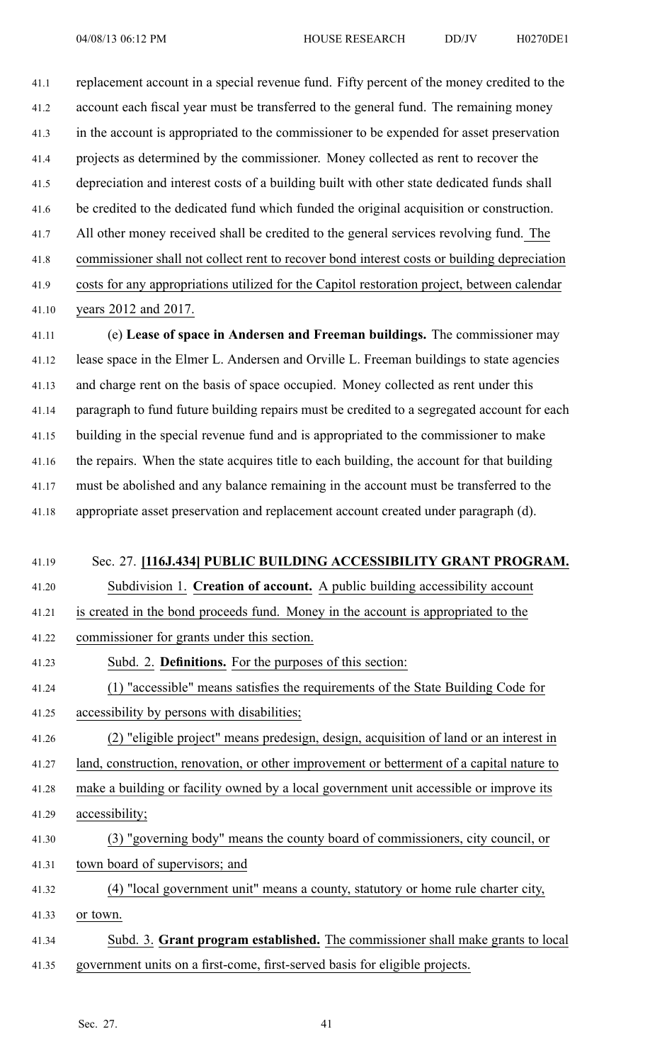replacement account in a special revenue fund. Fifty percent of the money credited to the account each fiscal year must be transferred to the general fund. The remaining money in the account is appropriated to the commissioner to be expended for asset preservation projects as determined by the commissioner. Money collected as rent to recover the depreciation and interest costs of a building built with other state dedicated funds shall be credited to the dedicated fund which funded the original acquisition or construction. All other money received shall be credited to the general services revolving fund. The commissioner shall not collect rent to recover bond interest costs or building depreciation costs for any appropriations utilized for the Capitol restoration project, between calendar years 2012 and 2017.

(e) **Lease of space in Andersen and Freeman buildings.** The commissioner may lease space in the Elmer L. Andersen and Orville L. Freeman buildings to state agencies and charge rent on the basis of space occupied. Money collected as rent under this paragraph to fund future building repairs must be credited to a segregated account for each building in the special revenue fund and is appropriated to the commissioner to make the repairs. When the state acquires title to each building, the account for that building must be abolished and any balance remaining in the account must be transferred to the appropriate asset preservation and replacement account created under paragraph (d).

Sec. 27. **[116J.434] PUBLIC BUILDING ACCESSIBILITY GRANT PROGRAM.**

Subdivision 1. **Creation of account.** A public building accessibility account is created in the bond proceeds fund. Money in the account is appropriated to the commissioner for grants under this section.

Subd. 2. **Definitions.** For the purposes of this section:

(1) "accessible" means satisfies the requirements of the State Building Code for accessibility by persons with disabilities;

(2) "eligible project" means predesign, design, acquisition of land or an interest in land, construction, renovation, or other improvement or betterment of a capital nature to make a building or facility owned by a local government unit accessible or improve its accessibility;

(3) "governing body" means the county board of commissioners, city council, or town board of supervisors; and

(4) "local government unit" means a county, statutory or home rule charter city, or town.

Subd. 3. **Grant program established.** The commissioner shall make grants to local government units on a first-come, first-served basis for eligible projects.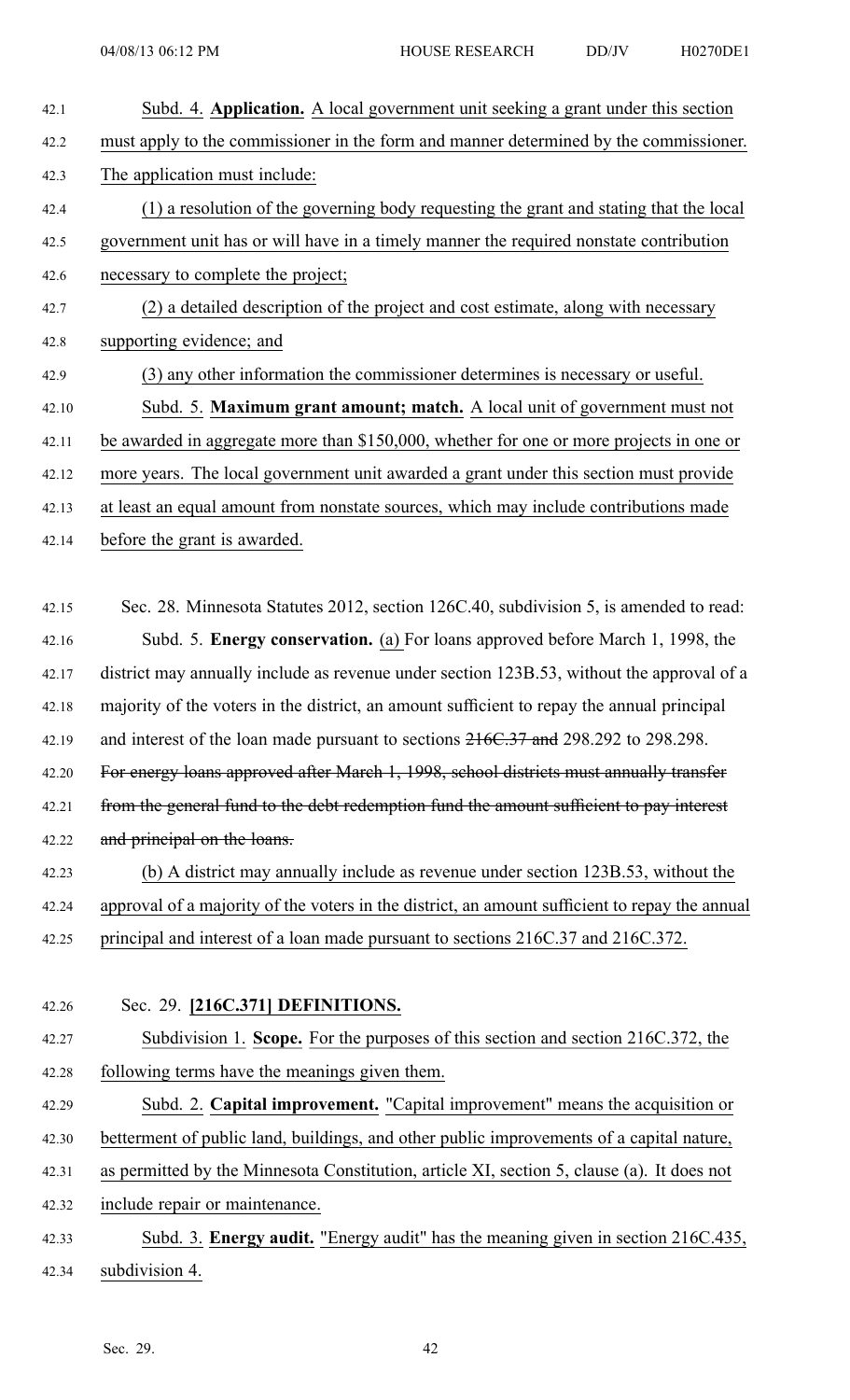Subd. 4. **Application.** A local government unit seeking a grant under this section must apply to the commissioner in the form and manner determined by the commissioner. The application must include:

(1) a resolution of the governing body requesting the grant and stating that the local government unit has or will have in a timely manner the required nonstate contribution necessary to complete the project;

(2) a detailed description of the project and cost estimate, along with necessary supporting evidence; and

(3) any other information the commissioner determines is necessary or useful.

Subd. 5. **Maximum grant amount; match.** A local unit of government must not be awarded in aggregate more than $150,000, whether for one or more projects in one or more years. The local government unit awarded a grant under this section must provide at least an equal amount from nonstate sources, which may include contributions made before the grant is awarded.

Sec. 28. Minnesota Statutes 2012, section 126C.40, subdivision 5, is amended to read:

Subd. 5. **Energy conservation.** (a) For loans approved before March 1, 1998, the district may annually include as revenue under section 123B.53, without the approval of a majority of the voters in the district, an amount sufficient to repay the annual principal and interest of the loan made pursuant to sections ~~216C.37 and~~ 298.292 to 298.298. ~~For energy loans approved after March 1, 1998, school districts must annually transfer from the general fund to the debt redemption fund the amount sufficient to pay interest and principal on the loans.~~

(b) A district may annually include as revenue under section 123B.53, without the approval of a majority of the voters in the district, an amount sufficient to repay the annual principal and interest of a loan made pursuant to sections 216C.37 and 216C.372.

Sec. 29. **[216C.371] DEFINITIONS.**

Subdivision 1. **Scope.** For the purposes of this section and section 216C.372, the following terms have the meanings given them.

Subd. 2. **Capital improvement.** "Capital improvement" means the acquisition or betterment of public land, buildings, and other public improvements of a capital nature, as permitted by the Minnesota Constitution, article XI, section 5, clause (a). It does not include repair or maintenance.

Subd. 3. **Energy audit.** "Energy audit" has the meaning given in section 216C.435, subdivision 4.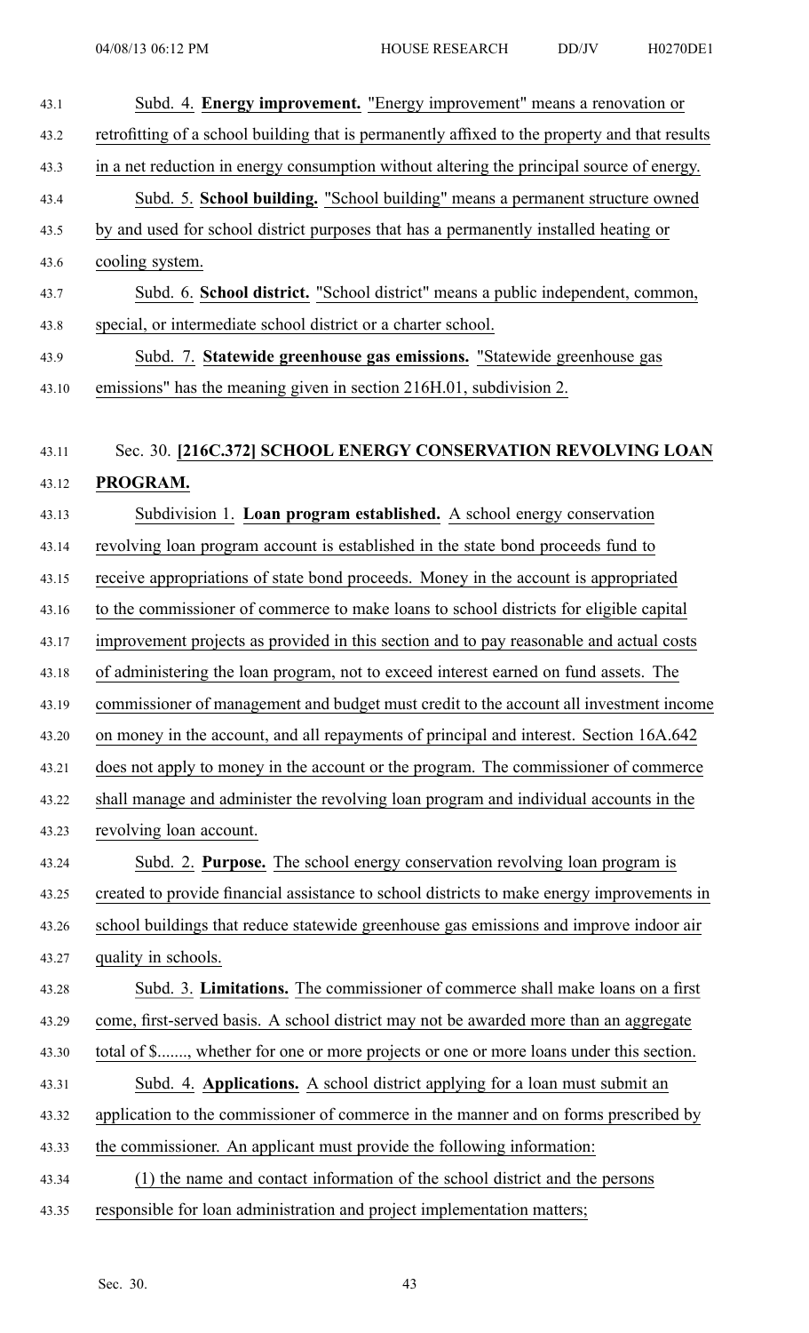Subd. 4. **Energy improvement.** "Energy improvement" means a renovation or retrofitting of a school building that is permanently affixed to the property and that results in a net reduction in energy consumption without altering the principal source of energy.

Subd. 5. **School building.** "School building" means a permanent structure owned by and used for school district purposes that has a permanently installed heating or cooling system.

Subd. 6. **School district.** "School district" means a public independent, common, special, or intermediate school district or a charter school.

Subd. 7. **Statewide greenhouse gas emissions.** "Statewide greenhouse gas emissions" has the meaning given in section 216H.01, subdivision 2.

## Sec. 30. [216C.372] SCHOOL ENERGY CONSERVATION REVOLVING LOAN PROGRAM.

Subdivision 1. **Loan program established.** A school energy conservation revolving loan program account is established in the state bond proceeds fund to receive appropriations of state bond proceeds. Money in the account is appropriated to the commissioner of commerce to make loans to school districts for eligible capital improvement projects as provided in this section and to pay reasonable and actual costs of administering the loan program, not to exceed interest earned on fund assets. The commissioner of management and budget must credit to the account all investment income on money in the account, and all repayments of principal and interest. Section 16A.642 does not apply to money in the account or the program. The commissioner of commerce shall manage and administer the revolving loan program and individual accounts in the revolving loan account.

Subd. 2. **Purpose.** The school energy conservation revolving loan program is created to provide financial assistance to school districts to make energy improvements in school buildings that reduce statewide greenhouse gas emissions and improve indoor air quality in schools.

Subd. 3. **Limitations.** The commissioner of commerce shall make loans on a first come, first-served basis. A school district may not be awarded more than an aggregate total of $......., whether for one or more projects or one or more loans under this section.

Subd. 4. **Applications.** A school district applying for a loan must submit an application to the commissioner of commerce in the manner and on forms prescribed by the commissioner. An applicant must provide the following information:

(1) the name and contact information of the school district and the persons responsible for loan administration and project implementation matters;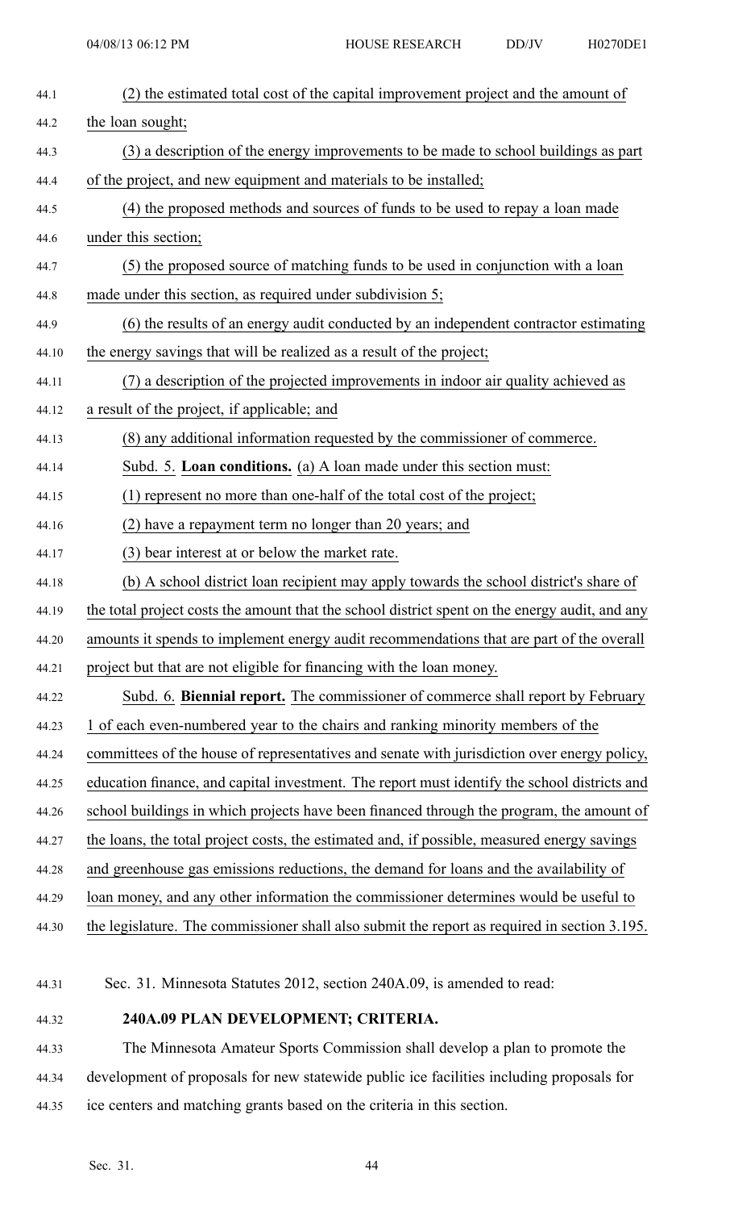(2) the estimated total cost of the capital improvement project and the amount of the loan sought;

(3) a description of the energy improvements to be made to school buildings as part of the project, and new equipment and materials to be installed;

(4) the proposed methods and sources of funds to be used to repay a loan made under this section;

(5) the proposed source of matching funds to be used in conjunction with a loan made under this section, as required under subdivision 5;

(6) the results of an energy audit conducted by an independent contractor estimating the energy savings that will be realized as a result of the project;

(7) a description of the projected improvements in indoor air quality achieved as a result of the project, if applicable; and

(8) any additional information requested by the commissioner of commerce.

Subd. 5. **Loan conditions.** (a) A loan made under this section must:

(1) represent no more than one-half of the total cost of the project;

(2) have a repayment term no longer than 20 years; and

(3) bear interest at or below the market rate.

(b) A school district loan recipient may apply towards the school district's share of the total project costs the amount that the school district spent on the energy audit, and any amounts it spends to implement energy audit recommendations that are part of the overall project but that are not eligible for financing with the loan money.

Subd. 6. **Biennial report.** The commissioner of commerce shall report by February 1 of each even-numbered year to the chairs and ranking minority members of the committees of the house of representatives and senate with jurisdiction over energy policy, education finance, and capital investment. The report must identify the school districts and school buildings in which projects have been financed through the program, the amount of the loans, the total project costs, the estimated and, if possible, measured energy savings and greenhouse gas emissions reductions, the demand for loans and the availability of loan money, and any other information the commissioner determines would be useful to the legislature. The commissioner shall also submit the report as required in section 3.195.

Sec. 31. Minnesota Statutes 2012, section 240A.09, is amended to read:

**240A.09 PLAN DEVELOPMENT; CRITERIA.**

The Minnesota Amateur Sports Commission shall develop a plan to promote the development of proposals for new statewide public ice facilities including proposals for ice centers and matching grants based on the criteria in this section.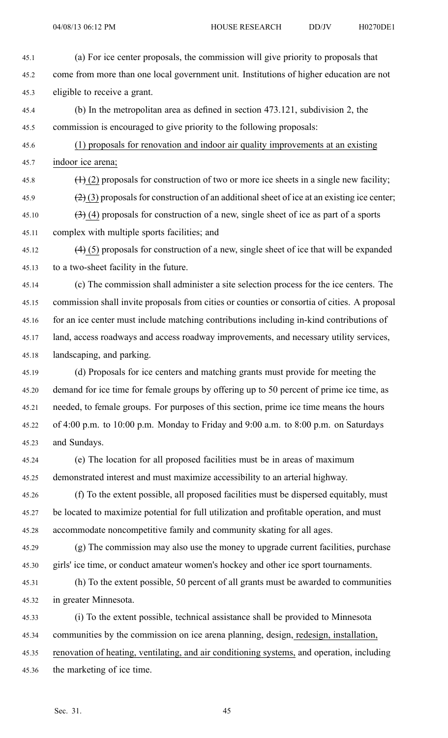(a) For ice center proposals, the commission will give priority to proposals that come from more than one local government unit. Institutions of higher education are not eligible to receive a grant.

(b) In the metropolitan area as defined in section 473.121, subdivision 2, the commission is encouraged to give priority to the following proposals:

(1) proposals for renovation and indoor air quality improvements at an existing indoor ice arena;

~~(1)~~ (2) proposals for construction of two or more ice sheets in a single new facility;

~~(2)~~ (3) proposals for construction of an additional sheet of ice at an existing ice center;

~~(3)~~ (4) proposals for construction of a new, single sheet of ice as part of a sports complex with multiple sports facilities; and

~~(4)~~ (5) proposals for construction of a new, single sheet of ice that will be expanded to a two-sheet facility in the future.

(c) The commission shall administer a site selection process for the ice centers. The commission shall invite proposals from cities or counties or consortia of cities. A proposal for an ice center must include matching contributions including in-kind contributions of land, access roadways and access roadway improvements, and necessary utility services, landscaping, and parking.

(d) Proposals for ice centers and matching grants must provide for meeting the demand for ice time for female groups by offering up to 50 percent of prime ice time, as needed, to female groups. For purposes of this section, prime ice time means the hours of 4:00 p.m. to 10:00 p.m. Monday to Friday and 9:00 a.m. to 8:00 p.m. on Saturdays and Sundays.

(e) The location for all proposed facilities must be in areas of maximum demonstrated interest and must maximize accessibility to an arterial highway.

(f) To the extent possible, all proposed facilities must be dispersed equitably, must be located to maximize potential for full utilization and profitable operation, and must accommodate noncompetitive family and community skating for all ages.

(g) The commission may also use the money to upgrade current facilities, purchase girls' ice time, or conduct amateur women's hockey and other ice sport tournaments.

(h) To the extent possible, 50 percent of all grants must be awarded to communities in greater Minnesota.

(i) To the extent possible, technical assistance shall be provided to Minnesota communities by the commission on ice arena planning, design, redesign, installation, renovation of heating, ventilating, and air conditioning systems, and operation, including the marketing of ice time.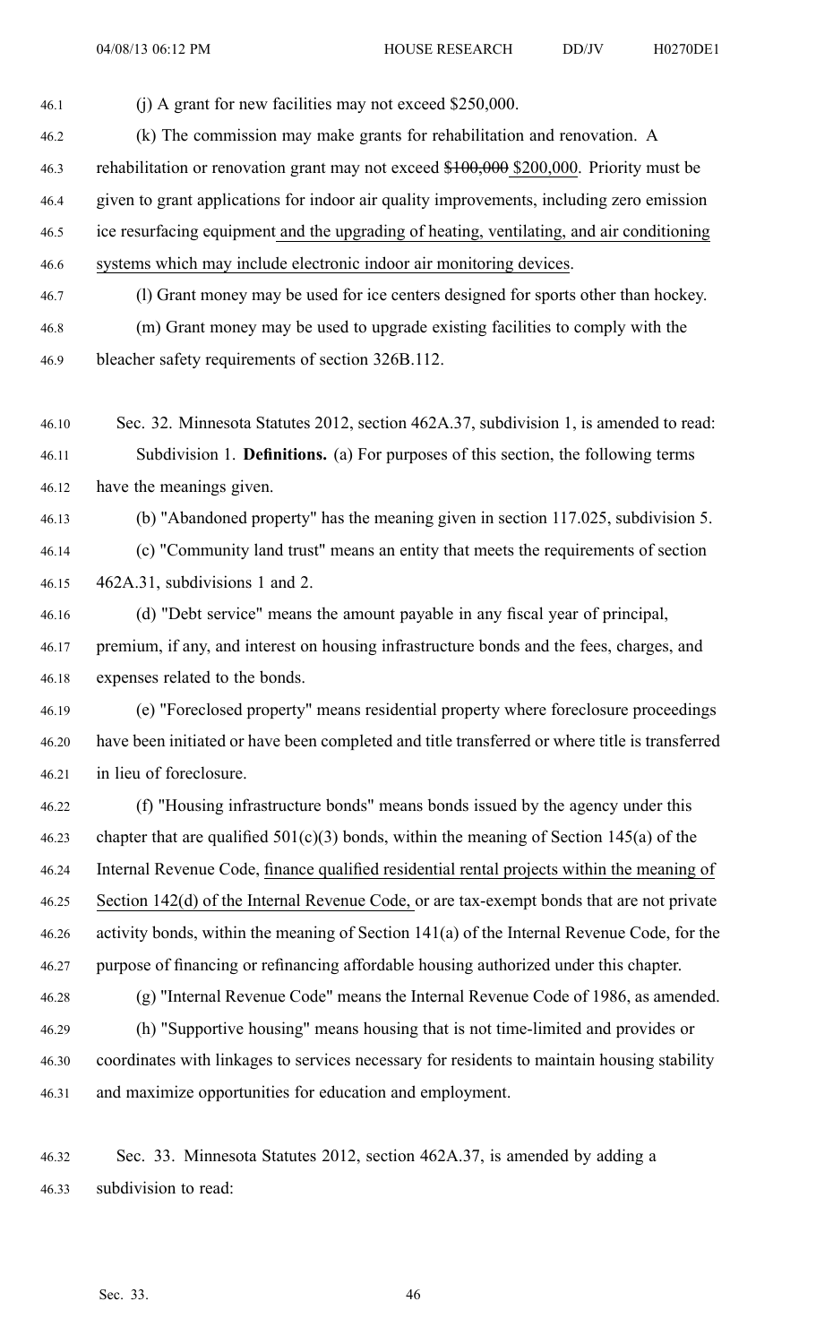(j) A grant for new facilities may not exceed $250,000.

(k) The commission may make grants for rehabilitation and renovation. A rehabilitation or renovation grant may not exceed ~~$100,000~~ $200,000. Priority must be given to grant applications for indoor air quality improvements, including zero emission ice resurfacing equipment and the upgrading of heating, ventilating, and air conditioning systems which may include electronic indoor air monitoring devices.

(l) Grant money may be used for ice centers designed for sports other than hockey.

(m) Grant money may be used to upgrade existing facilities to comply with the bleacher safety requirements of section 326B.112.

Sec. 32. Minnesota Statutes 2012, section 462A.37, subdivision 1, is amended to read:

Subdivision 1. **Definitions.** (a) For purposes of this section, the following terms have the meanings given.

(b) "Abandoned property" has the meaning given in section 117.025, subdivision 5.

(c) "Community land trust" means an entity that meets the requirements of section 462A.31, subdivisions 1 and 2.

(d) "Debt service" means the amount payable in any fiscal year of principal, premium, if any, and interest on housing infrastructure bonds and the fees, charges, and expenses related to the bonds.

(e) "Foreclosed property" means residential property where foreclosure proceedings have been initiated or have been completed and title transferred or where title is transferred in lieu of foreclosure.

(f) "Housing infrastructure bonds" means bonds issued by the agency under this chapter that are qualified 501(c)(3) bonds, within the meaning of Section 145(a) of the Internal Revenue Code, finance qualified residential rental projects within the meaning of Section 142(d) of the Internal Revenue Code, or are tax-exempt bonds that are not private activity bonds, within the meaning of Section 141(a) of the Internal Revenue Code, for the purpose of financing or refinancing affordable housing authorized under this chapter.

(g) "Internal Revenue Code" means the Internal Revenue Code of 1986, as amended.

(h) "Supportive housing" means housing that is not time-limited and provides or coordinates with linkages to services necessary for residents to maintain housing stability and maximize opportunities for education and employment.

Sec. 33. Minnesota Statutes 2012, section 462A.37, is amended by adding a subdivision to read: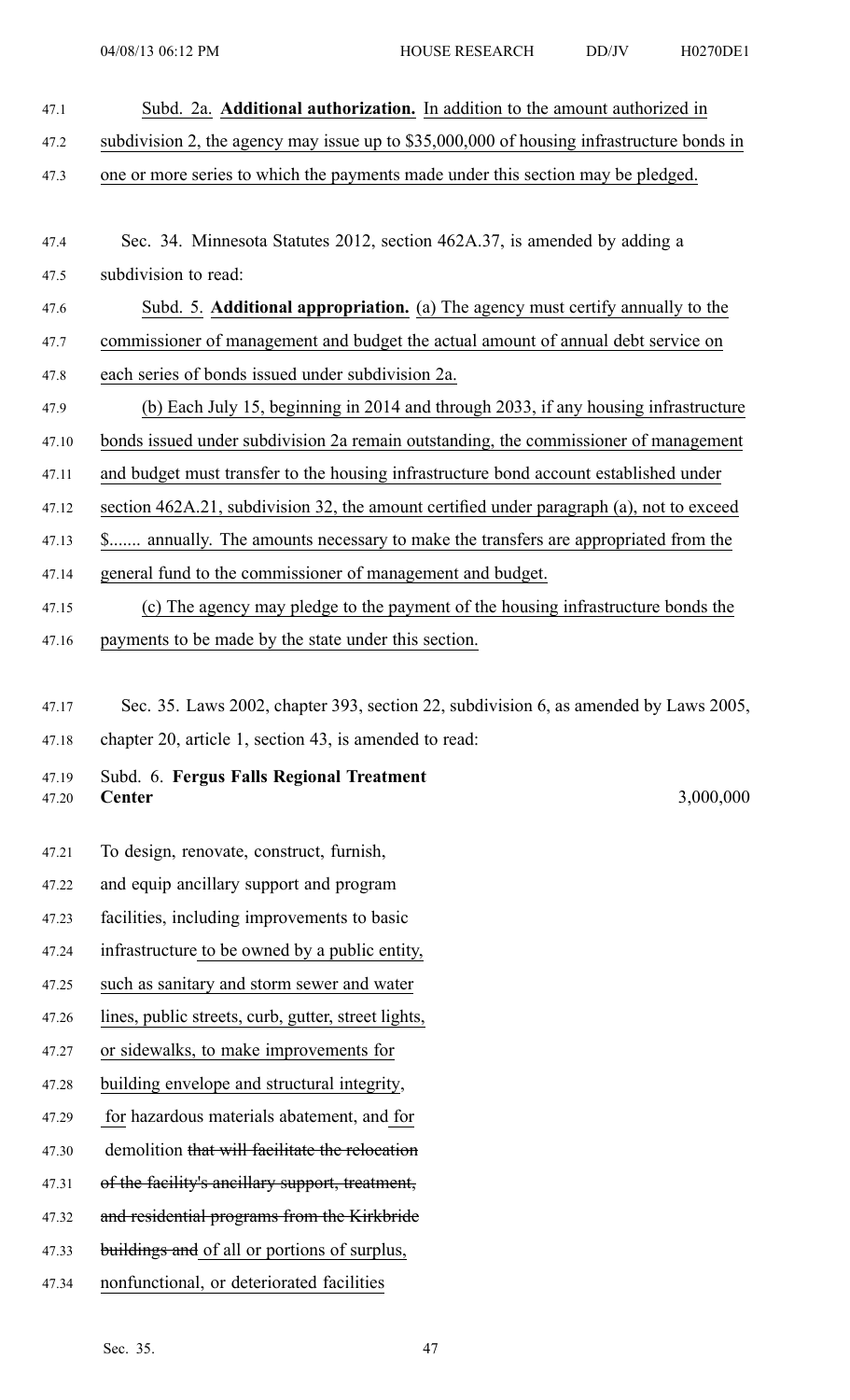Subd. 2a. **Additional authorization.** In addition to the amount authorized in subdivision 2, the agency may issue up to $35,000,000 of housing infrastructure bonds in one or more series to which the payments made under this section may be pledged.

Sec. 34. Minnesota Statutes 2012, section 462A.37, is amended by adding a subdivision to read:

Subd. 5. **Additional appropriation.** (a) The agency must certify annually to the commissioner of management and budget the actual amount of annual debt service on each series of bonds issued under subdivision 2a.

(b) Each July 15, beginning in 2014 and through 2033, if any housing infrastructure bonds issued under subdivision 2a remain outstanding, the commissioner of management and budget must transfer to the housing infrastructure bond account established under section 462A.21, subdivision 32, the amount certified under paragraph (a), not to exceed $....... annually. The amounts necessary to make the transfers are appropriated from the general fund to the commissioner of management and budget.

(c) The agency may pledge to the payment of the housing infrastructure bonds the payments to be made by the state under this section.

Sec. 35. Laws 2002, chapter 393, section 22, subdivision 6, as amended by Laws 2005, chapter 20, article 1, section 43, is amended to read:

Subd. 6. **Fergus Falls Regional Treatment Center** 3,000,000

To design, renovate, construct, furnish, and equip ancillary support and program facilities, including improvements to basic infrastructure to be owned by a public entity, such as sanitary and storm sewer and water lines, public streets, curb, gutter, street lights, or sidewalks, to make improvements for building envelope and structural integrity, for hazardous materials abatement, and for demolition ~~that will facilitate the relocation of the facility's ancillary support, treatment, and residential programs from the Kirkbride buildings and~~ of all or portions of surplus, nonfunctional, or deteriorated facilities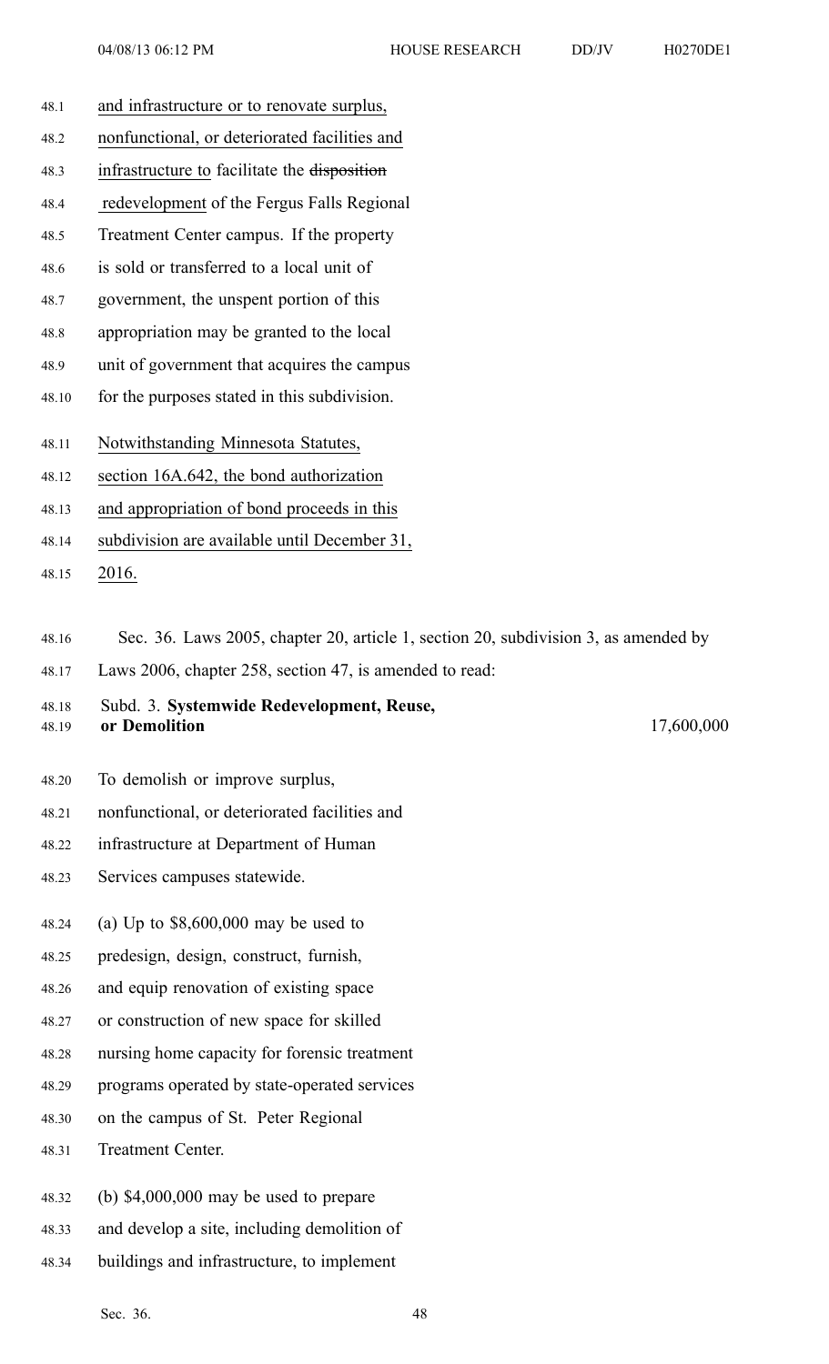and infrastructure or to renovate surplus, nonfunctional, or deteriorated facilities and infrastructure to facilitate the ~~disposition~~ redevelopment of the Fergus Falls Regional Treatment Center campus. If the property is sold or transferred to a local unit of government, the unspent portion of this appropriation may be granted to the local unit of government that acquires the campus for the purposes stated in this subdivision.

Notwithstanding Minnesota Statutes, section 16A.642, the bond authorization and appropriation of bond proceeds in this subdivision are available until December 31, 2016.

Sec. 36. Laws 2005, chapter 20, article 1, section 20, subdivision 3, as amended by Laws 2006, chapter 258, section 47, is amended to read:

Subd. 3. **Systemwide Redevelopment, Reuse, or Demolition** 17,600,000

To demolish or improve surplus, nonfunctional, or deteriorated facilities and infrastructure at Department of Human Services campuses statewide.

(a) Up to $8,600,000 may be used to predesign, design, construct, furnish, and equip renovation of existing space or construction of new space for skilled nursing home capacity for forensic treatment programs operated by state-operated services on the campus of St. Peter Regional Treatment Center.

(b) $4,000,000 may be used to prepare and develop a site, including demolition of buildings and infrastructure, to implement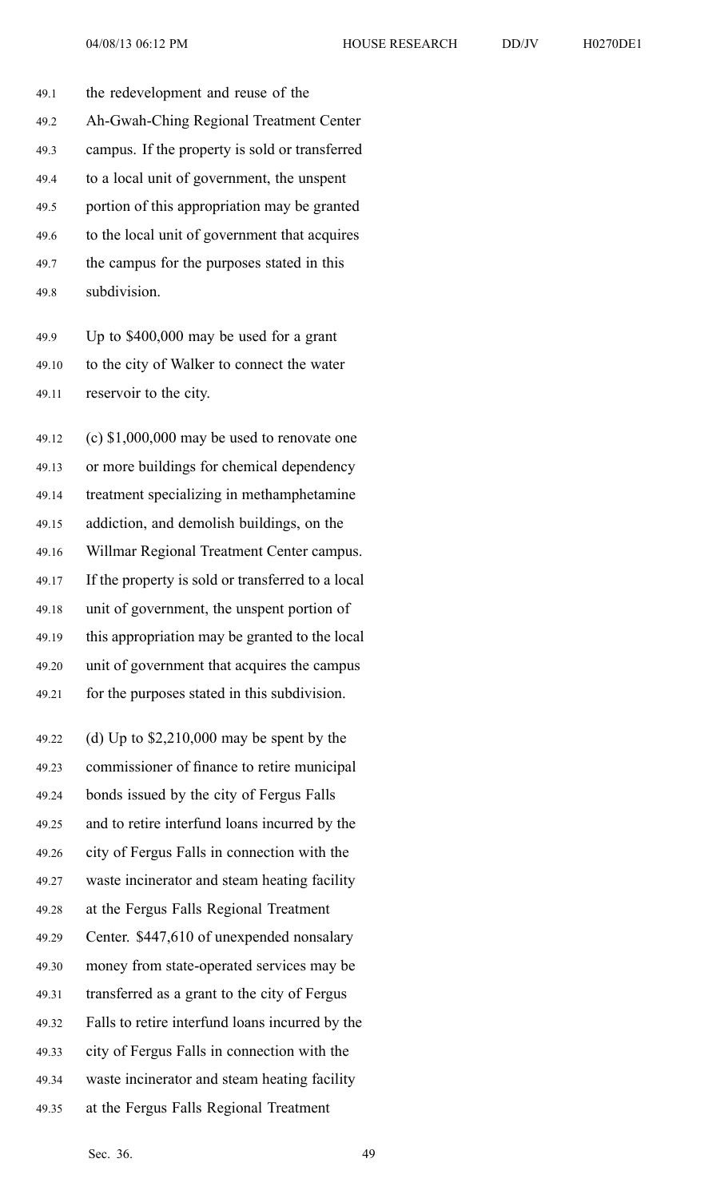the redevelopment and reuse of the Ah-Gwah-Ching Regional Treatment Center campus. If the property is sold or transferred to a local unit of government, the unspent portion of this appropriation may be granted to the local unit of government that acquires the campus for the purposes stated in this subdivision.

Up to $400,000 may be used for a grant to the city of Walker to connect the water reservoir to the city.

(c) $1,000,000 may be used to renovate one or more buildings for chemical dependency treatment specializing in methamphetamine addiction, and demolish buildings, on the Willmar Regional Treatment Center campus. If the property is sold or transferred to a local unit of government, the unspent portion of this appropriation may be granted to the local unit of government that acquires the campus for the purposes stated in this subdivision.

(d) Up to $2,210,000 may be spent by the commissioner of finance to retire municipal bonds issued by the city of Fergus Falls and to retire interfund loans incurred by the city of Fergus Falls in connection with the waste incinerator and steam heating facility at the Fergus Falls Regional Treatment Center. $447,610 of unexpended nonsalary money from state-operated services may be transferred as a grant to the city of Fergus Falls to retire interfund loans incurred by the city of Fergus Falls in connection with the waste incinerator and steam heating facility at the Fergus Falls Regional Treatment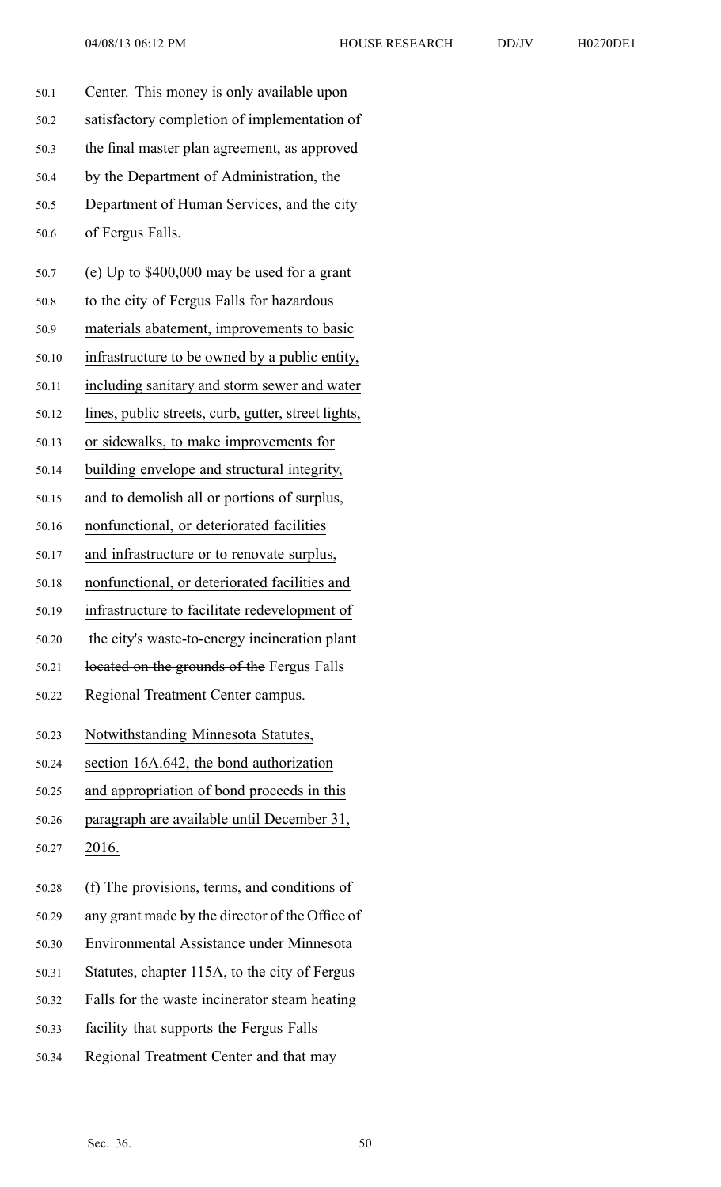Center. This money is only available upon satisfactory completion of implementation of the final master plan agreement, as approved by the Department of Administration, the Department of Human Services, and the city of Fergus Falls.

(e) Up to $400,000 may be used for a grant to the city of Fergus Falls for hazardous materials abatement, improvements to basic infrastructure to be owned by a public entity, including sanitary and storm sewer and water lines, public streets, curb, gutter, street lights, or sidewalks, to make improvements for building envelope and structural integrity, and to demolish all or portions of surplus, nonfunctional, or deteriorated facilities and infrastructure or to renovate surplus, nonfunctional, or deteriorated facilities and infrastructure to facilitate redevelopment of the ~~city's waste-to-energy incineration plant located on the grounds of the~~ Fergus Falls Regional Treatment Center campus.

Notwithstanding Minnesota Statutes, section 16A.642, the bond authorization and appropriation of bond proceeds in this paragraph are available until December 31, 2016.

(f) The provisions, terms, and conditions of any grant made by the director of the Office of Environmental Assistance under Minnesota Statutes, chapter 115A, to the city of Fergus Falls for the waste incinerator steam heating facility that supports the Fergus Falls Regional Treatment Center and that may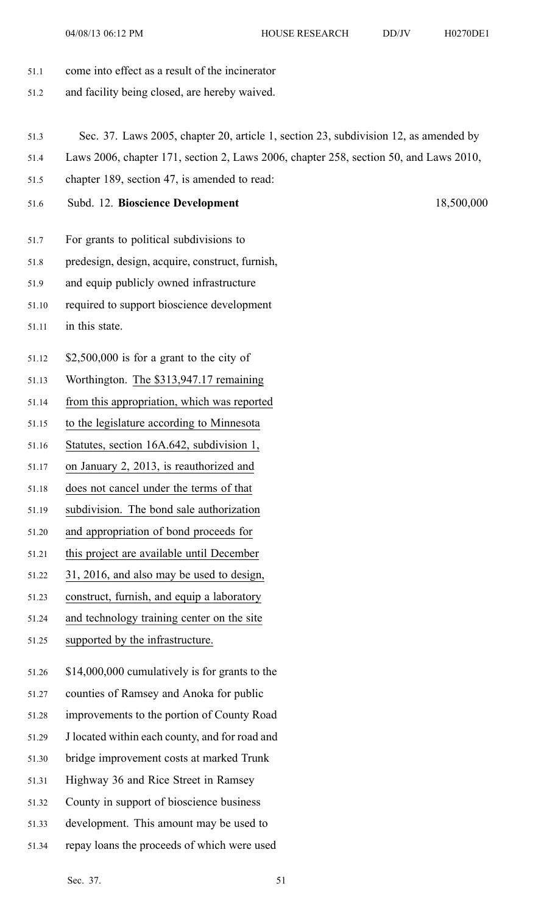come into effect as a result of the incinerator and facility being closed, are hereby waived.

Sec. 37. Laws 2005, chapter 20, article 1, section 23, subdivision 12, as amended by Laws 2006, chapter 171, section 2, Laws 2006, chapter 258, section 50, and Laws 2010, chapter 189, section 47, is amended to read:

Subd. 12. **Bioscience Development** 18,500,000

For grants to political subdivisions to predesign, design, acquire, construct, furnish, and equip publicly owned infrastructure required to support bioscience development in this state.

$2,500,000 is for a grant to the city of Worthington. The $313,947.17 remaining from this appropriation, which was reported to the legislature according to Minnesota Statutes, section 16A.642, subdivision 1, on January 2, 2013, is reauthorized and does not cancel under the terms of that subdivision. The bond sale authorization and appropriation of bond proceeds for this project are available until December 31, 2016, and also may be used to design, construct, furnish, and equip a laboratory and technology training center on the site supported by the infrastructure.

$14,000,000 cumulatively is for grants to the counties of Ramsey and Anoka for public improvements to the portion of County Road J located within each county, and for road and bridge improvement costs at marked Trunk Highway 36 and Rice Street in Ramsey County in support of bioscience business development. This amount may be used to repay loans the proceeds of which were used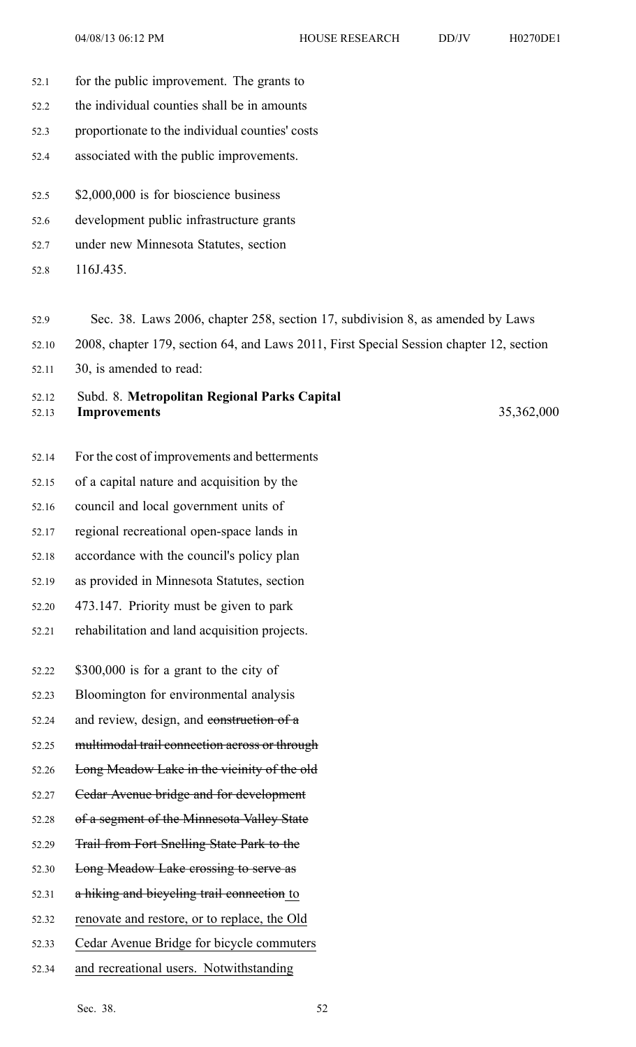for the public improvement. The grants to the individual counties shall be in amounts proportionate to the individual counties' costs associated with the public improvements.

$2,000,000 is for bioscience business development public infrastructure grants under new Minnesota Statutes, section 116J.435.

Sec. 38. Laws 2006, chapter 258, section 17, subdivision 8, as amended by Laws 2008, chapter 179, section 64, and Laws 2011, First Special Session chapter 12, section 30, is amended to read:

Subd. 8. **Metropolitan Regional Parks Capital Improvements** 35,362,000

For the cost of improvements and betterments of a capital nature and acquisition by the council and local government units of regional recreational open-space lands in accordance with the council's policy plan as provided in Minnesota Statutes, section 473.147. Priority must be given to park rehabilitation and land acquisition projects.

$300,000 is for a grant to the city of Bloomington for environmental analysis and review, design, and ~~construction of a multimodal trail connection across or through Long Meadow Lake in the vicinity of the old Cedar Avenue bridge and for development of a segment of the Minnesota Valley State Trail from Fort Snelling State Park to the Long Meadow Lake crossing to serve as a hiking and bicycling trail connection~~ <u>to renovate and restore, or to replace, the Old Cedar Avenue Bridge for bicycle commuters and recreational users. Notwithstanding</u>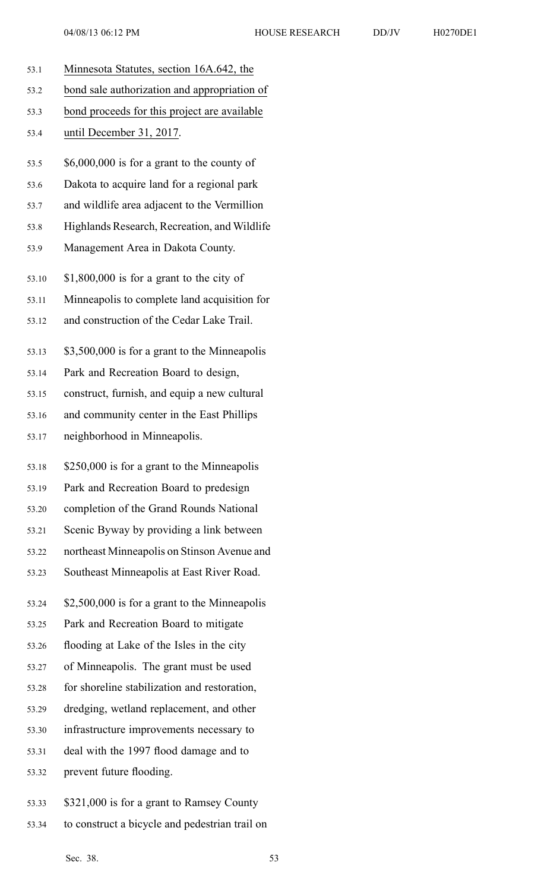Minnesota Statutes, section 16A.642, the bond sale authorization and appropriation of bond proceeds for this project are available until December 31, 2017.

$6,000,000 is for a grant to the county of Dakota to acquire land for a regional park and wildlife area adjacent to the Vermillion Highlands Research, Recreation, and Wildlife Management Area in Dakota County.

$1,800,000 is for a grant to the city of Minneapolis to complete land acquisition for and construction of the Cedar Lake Trail.

$3,500,000 is for a grant to the Minneapolis Park and Recreation Board to design, construct, furnish, and equip a new cultural and community center in the East Phillips neighborhood in Minneapolis.

$250,000 is for a grant to the Minneapolis Park and Recreation Board to predesign completion of the Grand Rounds National Scenic Byway by providing a link between northeast Minneapolis on Stinson Avenue and Southeast Minneapolis at East River Road.

$2,500,000 is for a grant to the Minneapolis Park and Recreation Board to mitigate flooding at Lake of the Isles in the city of Minneapolis. The grant must be used for shoreline stabilization and restoration, dredging, wetland replacement, and other infrastructure improvements necessary to deal with the 1997 flood damage and to prevent future flooding.

$321,000 is for a grant to Ramsey County to construct a bicycle and pedestrian trail on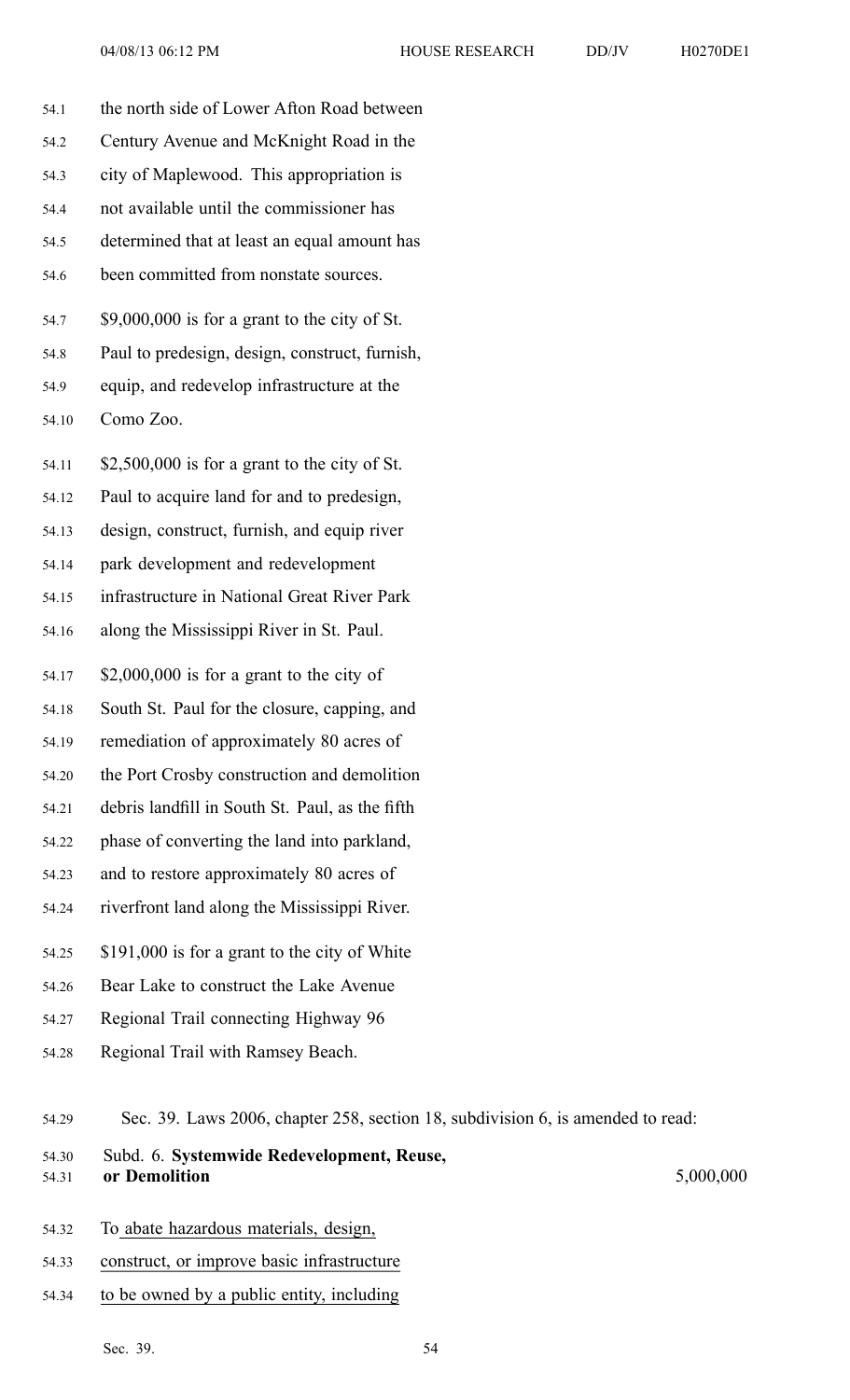the north side of Lower Afton Road between Century Avenue and McKnight Road in the city of Maplewood. This appropriation is not available until the commissioner has determined that at least an equal amount has been committed from nonstate sources.

$9,000,000 is for a grant to the city of St. Paul to predesign, design, construct, furnish, equip, and redevelop infrastructure at the Como Zoo.

$2,500,000 is for a grant to the city of St. Paul to acquire land for and to predesign, design, construct, furnish, and equip river park development and redevelopment infrastructure in National Great River Park along the Mississippi River in St. Paul.

$2,000,000 is for a grant to the city of South St. Paul for the closure, capping, and remediation of approximately 80 acres of the Port Crosby construction and demolition debris landfill in South St. Paul, as the fifth phase of converting the land into parkland, and to restore approximately 80 acres of riverfront land along the Mississippi River.

$191,000 is for a grant to the city of White Bear Lake to construct the Lake Avenue Regional Trail connecting Highway 96 Regional Trail with Ramsey Beach.

Sec. 39. Laws 2006, chapter 258, section 18, subdivision 6, is amended to read:

Subd. 6. **Systemwide Redevelopment, Reuse, or Demolition** 5,000,000

To abate hazardous materials, design, construct, or improve basic infrastructure to be owned by a public entity, including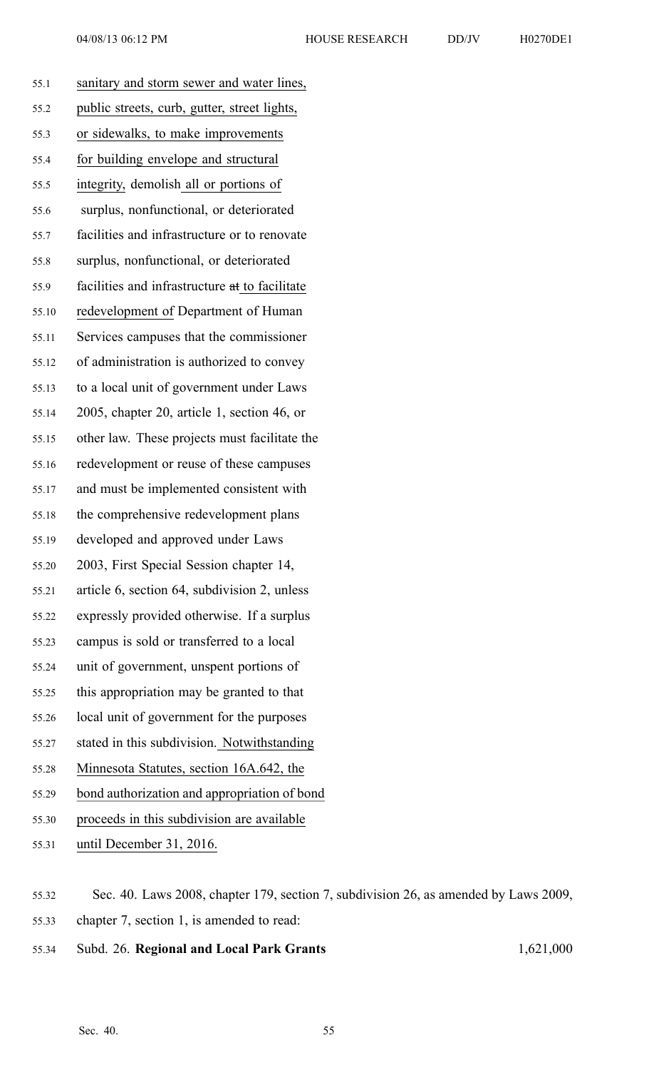sanitary and storm sewer and water lines, public streets, curb, gutter, street lights, or sidewalks, to make improvements for building envelope and structural integrity, demolish all or portions of surplus, nonfunctional, or deteriorated facilities and infrastructure or to renovate surplus, nonfunctional, or deteriorated facilities and infrastructure at to facilitate redevelopment of Department of Human Services campuses that the commissioner of administration is authorized to convey to a local unit of government under Laws 2005, chapter 20, article 1, section 46, or other law. These projects must facilitate the redevelopment or reuse of these campuses and must be implemented consistent with the comprehensive redevelopment plans developed and approved under Laws 2003, First Special Session chapter 14, article 6, section 64, subdivision 2, unless expressly provided otherwise. If a surplus campus is sold or transferred to a local unit of government, unspent portions of this appropriation may be granted to that local unit of government for the purposes stated in this subdivision. Notwithstanding Minnesota Statutes, section 16A.642, the bond authorization and appropriation of bond proceeds in this subdivision are available until December 31, 2016.

Sec. 40. Laws 2008, chapter 179, section 7, subdivision 26, as amended by Laws 2009, chapter 7, section 1, is amended to read:

Subd. 26. **Regional and Local Park Grants** 1,621,000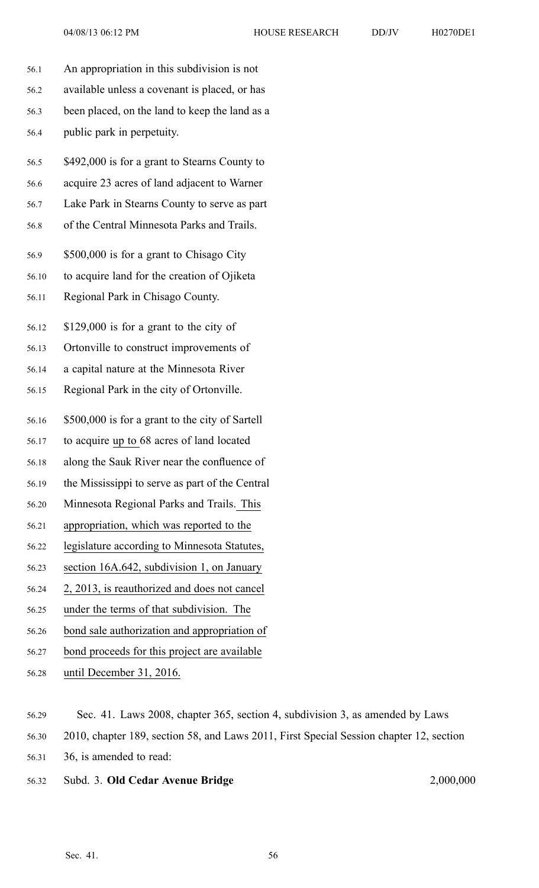An appropriation in this subdivision is not available unless a covenant is placed, or has been placed, on the land to keep the land as a public park in perpetuity.

$492,000 is for a grant to Stearns County to acquire 23 acres of land adjacent to Warner Lake Park in Stearns County to serve as part of the Central Minnesota Parks and Trails.

$500,000 is for a grant to Chisago City to acquire land for the creation of Ojiketa Regional Park in Chisago County.

$129,000 is for a grant to the city of Ortonville to construct improvements of a capital nature at the Minnesota River Regional Park in the city of Ortonville.

$500,000 is for a grant to the city of Sartell to acquire up to 68 acres of land located along the Sauk River near the confluence of the Mississippi to serve as part of the Central Minnesota Regional Parks and Trails. This appropriation, which was reported to the legislature according to Minnesota Statutes, section 16A.642, subdivision 1, on January 2, 2013, is reauthorized and does not cancel under the terms of that subdivision. The bond sale authorization and appropriation of bond proceeds for this project are available until December 31, 2016.

Sec. 41. Laws 2008, chapter 365, section 4, subdivision 3, as amended by Laws 2010, chapter 189, section 58, and Laws 2011, First Special Session chapter 12, section 36, is amended to read:

Subd. 3. **Old Cedar Avenue Bridge** 2,000,000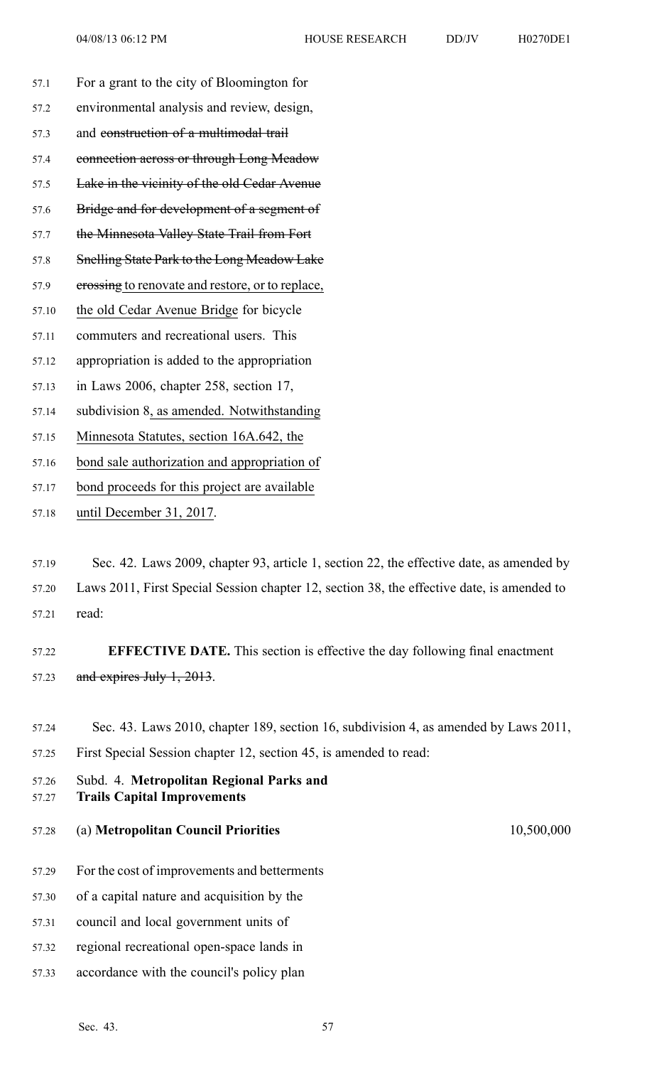For a grant to the city of Bloomington for environmental analysis and review, design, and ~~construction of a multimodal trail connection across or through Long Meadow Lake in the vicinity of the old Cedar Avenue Bridge and for development of a segment of the Minnesota Valley State Trail from Fort Snelling State Park to the Long Meadow Lake crossing~~ to renovate and restore, or to replace, the old Cedar Avenue Bridge for bicycle commuters and recreational users. This appropriation is added to the appropriation in Laws 2006, chapter 258, section 17, subdivision 8, as amended. Notwithstanding Minnesota Statutes, section 16A.642, the bond sale authorization and appropriation of bond proceeds for this project are available until December 31, 2017.

Sec. 42. Laws 2009, chapter 93, article 1, section 22, the effective date, as amended by Laws 2011, First Special Session chapter 12, section 38, the effective date, is amended to read:

**EFFECTIVE DATE.** This section is effective the day following final enactment ~~and expires July 1, 2013~~.

Sec. 43. Laws 2010, chapter 189, section 16, subdivision 4, as amended by Laws 2011, First Special Session chapter 12, section 45, is amended to read:

Subd. 4. **Metropolitan Regional Parks and Trails Capital Improvements**

(a) **Metropolitan Council Priorities** 10,500,000

For the cost of improvements and betterments of a capital nature and acquisition by the council and local government units of regional recreational open-space lands in accordance with the council's policy plan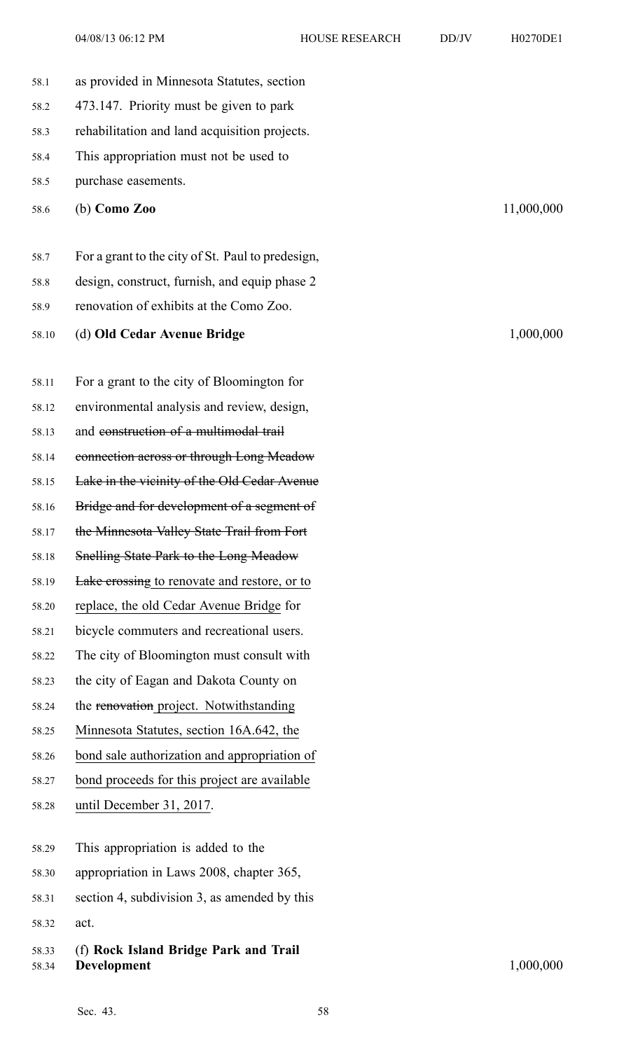as provided in Minnesota Statutes, section 473.147. Priority must be given to park rehabilitation and land acquisition projects. This appropriation must not be used to purchase easements.

| | |
|---|---|
| (b) **Como Zoo** | 11,000,000 |

For a grant to the city of St. Paul to predesign, design, construct, furnish, and equip phase 2 renovation of exhibits at the Como Zoo.

| | |
|---|---|
| (d) **Old Cedar Avenue Bridge** | 1,000,000 |

For a grant to the city of Bloomington for environmental analysis and review, design, and ~~construction of a multimodal trail connection across or through Long Meadow Lake in the vicinity of the Old Cedar Avenue Bridge and for development of a segment of the Minnesota Valley State Trail from Fort Snelling State Park to the Long Meadow Lake crossing~~ to renovate and restore, or to replace, the old Cedar Avenue Bridge for bicycle commuters and recreational users. The city of Bloomington must consult with the city of Eagan and Dakota County on the ~~renovation~~ project. Notwithstanding Minnesota Statutes, section 16A.642, the bond sale authorization and appropriation of bond proceeds for this project are available until December 31, 2017.

This appropriation is added to the appropriation in Laws 2008, chapter 365, section 4, subdivision 3, as amended by this act.

| | |
|---|---|
| (f) **Rock Island Bridge Park and Trail Development** | 1,000,000 |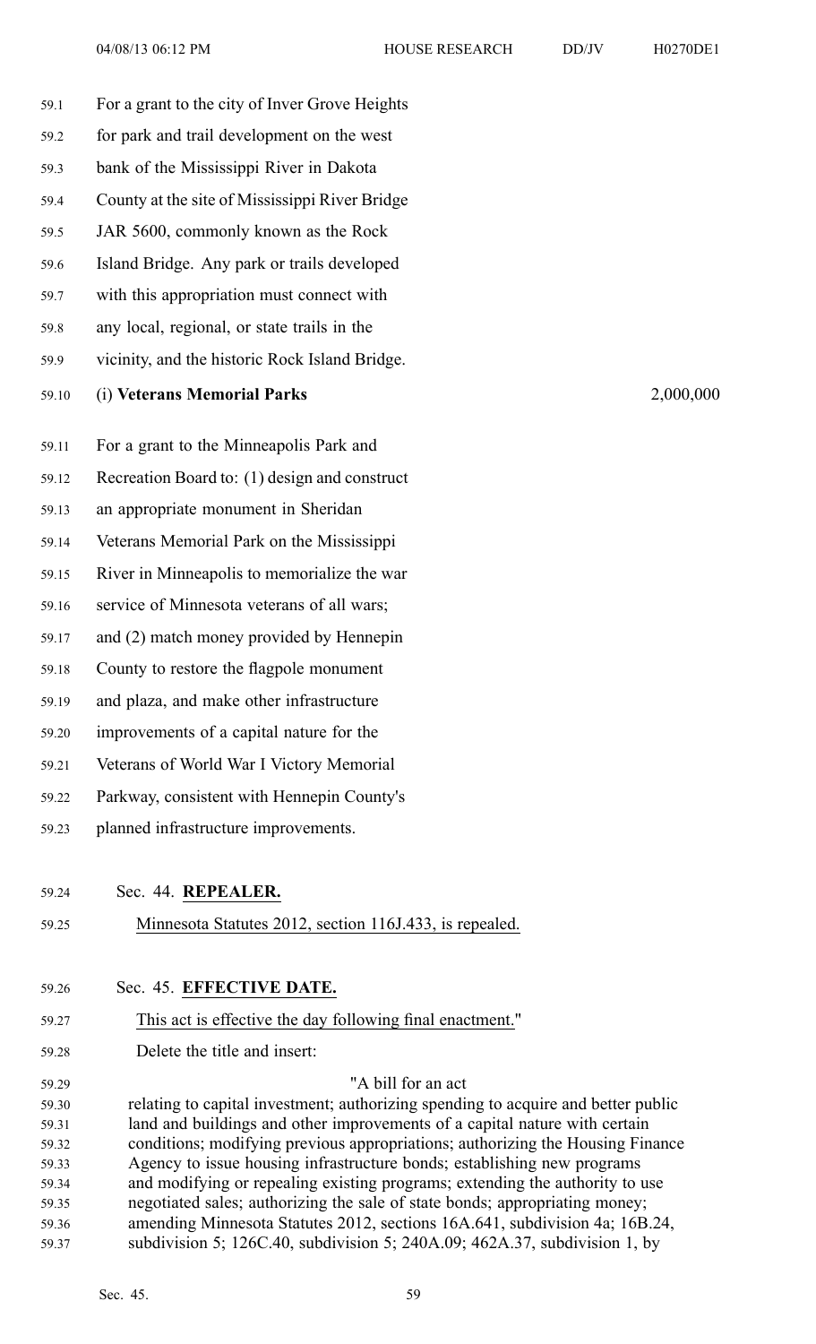For a grant to the city of Inver Grove Heights for park and trail development on the west bank of the Mississippi River in Dakota County at the site of Mississippi River Bridge JAR 5600, commonly known as the Rock Island Bridge. Any park or trails developed with this appropriation must connect with any local, regional, or state trails in the vicinity, and the historic Rock Island Bridge.

(i) **Veterans Memorial Parks** 2,000,000

For a grant to the Minneapolis Park and Recreation Board to: (1) design and construct an appropriate monument in Sheridan Veterans Memorial Park on the Mississippi River in Minneapolis to memorialize the war service of Minnesota veterans of all wars; and (2) match money provided by Hennepin County to restore the flagpole monument and plaza, and make other infrastructure improvements of a capital nature for the Veterans of World War I Victory Memorial Parkway, consistent with Hennepin County's planned infrastructure improvements.

Sec. 44. **REPEALER.**

Minnesota Statutes 2012, section 116J.433, is repealed.

Sec. 45. **EFFECTIVE DATE.**

This act is effective the day following final enactment."

Delete the title and insert:

"A bill for an act relating to capital investment; authorizing spending to acquire and better public land and buildings and other improvements of a capital nature with certain conditions; modifying previous appropriations; authorizing the Housing Finance Agency to issue housing infrastructure bonds; establishing new programs and modifying or repealing existing programs; extending the authority to use negotiated sales; authorizing the sale of state bonds; appropriating money; amending Minnesota Statutes 2012, sections 16A.641, subdivision 4a; 16B.24, subdivision 5; 126C.40, subdivision 5; 240A.09; 462A.37, subdivision 1, by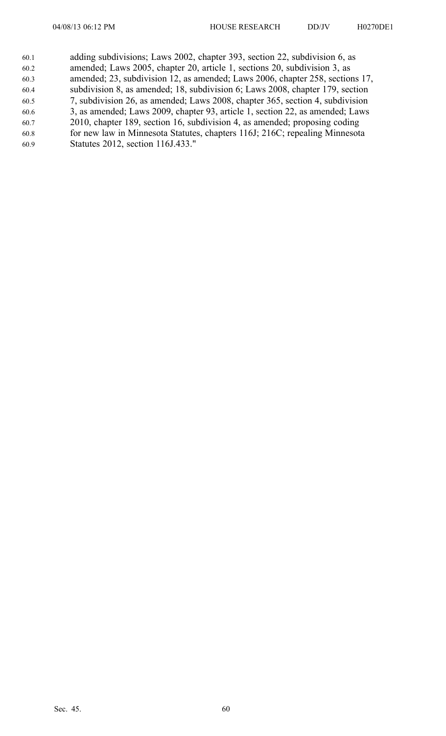adding subdivisions; Laws 2002, chapter 393, section 22, subdivision 6, as amended; Laws 2005, chapter 20, article 1, sections 20, subdivision 3, as amended; 23, subdivision 12, as amended; Laws 2006, chapter 258, sections 17, subdivision 8, as amended; 18, subdivision 6; Laws 2008, chapter 179, section 7, subdivision 26, as amended; Laws 2008, chapter 365, section 4, subdivision 3, as amended; Laws 2009, chapter 93, article 1, section 22, as amended; Laws 2010, chapter 189, section 16, subdivision 4, as amended; proposing coding for new law in Minnesota Statutes, chapters 116J; 216C; repealing Minnesota Statutes 2012, section 116J.433."